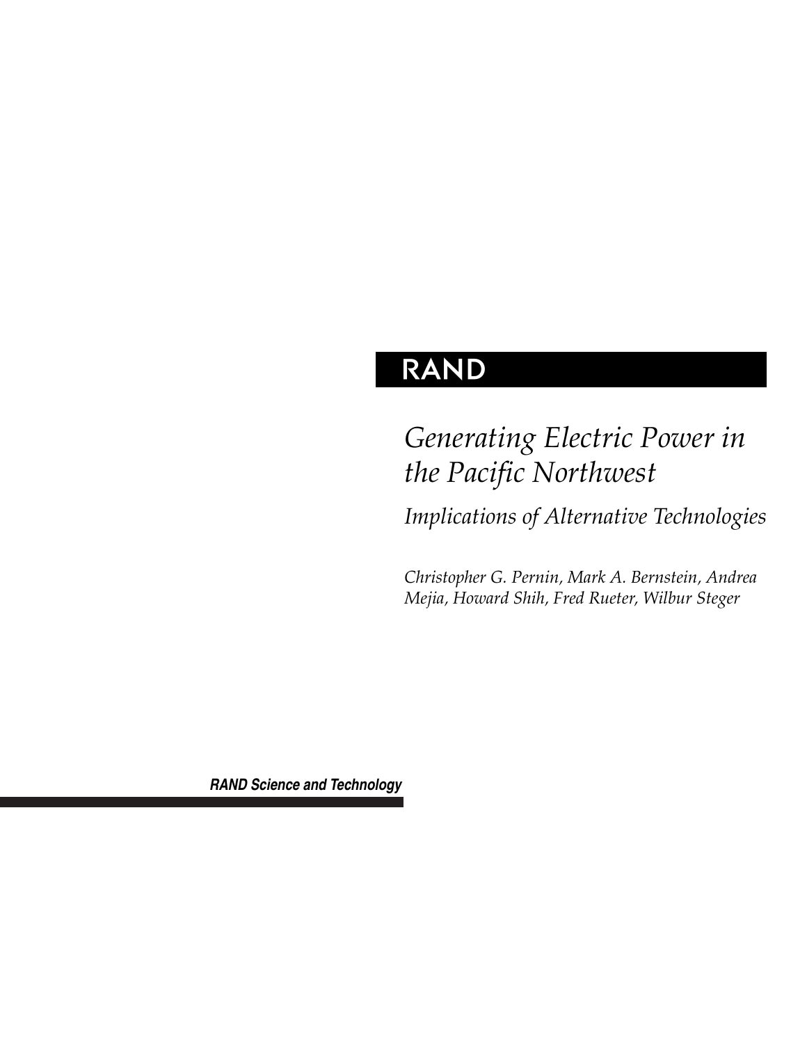RAND

# *Generating Electric Power in the Pacific Northwest*

## *Implications of Alternative Technologies*

*Christopher G. Pernin, Mark A. Bernstein, Andrea Mejia, Howard Shih, Fred Rueter, Wilbur Steger*

**RAND Science and Technology**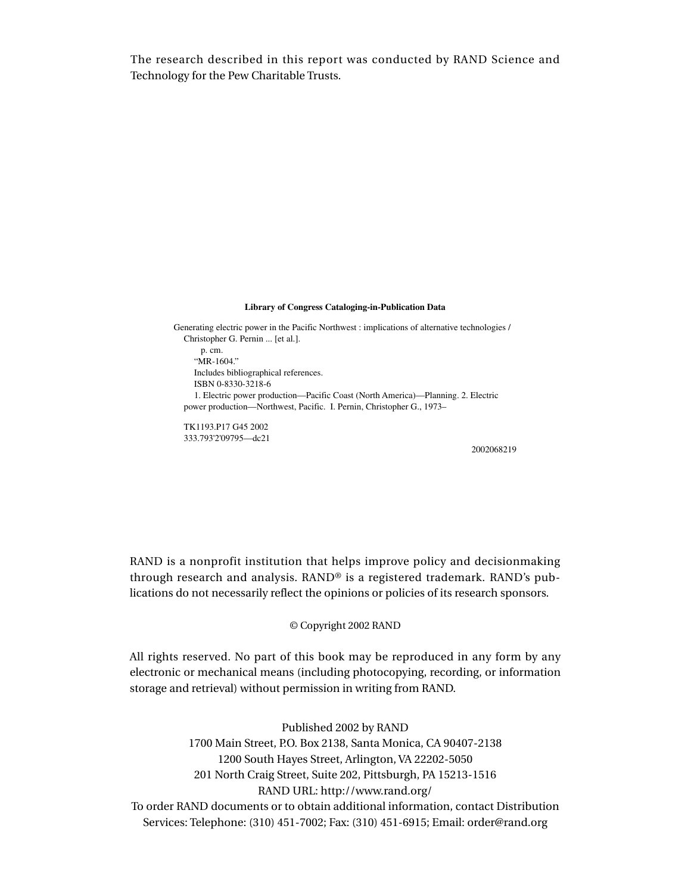The research described in this report was conducted by RAND Science and Technology for the Pew Charitable Trusts.

**Library of Congress Cataloging-in-Publication Data**

Generating electric power in the Pacific Northwest : implications of alternative technologies / Christopher G. Pernin ... [et al.].
p. cm.
"MR-1604."
Includes bibliographical references.
ISBN 0-8330-3218-6
1. Electric power production—Pacific Coast (North America)—Planning. 2. Electric power production—Northwest, Pacific. I. Pernin, Christopher G., 1973–

TK1193.P17 G45 2002
333.793'2'09795—dc21

2002068219

RAND is a nonprofit institution that helps improve policy and decisionmaking through research and analysis. RAND® is a registered trademark. RAND's publications do not necessarily reflect the opinions or policies of its research sponsors.

© Copyright 2002 RAND

All rights reserved. No part of this book may be reproduced in any form by any electronic or mechanical means (including photocopying, recording, or information storage and retrieval) without permission in writing from RAND.

Published 2002 by RAND
1700 Main Street, P.O. Box 2138, Santa Monica, CA 90407-2138
1200 South Hayes Street, Arlington, VA 22202-5050
201 North Craig Street, Suite 202, Pittsburgh, PA 15213-1516
RAND URL: http://www.rand.org/
To order RAND documents or to obtain additional information, contact Distribution Services: Telephone: (310) 451-7002; Fax: (310) 451-6915; Email: order@rand.org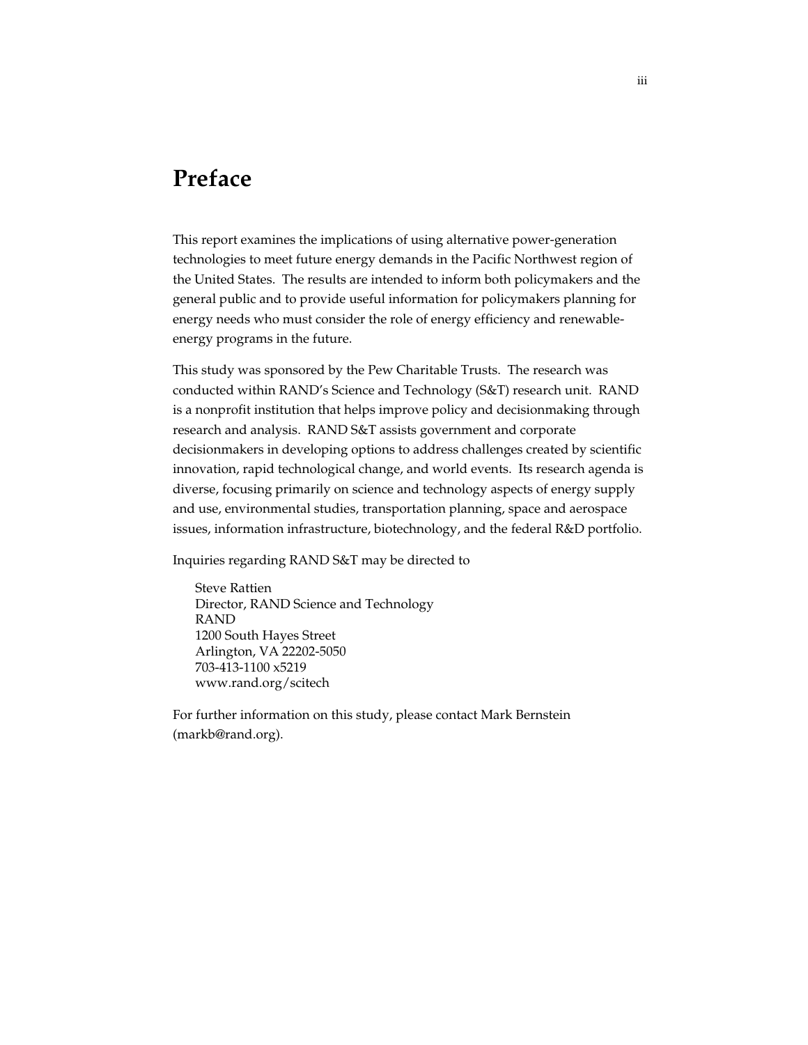# Preface

This report examines the implications of using alternative power-generation technologies to meet future energy demands in the Pacific Northwest region of the United States. The results are intended to inform both policymakers and the general public and to provide useful information for policymakers planning for energy needs who must consider the role of energy efficiency and renewable-energy programs in the future.

This study was sponsored by the Pew Charitable Trusts. The research was conducted within RAND's Science and Technology (S&T) research unit. RAND is a nonprofit institution that helps improve policy and decisionmaking through research and analysis. RAND S&T assists government and corporate decisionmakers in developing options to address challenges created by scientific innovation, rapid technological change, and world events. Its research agenda is diverse, focusing primarily on science and technology aspects of energy supply and use, environmental studies, transportation planning, space and aerospace issues, information infrastructure, biotechnology, and the federal R&D portfolio.

Inquiries regarding RAND S&T may be directed to

Steve Rattien  
Director, RAND Science and Technology  
RAND  
1200 South Hayes Street  
Arlington, VA 22202-5050  
703-413-1100 x5219  
www.rand.org/scitech

For further information on this study, please contact Mark Bernstein (markb@rand.org).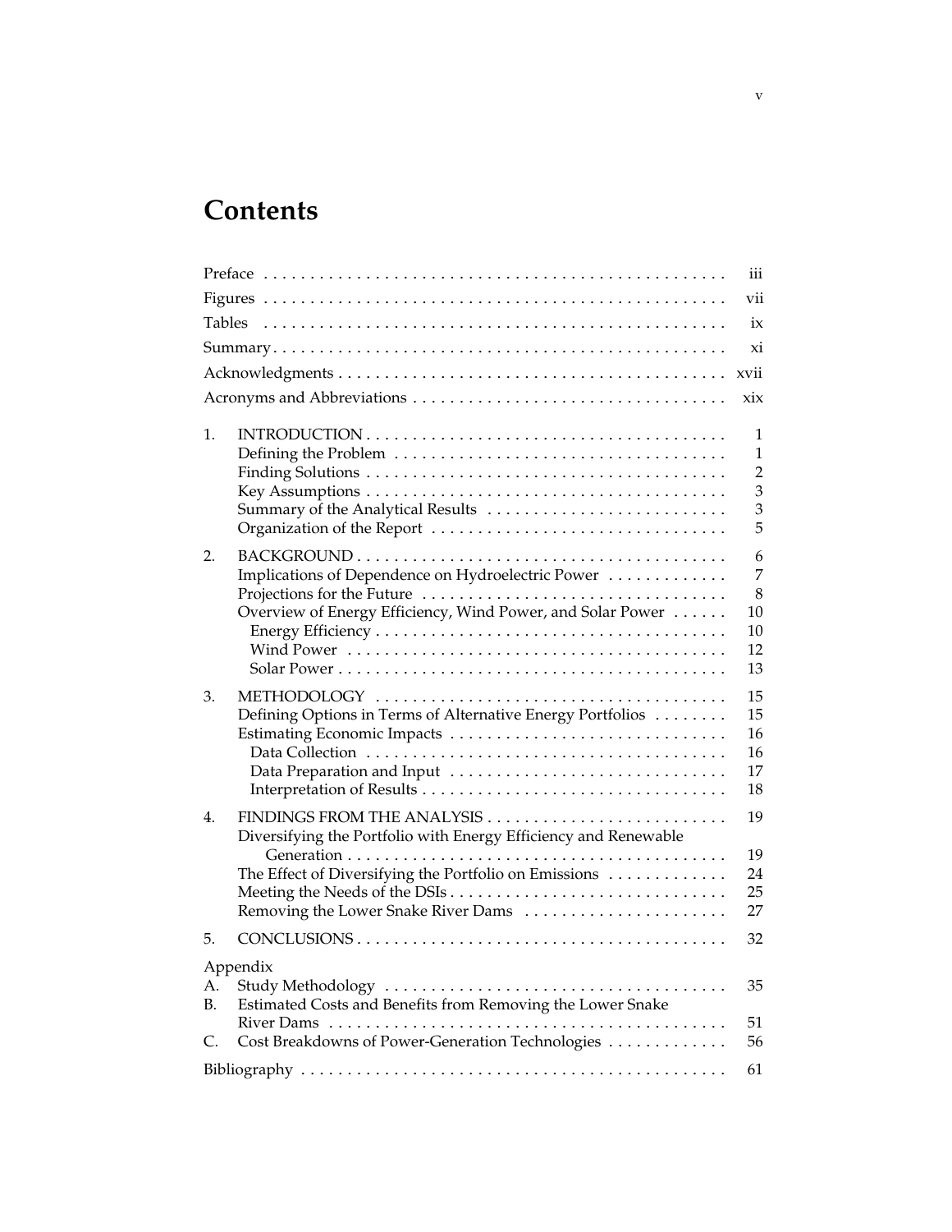# Contents

| | |
|---|---|
| Preface | iii |
| Figures | vii |
| Tables | ix |
| Summary | xi |
| Acknowledgments | xvii |
| Acronyms and Abbreviations | xix |
| 1. INTRODUCTION | 1 |
| Defining the Problem | 1 |
| Finding Solutions | 2 |
| Key Assumptions | 3 |
| Summary of the Analytical Results | 3 |
| Organization of the Report | 5 |
| 2. BACKGROUND | 6 |
| Implications of Dependence on Hydroelectric Power | 7 |
| Projections for the Future | 8 |
| Overview of Energy Efficiency, Wind Power, and Solar Power | 10 |
| Energy Efficiency | 10 |
| Wind Power | 12 |
| Solar Power | 13 |
| 3. METHODOLOGY | 15 |
| Defining Options in Terms of Alternative Energy Portfolios | 15 |
| Estimating Economic Impacts | 16 |
| Data Collection | 16 |
| Data Preparation and Input | 17 |
| Interpretation of Results | 18 |
| 4. FINDINGS FROM THE ANALYSIS | 19 |
| Diversifying the Portfolio with Energy Efficiency and Renewable Generation | 19 |
| The Effect of Diversifying the Portfolio on Emissions | 24 |
| Meeting the Needs of the DSIs | 25 |
| Removing the Lower Snake River Dams | 27 |
| 5. CONCLUSIONS | 32 |
| Appendix | |
| A. Study Methodology | 35 |
| B. Estimated Costs and Benefits from Removing the Lower Snake River Dams | 51 |
| C. Cost Breakdowns of Power-Generation Technologies | 56 |
| Bibliography | 61 |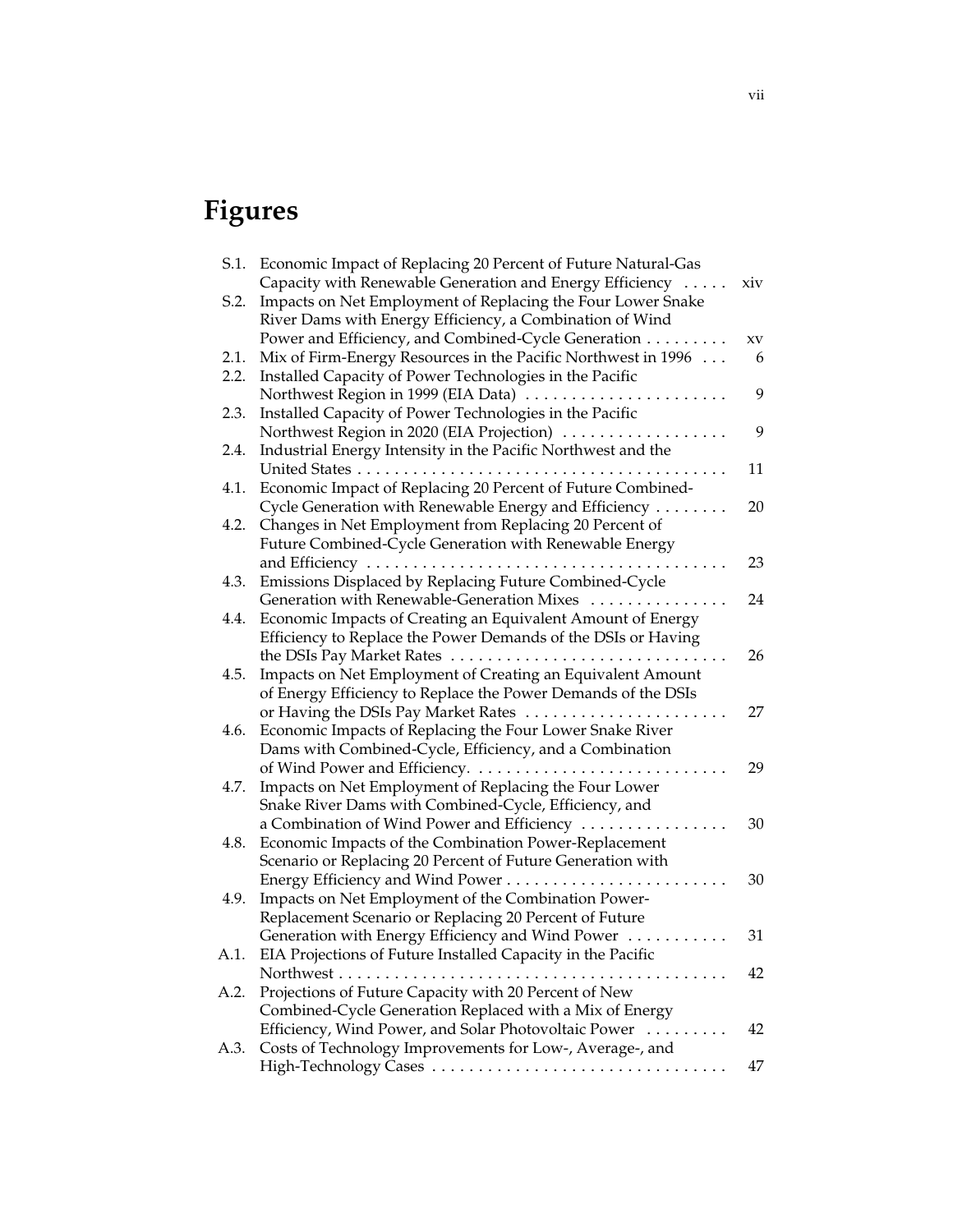# Figures

| | | |
|---|---|---|
| S.1. | Economic Impact of Replacing 20 Percent of Future Natural-Gas Capacity with Renewable Generation and Energy Efficiency | xiv |
| S.2. | Impacts on Net Employment of Replacing the Four Lower Snake River Dams with Energy Efficiency, a Combination of Wind Power and Efficiency, and Combined-Cycle Generation | xv |
| 2.1. | Mix of Firm-Energy Resources in the Pacific Northwest in 1996 | 6 |
| 2.2. | Installed Capacity of Power Technologies in the Pacific Northwest Region in 1999 (EIA Data) | 9 |
| 2.3. | Installed Capacity of Power Technologies in the Pacific Northwest Region in 2020 (EIA Projection) | 9 |
| 2.4. | Industrial Energy Intensity in the Pacific Northwest and the United States | 11 |
| 4.1. | Economic Impact of Replacing 20 Percent of Future Combined-Cycle Generation with Renewable Energy and Efficiency | 20 |
| 4.2. | Changes in Net Employment from Replacing 20 Percent of Future Combined-Cycle Generation with Renewable Energy and Efficiency | 23 |
| 4.3. | Emissions Displaced by Replacing Future Combined-Cycle Generation with Renewable-Generation Mixes | 24 |
| 4.4. | Economic Impacts of Creating an Equivalent Amount of Energy Efficiency to Replace the Power Demands of the DSIs or Having the DSIs Pay Market Rates | 26 |
| 4.5. | Impacts on Net Employment of Creating an Equivalent Amount of Energy Efficiency to Replace the Power Demands of the DSIs or Having the DSIs Pay Market Rates | 27 |
| 4.6. | Economic Impacts of Replacing the Four Lower Snake River Dams with Combined-Cycle, Efficiency, and a Combination of Wind Power and Efficiency. | 29 |
| 4.7. | Impacts on Net Employment of Replacing the Four Lower Snake River Dams with Combined-Cycle, Efficiency, and a Combination of Wind Power and Efficiency | 30 |
| 4.8. | Economic Impacts of the Combination Power-Replacement Scenario or Replacing 20 Percent of Future Generation with Energy Efficiency and Wind Power | 30 |
| 4.9. | Impacts on Net Employment of the Combination Power-Replacement Scenario or Replacing 20 Percent of Future Generation with Energy Efficiency and Wind Power | 31 |
| A.1. | EIA Projections of Future Installed Capacity in the Pacific Northwest | 42 |
| A.2. | Projections of Future Capacity with 20 Percent of New Combined-Cycle Generation Replaced with a Mix of Energy Efficiency, Wind Power, and Solar Photovoltaic Power | 42 |
| A.3. | Costs of Technology Improvements for Low-, Average-, and High-Technology Cases | 47 |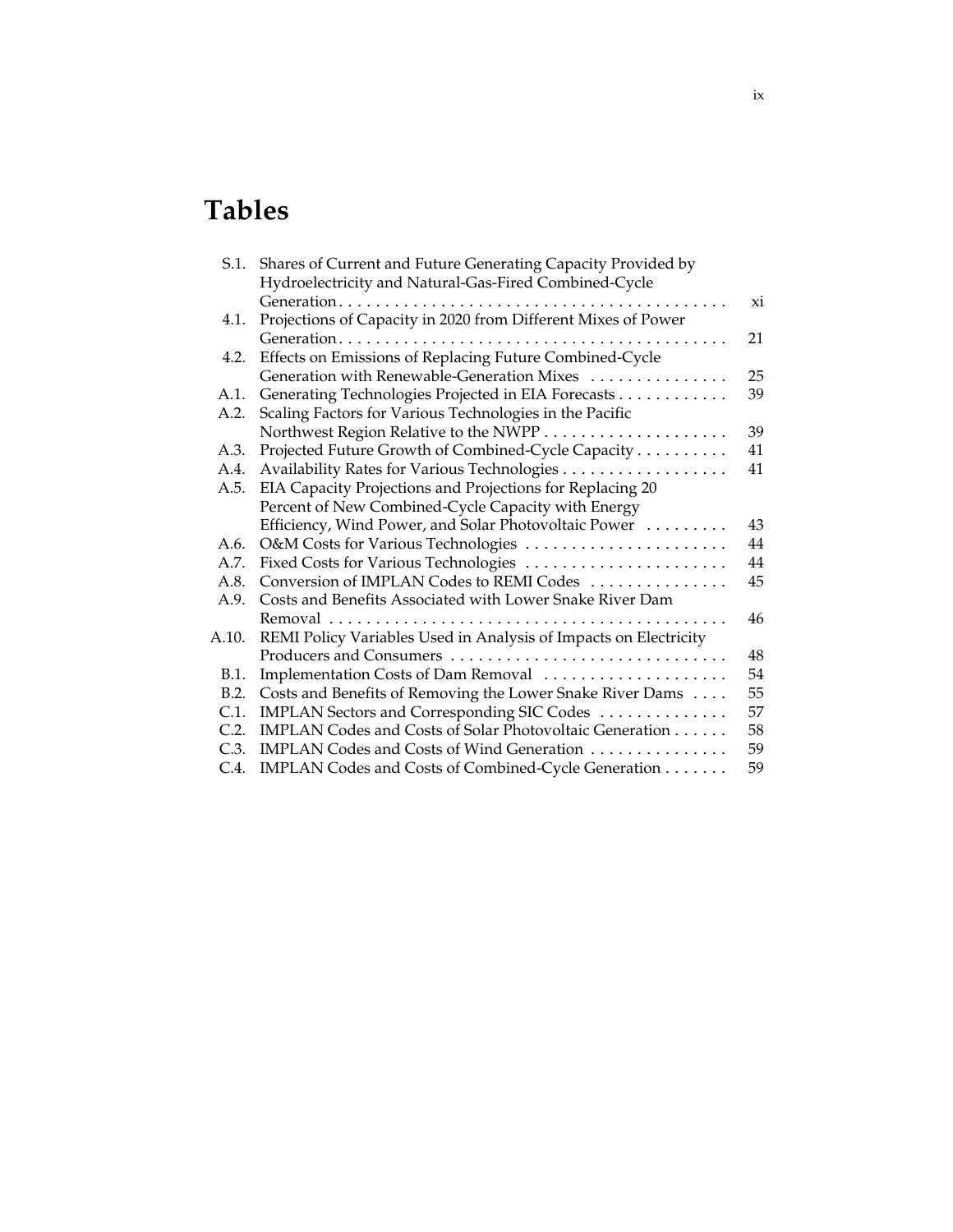# Tables

| | | |
|---|---|---|
| S.1. | Shares of Current and Future Generating Capacity Provided by Hydroelectricity and Natural-Gas-Fired Combined-Cycle Generation | xi |
| 4.1. | Projections of Capacity in 2020 from Different Mixes of Power Generation | 21 |
| 4.2. | Effects on Emissions of Replacing Future Combined-Cycle Generation with Renewable-Generation Mixes | 25 |
| A.1. | Generating Technologies Projected in EIA Forecasts | 39 |
| A.2. | Scaling Factors for Various Technologies in the Pacific Northwest Region Relative to the NWPP | 39 |
| A.3. | Projected Future Growth of Combined-Cycle Capacity | 41 |
| A.4. | Availability Rates for Various Technologies | 41 |
| A.5. | EIA Capacity Projections and Projections for Replacing 20 Percent of New Combined-Cycle Capacity with Energy Efficiency, Wind Power, and Solar Photovoltaic Power | 43 |
| A.6. | O&M Costs for Various Technologies | 44 |
| A.7. | Fixed Costs for Various Technologies | 44 |
| A.8. | Conversion of IMPLAN Codes to REMI Codes | 45 |
| A.9. | Costs and Benefits Associated with Lower Snake River Dam Removal | 46 |
| A.10. | REMI Policy Variables Used in Analysis of Impacts on Electricity Producers and Consumers | 48 |
| B.1. | Implementation Costs of Dam Removal | 54 |
| B.2. | Costs and Benefits of Removing the Lower Snake River Dams | 55 |
| C.1. | IMPLAN Sectors and Corresponding SIC Codes | 57 |
| C.2. | IMPLAN Codes and Costs of Solar Photovoltaic Generation | 58 |
| C.3. | IMPLAN Codes and Costs of Wind Generation | 59 |
| C.4. | IMPLAN Codes and Costs of Combined-Cycle Generation | 59 |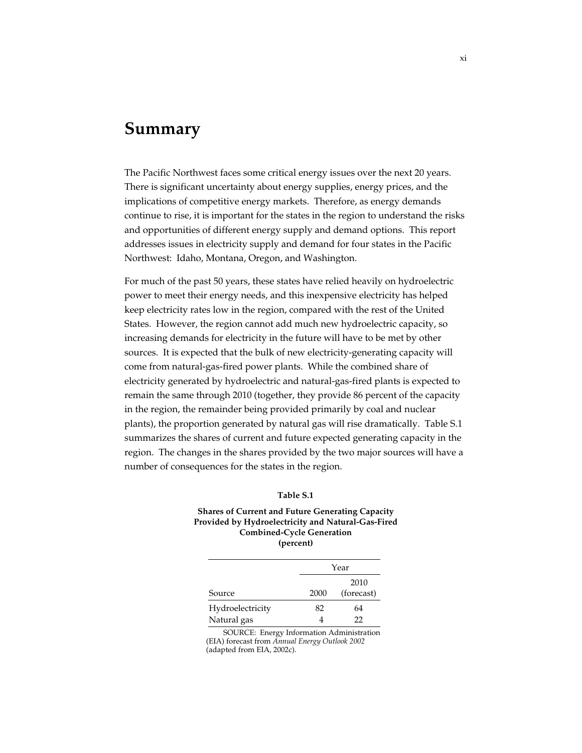# Summary

The Pacific Northwest faces some critical energy issues over the next 20 years. There is significant uncertainty about energy supplies, energy prices, and the implications of competitive energy markets. Therefore, as energy demands continue to rise, it is important for the states in the region to understand the risks and opportunities of different energy supply and demand options. This report addresses issues in electricity supply and demand for four states in the Pacific Northwest: Idaho, Montana, Oregon, and Washington.

For much of the past 50 years, these states have relied heavily on hydroelectric power to meet their energy needs, and this inexpensive electricity has helped keep electricity rates low in the region, compared with the rest of the United States. However, the region cannot add much new hydroelectric capacity, so increasing demands for electricity in the future will have to be met by other sources. It is expected that the bulk of new electricity-generating capacity will come from natural-gas-fired power plants. While the combined share of electricity generated by hydroelectric and natural-gas-fired plants is expected to remain the same through 2010 (together, they provide 86 percent of the capacity in the region, the remainder being provided primarily by coal and nuclear plants), the proportion generated by natural gas will rise dramatically. Table S.1 summarizes the shares of current and future expected generating capacity in the region. The changes in the shares provided by the two major sources will have a number of consequences for the states in the region.

**Table S.1**

**Shares of Current and Future Generating Capacity Provided by Hydroelectricity and Natural-Gas-Fired Combined-Cycle Generation (percent)**

| | Year | |
|---|---|---|
| Source | 2000 | 2010 (forecast) |
| Hydroelectricity | 82 | 64 |
| Natural gas | 4 | 22 |

SOURCE: Energy Information Administration (EIA) forecast from *Annual Energy Outlook 2002* (adapted from EIA, 2002c).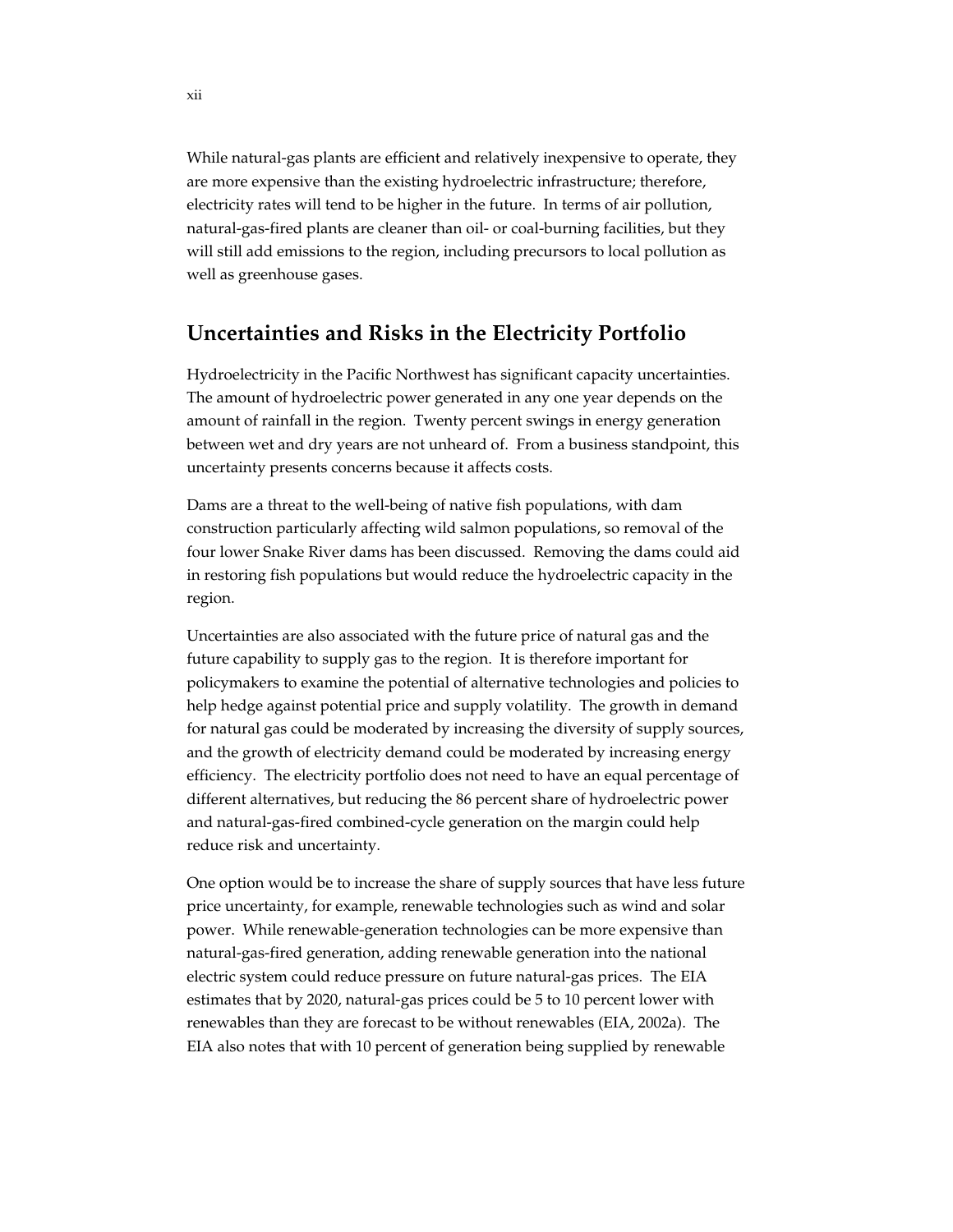While natural-gas plants are efficient and relatively inexpensive to operate, they are more expensive than the existing hydroelectric infrastructure; therefore, electricity rates will tend to be higher in the future. In terms of air pollution, natural-gas-fired plants are cleaner than oil- or coal-burning facilities, but they will still add emissions to the region, including precursors to local pollution as well as greenhouse gases.

## Uncertainties and Risks in the Electricity Portfolio

Hydroelectricity in the Pacific Northwest has significant capacity uncertainties. The amount of hydroelectric power generated in any one year depends on the amount of rainfall in the region. Twenty percent swings in energy generation between wet and dry years are not unheard of. From a business standpoint, this uncertainty presents concerns because it affects costs.

Dams are a threat to the well-being of native fish populations, with dam construction particularly affecting wild salmon populations, so removal of the four lower Snake River dams has been discussed. Removing the dams could aid in restoring fish populations but would reduce the hydroelectric capacity in the region.

Uncertainties are also associated with the future price of natural gas and the future capability to supply gas to the region. It is therefore important for policymakers to examine the potential of alternative technologies and policies to help hedge against potential price and supply volatility. The growth in demand for natural gas could be moderated by increasing the diversity of supply sources, and the growth of electricity demand could be moderated by increasing energy efficiency. The electricity portfolio does not need to have an equal percentage of different alternatives, but reducing the 86 percent share of hydroelectric power and natural-gas-fired combined-cycle generation on the margin could help reduce risk and uncertainty.

One option would be to increase the share of supply sources that have less future price uncertainty, for example, renewable technologies such as wind and solar power. While renewable-generation technologies can be more expensive than natural-gas-fired generation, adding renewable generation into the national electric system could reduce pressure on future natural-gas prices. The EIA estimates that by 2020, natural-gas prices could be 5 to 10 percent lower with renewables than they are forecast to be without renewables (EIA, 2002a). The EIA also notes that with 10 percent of generation being supplied by renewable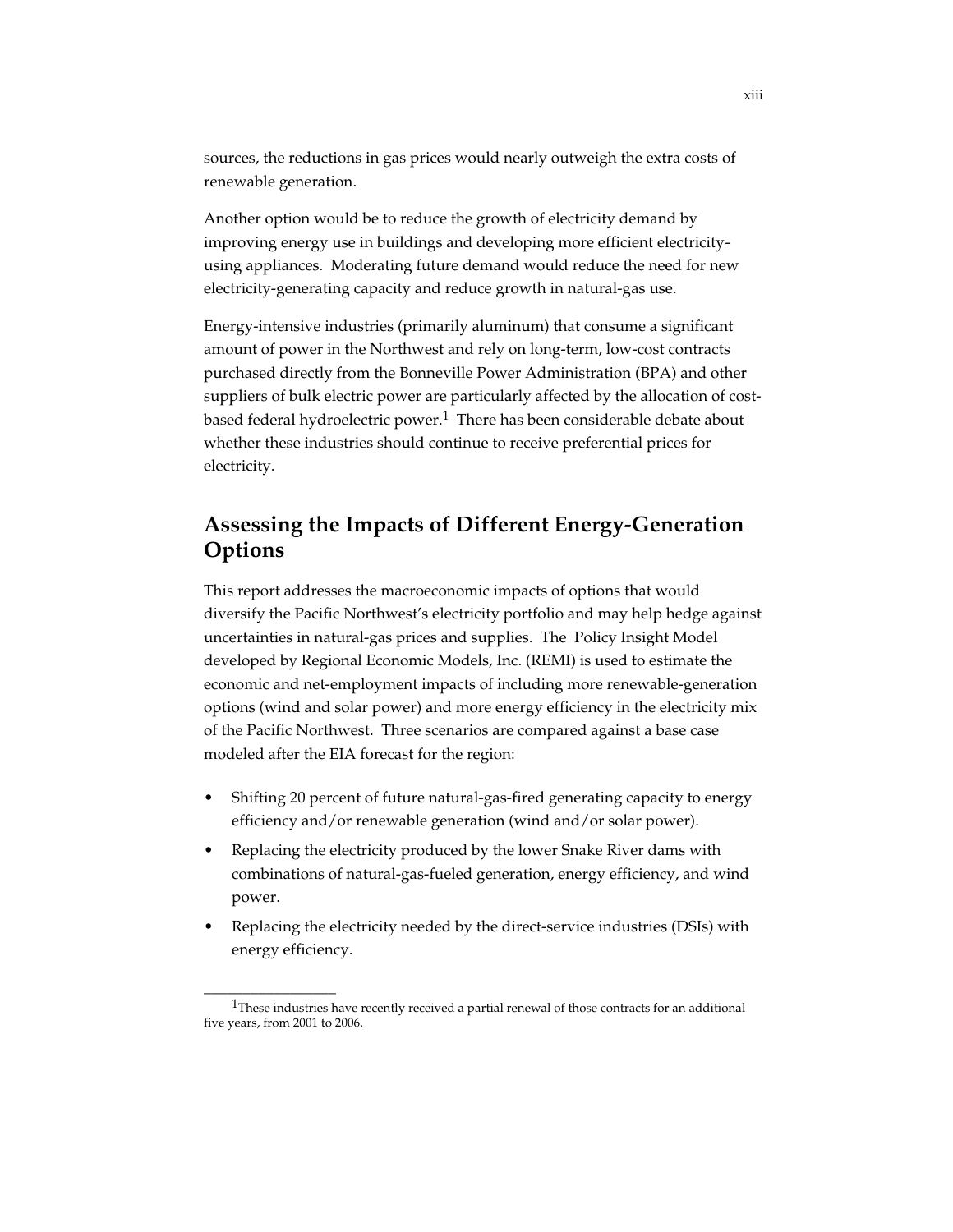sources, the reductions in gas prices would nearly outweigh the extra costs of renewable generation.

Another option would be to reduce the growth of electricity demand by improving energy use in buildings and developing more efficient electricity-using appliances. Moderating future demand would reduce the need for new electricity-generating capacity and reduce growth in natural-gas use.

Energy-intensive industries (primarily aluminum) that consume a significant amount of power in the Northwest and rely on long-term, low-cost contracts purchased directly from the Bonneville Power Administration (BPA) and other suppliers of bulk electric power are particularly affected by the allocation of cost-based federal hydroelectric power.[1] There has been considerable debate about whether these industries should continue to receive preferential prices for electricity.

## Assessing the Impacts of Different Energy-Generation Options

This report addresses the macroeconomic impacts of options that would diversify the Pacific Northwest's electricity portfolio and may help hedge against uncertainties in natural-gas prices and supplies. The Policy Insight Model developed by Regional Economic Models, Inc. (REMI) is used to estimate the economic and net-employment impacts of including more renewable-generation options (wind and solar power) and more energy efficiency in the electricity mix of the Pacific Northwest. Three scenarios are compared against a base case modeled after the EIA forecast for the region:

- Shifting 20 percent of future natural-gas-fired generating capacity to energy efficiency and/or renewable generation (wind and/or solar power).
- Replacing the electricity produced by the lower Snake River dams with combinations of natural-gas-fueled generation, energy efficiency, and wind power.
- Replacing the electricity needed by the direct-service industries (DSIs) with energy efficiency.

[1] These industries have recently received a partial renewal of those contracts for an additional five years, from 2001 to 2006.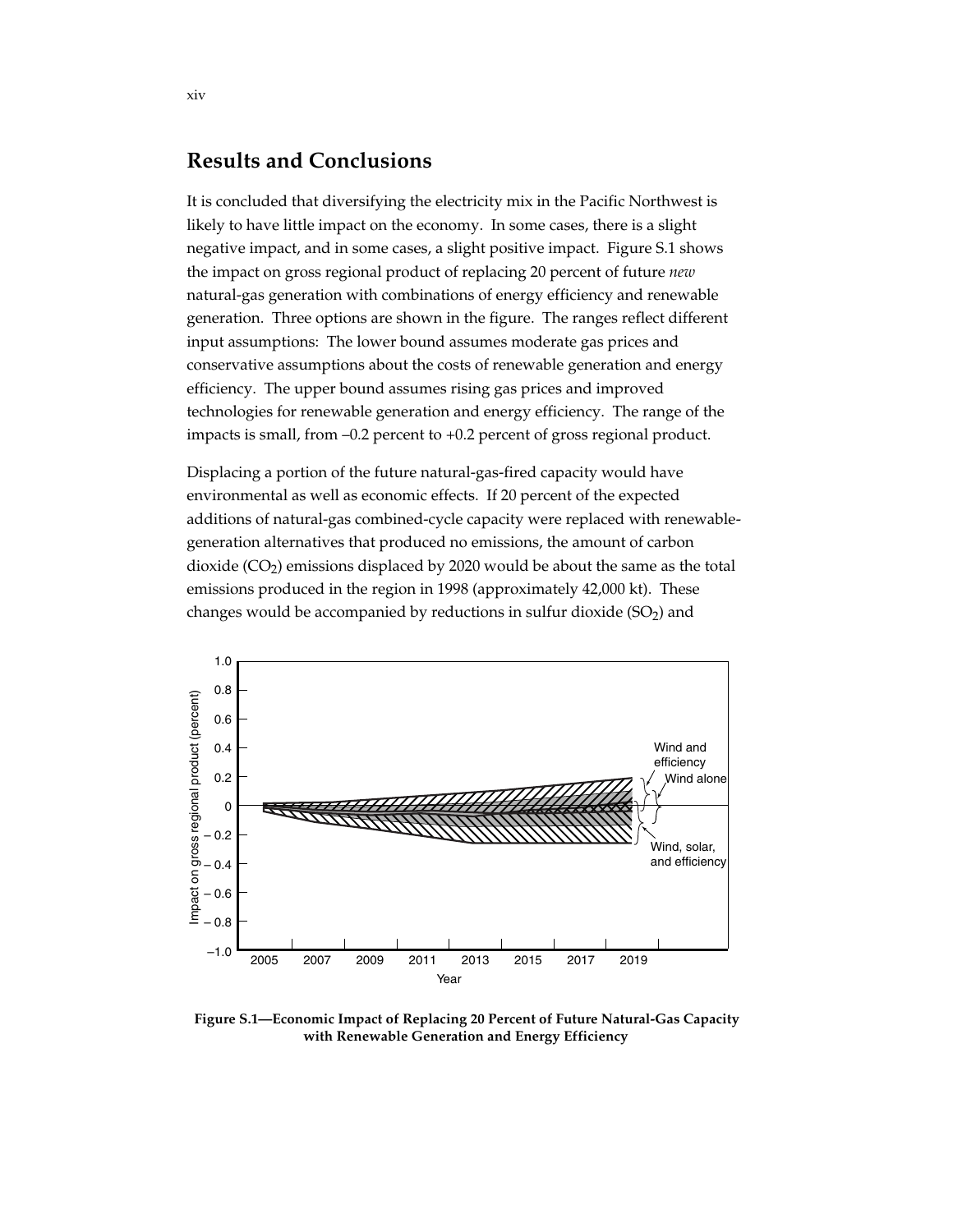## Results and Conclusions

It is concluded that diversifying the electricity mix in the Pacific Northwest is likely to have little impact on the economy. In some cases, there is a slight negative impact, and in some cases, a slight positive impact. Figure S.1 shows the impact on gross regional product of replacing 20 percent of future *new* natural-gas generation with combinations of energy efficiency and renewable generation. Three options are shown in the figure. The ranges reflect different input assumptions: The lower bound assumes moderate gas prices and conservative assumptions about the costs of renewable generation and energy efficiency. The upper bound assumes rising gas prices and improved technologies for renewable generation and energy efficiency. The range of the impacts is small, from –0.2 percent to +0.2 percent of gross regional product.

Displacing a portion of the future natural-gas-fired capacity would have environmental as well as economic effects. If 20 percent of the expected additions of natural-gas combined-cycle capacity were replaced with renewable-generation alternatives that produced no emissions, the amount of carbon dioxide ($CO_2$) emissions displaced by 2020 would be about the same as the total emissions produced in the region in 1998 (approximately 42,000 kt). These changes would be accompanied by reductions in sulfur dioxide ($SO_2$) and

**Figure S.1—Economic Impact of Replacing 20 Percent of Future Natural-Gas Capacity with Renewable Generation and Energy Efficiency**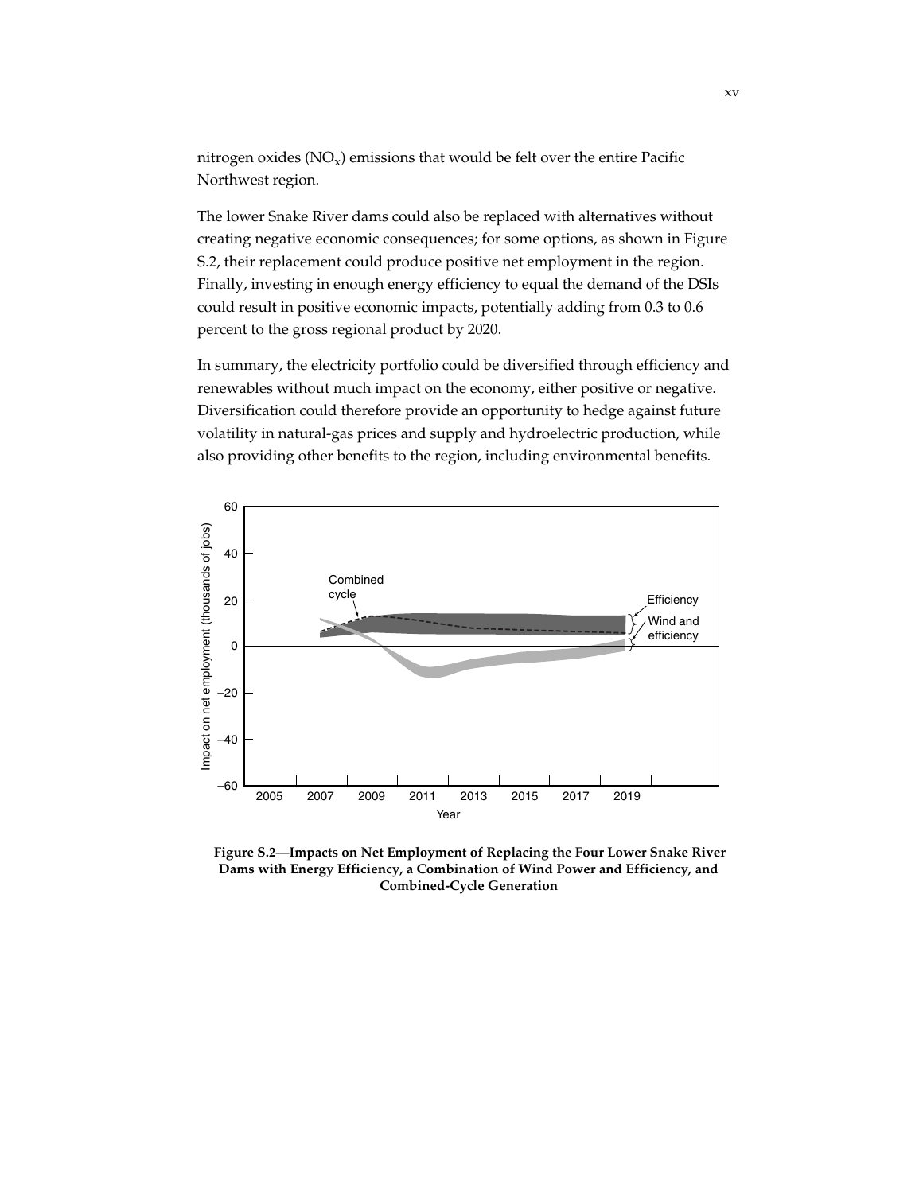nitrogen oxides ($NO_x$) emissions that would be felt over the entire Pacific Northwest region.

The lower Snake River dams could also be replaced with alternatives without creating negative economic consequences; for some options, as shown in Figure S.2, their replacement could produce positive net employment in the region. Finally, investing in enough energy efficiency to equal the demand of the DSIs could result in positive economic impacts, potentially adding from 0.3 to 0.6 percent to the gross regional product by 2020.

In summary, the electricity portfolio could be diversified through efficiency and renewables without much impact on the economy, either positive or negative. Diversification could therefore provide an opportunity to hedge against future volatility in natural-gas prices and supply and hydroelectric production, while also providing other benefits to the region, including environmental benefits.

**Figure S.2—Impacts on Net Employment of Replacing the Four Lower Snake River Dams with Energy Efficiency, a Combination of Wind Power and Efficiency, and Combined-Cycle Generation**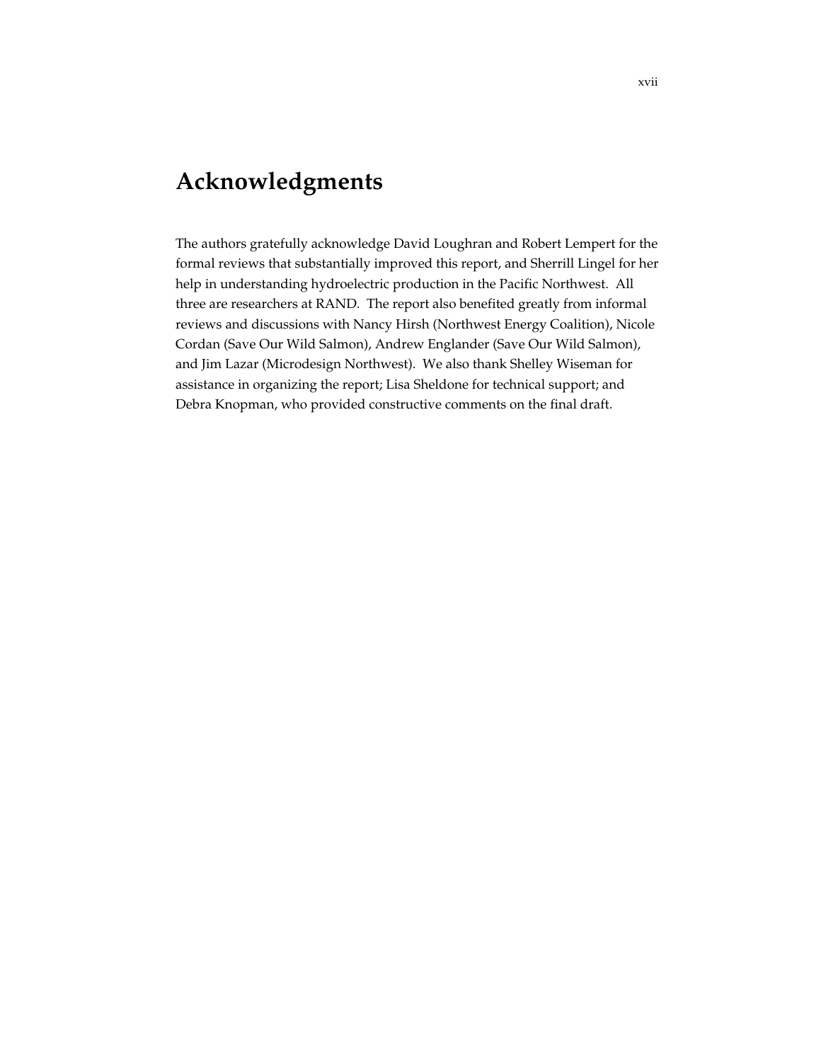# Acknowledgments

The authors gratefully acknowledge David Loughran and Robert Lempert for the formal reviews that substantially improved this report, and Sherrill Lingel for her help in understanding hydroelectric production in the Pacific Northwest. All three are researchers at RAND. The report also benefited greatly from informal reviews and discussions with Nancy Hirsh (Northwest Energy Coalition), Nicole Cordan (Save Our Wild Salmon), Andrew Englander (Save Our Wild Salmon), and Jim Lazar (Microdesign Northwest). We also thank Shelley Wiseman for assistance in organizing the report; Lisa Sheldone for technical support; and Debra Knopman, who provided constructive comments on the final draft.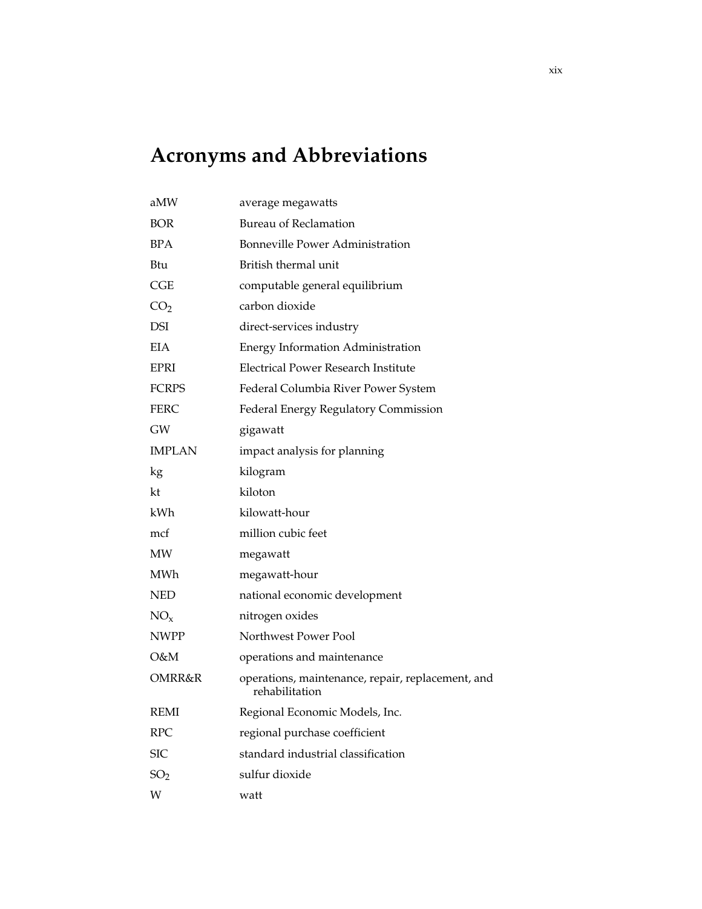# Acronyms and Abbreviations

| | |
|---|---|
| aMW | average megawatts |
| BOR | Bureau of Reclamation |
| BPA | Bonneville Power Administration |
| Btu | British thermal unit |
| CGE | computable general equilibrium |
| $CO_2$ | carbon dioxide |
| DSI | direct-services industry |
| EIA | Energy Information Administration |
| EPRI | Electrical Power Research Institute |
| FCRPS | Federal Columbia River Power System |
| FERC | Federal Energy Regulatory Commission |
| GW | gigawatt |
| IMPLAN | impact analysis for planning |
| kg | kilogram |
| kt | kiloton |
| kWh | kilowatt-hour |
| mcf | million cubic feet |
| MW | megawatt |
| MWh | megawatt-hour |
| NED | national economic development |
| $NO_x$ | nitrogen oxides |
| NWPP | Northwest Power Pool |
| O&M | operations and maintenance |
| OMRR&R | operations, maintenance, repair, replacement, and rehabilitation |
| REMI | Regional Economic Models, Inc. |
| RPC | regional purchase coefficient |
| SIC | standard industrial classification |
| $SO_2$ | sulfur dioxide |
| W | watt |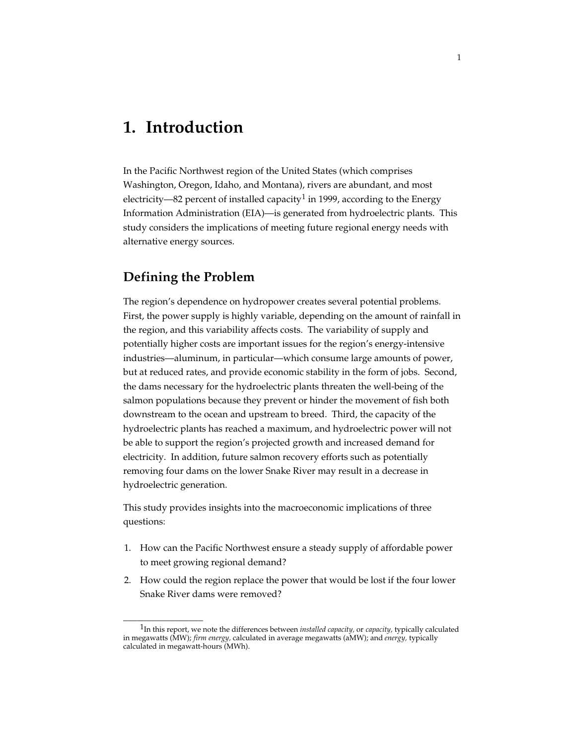# 1. Introduction

In the Pacific Northwest region of the United States (which comprises Washington, Oregon, Idaho, and Montana), rivers are abundant, and most electricity—82 percent of installed capacity[1] in 1999, according to the Energy Information Administration (EIA)—is generated from hydroelectric plants. This study considers the implications of meeting future regional energy needs with alternative energy sources.

## Defining the Problem

The region's dependence on hydropower creates several potential problems. First, the power supply is highly variable, depending on the amount of rainfall in the region, and this variability affects costs. The variability of supply and potentially higher costs are important issues for the region's energy-intensive industries—aluminum, in particular—which consume large amounts of power, but at reduced rates, and provide economic stability in the form of jobs. Second, the dams necessary for the hydroelectric plants threaten the well-being of the salmon populations because they prevent or hinder the movement of fish both downstream to the ocean and upstream to breed. Third, the capacity of the hydroelectric plants has reached a maximum, and hydroelectric power will not be able to support the region's projected growth and increased demand for electricity. In addition, future salmon recovery efforts such as potentially removing four dams on the lower Snake River may result in a decrease in hydroelectric generation.

This study provides insights into the macroeconomic implications of three questions:

1. How can the Pacific Northwest ensure a steady supply of affordable power to meet growing regional demand?
2. How could the region replace the power that would be lost if the four lower Snake River dams were removed?

[1] In this report, we note the differences between *installed capacity*, or *capacity*, typically calculated in megawatts (MW); *firm energy*, calculated in average megawatts (aMW); and *energy*, typically calculated in megawatt-hours (MWh).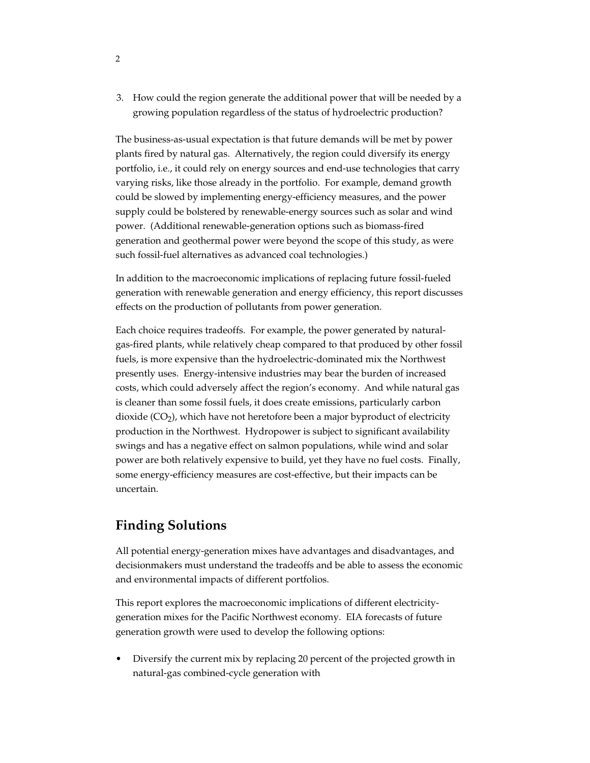3. How could the region generate the additional power that will be needed by a growing population regardless of the status of hydroelectric production?

The business-as-usual expectation is that future demands will be met by power plants fired by natural gas. Alternatively, the region could diversify its energy portfolio, i.e., it could rely on energy sources and end-use technologies that carry varying risks, like those already in the portfolio. For example, demand growth could be slowed by implementing energy-efficiency measures, and the power supply could be bolstered by renewable-energy sources such as solar and wind power. (Additional renewable-generation options such as biomass-fired generation and geothermal power were beyond the scope of this study, as were such fossil-fuel alternatives as advanced coal technologies.)

In addition to the macroeconomic implications of replacing future fossil-fueled generation with renewable generation and energy efficiency, this report discusses effects on the production of pollutants from power generation.

Each choice requires tradeoffs. For example, the power generated by natural-gas-fired plants, while relatively cheap compared to that produced by other fossil fuels, is more expensive than the hydroelectric-dominated mix the Northwest presently uses. Energy-intensive industries may bear the burden of increased costs, which could adversely affect the region's economy. And while natural gas is cleaner than some fossil fuels, it does create emissions, particularly carbon dioxide ($CO_2$), which have not heretofore been a major byproduct of electricity production in the Northwest. Hydropower is subject to significant availability swings and has a negative effect on salmon populations, while wind and solar power are both relatively expensive to build, yet they have no fuel costs. Finally, some energy-efficiency measures are cost-effective, but their impacts can be uncertain.

## Finding Solutions

All potential energy-generation mixes have advantages and disadvantages, and decisionmakers must understand the tradeoffs and be able to assess the economic and environmental impacts of different portfolios.

This report explores the macroeconomic implications of different electricity-generation mixes for the Pacific Northwest economy. EIA forecasts of future generation growth were used to develop the following options:

- Diversify the current mix by replacing 20 percent of the projected growth in natural-gas combined-cycle generation with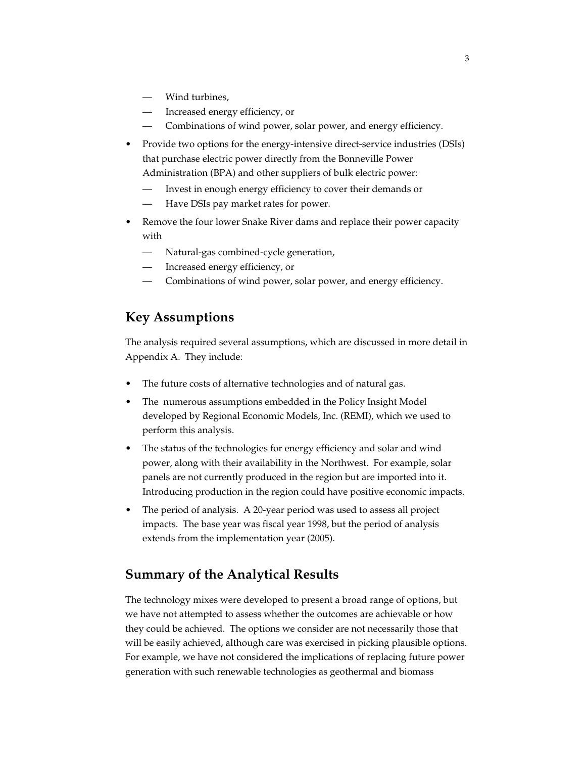- Wind turbines,
  - Increased energy efficiency, or
  - Combinations of wind power, solar power, and energy efficiency.
- Provide two options for the energy-intensive direct-service industries (DSIs) that purchase electric power directly from the Bonneville Power Administration (BPA) and other suppliers of bulk electric power:
  - Invest in enough energy efficiency to cover their demands or
  - Have DSIs pay market rates for power.
- Remove the four lower Snake River dams and replace their power capacity with
  - Natural-gas combined-cycle generation,
  - Increased energy efficiency, or
  - Combinations of wind power, solar power, and energy efficiency.

## Key Assumptions

The analysis required several assumptions, which are discussed in more detail in Appendix A. They include:

- The future costs of alternative technologies and of natural gas.
- The numerous assumptions embedded in the Policy Insight Model developed by Regional Economic Models, Inc. (REMI), which we used to perform this analysis.
- The status of the technologies for energy efficiency and solar and wind power, along with their availability in the Northwest. For example, solar panels are not currently produced in the region but are imported into it. Introducing production in the region could have positive economic impacts.
- The period of analysis. A 20-year period was used to assess all project impacts. The base year was fiscal year 1998, but the period of analysis extends from the implementation year (2005).

## Summary of the Analytical Results

The technology mixes were developed to present a broad range of options, but we have not attempted to assess whether the outcomes are achievable or how they could be achieved. The options we consider are not necessarily those that will be easily achieved, although care was exercised in picking plausible options. For example, we have not considered the implications of replacing future power generation with such renewable technologies as geothermal and biomass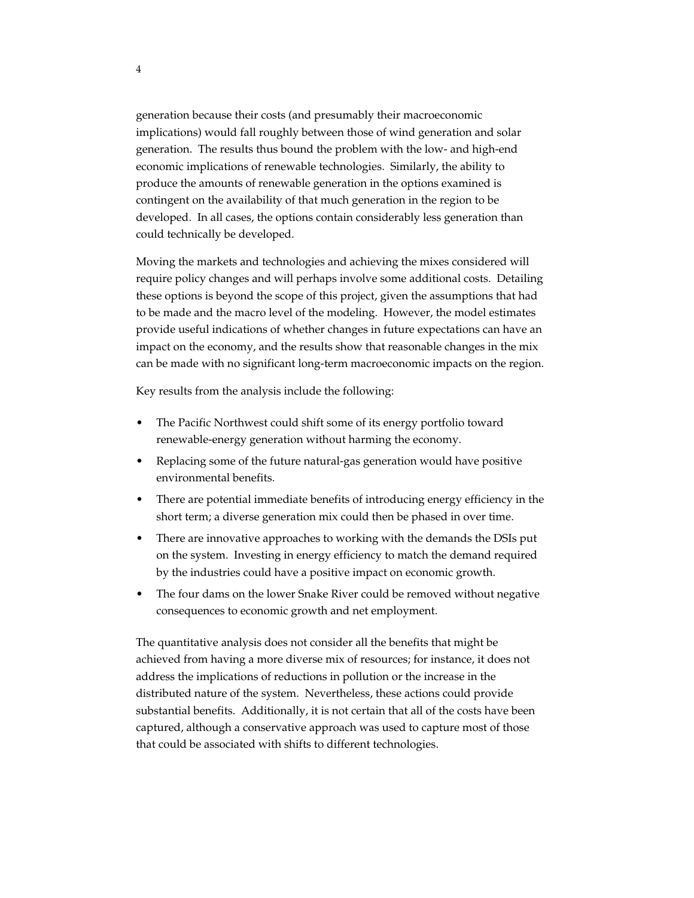generation because their costs (and presumably their macroeconomic implications) would fall roughly between those of wind generation and solar generation. The results thus bound the problem with the low- and high-end economic implications of renewable technologies. Similarly, the ability to produce the amounts of renewable generation in the options examined is contingent on the availability of that much generation in the region to be developed. In all cases, the options contain considerably less generation than could technically be developed.

Moving the markets and technologies and achieving the mixes considered will require policy changes and will perhaps involve some additional costs. Detailing these options is beyond the scope of this project, given the assumptions that had to be made and the macro level of the modeling. However, the model estimates provide useful indications of whether changes in future expectations can have an impact on the economy, and the results show that reasonable changes in the mix can be made with no significant long-term macroeconomic impacts on the region.

Key results from the analysis include the following:

- The Pacific Northwest could shift some of its energy portfolio toward renewable-energy generation without harming the economy.
- Replacing some of the future natural-gas generation would have positive environmental benefits.
- There are potential immediate benefits of introducing energy efficiency in the short term; a diverse generation mix could then be phased in over time.
- There are innovative approaches to working with the demands the DSIs put on the system. Investing in energy efficiency to match the demand required by the industries could have a positive impact on economic growth.
- The four dams on the lower Snake River could be removed without negative consequences to economic growth and net employment.

The quantitative analysis does not consider all the benefits that might be achieved from having a more diverse mix of resources; for instance, it does not address the implications of reductions in pollution or the increase in the distributed nature of the system. Nevertheless, these actions could provide substantial benefits. Additionally, it is not certain that all of the costs have been captured, although a conservative approach was used to capture most of those that could be associated with shifts to different technologies.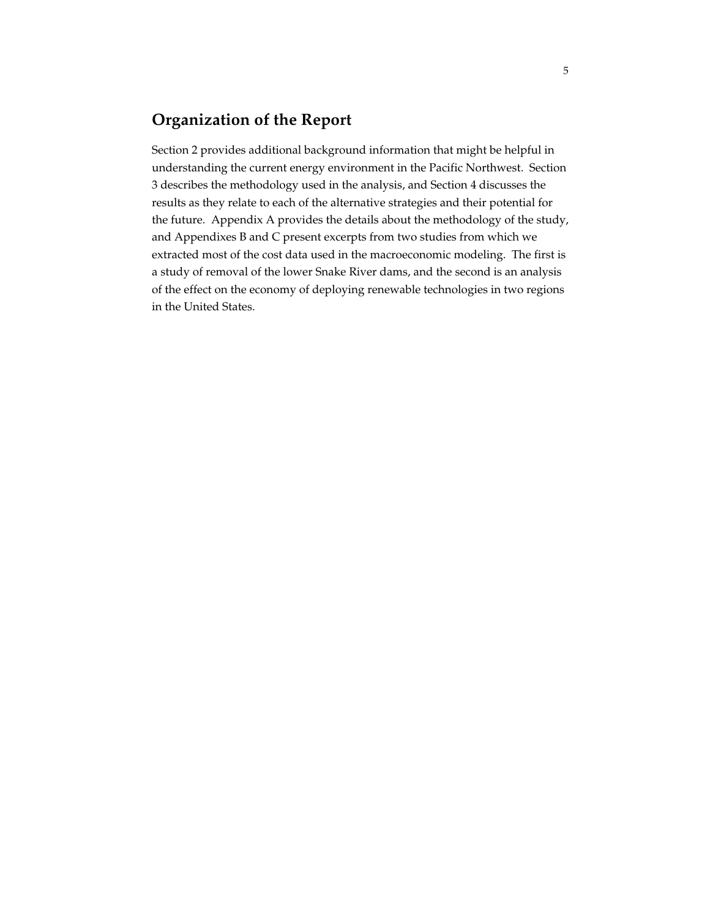## Organization of the Report

Section 2 provides additional background information that might be helpful in understanding the current energy environment in the Pacific Northwest. Section 3 describes the methodology used in the analysis, and Section 4 discusses the results as they relate to each of the alternative strategies and their potential for the future. Appendix A provides the details about the methodology of the study, and Appendixes B and C present excerpts from two studies from which we extracted most of the cost data used in the macroeconomic modeling. The first is a study of removal of the lower Snake River dams, and the second is an analysis of the effect on the economy of deploying renewable technologies in two regions in the United States.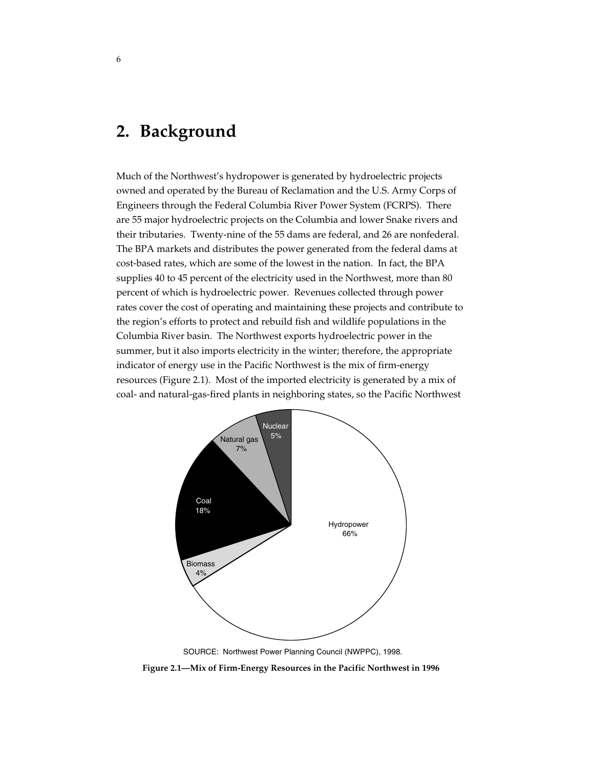# 2. Background

Much of the Northwest's hydropower is generated by hydroelectric projects owned and operated by the Bureau of Reclamation and the U.S. Army Corps of Engineers through the Federal Columbia River Power System (FCRPS). There are 55 major hydroelectric projects on the Columbia and lower Snake rivers and their tributaries. Twenty-nine of the 55 dams are federal, and 26 are nonfederal. The BPA markets and distributes the power generated from the federal dams at cost-based rates, which are some of the lowest in the nation. In fact, the BPA supplies 40 to 45 percent of the electricity used in the Northwest, more than 80 percent of which is hydroelectric power. Revenues collected through power rates cover the cost of operating and maintaining these projects and contribute to the region's efforts to protect and rebuild fish and wildlife populations in the Columbia River basin. The Northwest exports hydroelectric power in the summer, but it also imports electricity in the winter; therefore, the appropriate indicator of energy use in the Pacific Northwest is the mix of firm-energy resources (Figure 2.1). Most of the imported electricity is generated by a mix of coal- and natural-gas-fired plants in neighboring states, so the Pacific Northwest

Nuclear 5%

Natural gas 7%

Coal 18%

Hydropower 66%

Biomass 4%

SOURCE: Northwest Power Planning Council (NWPPC), 1998.

**Figure 2.1—Mix of Firm-Energy Resources in the Pacific Northwest in 1996**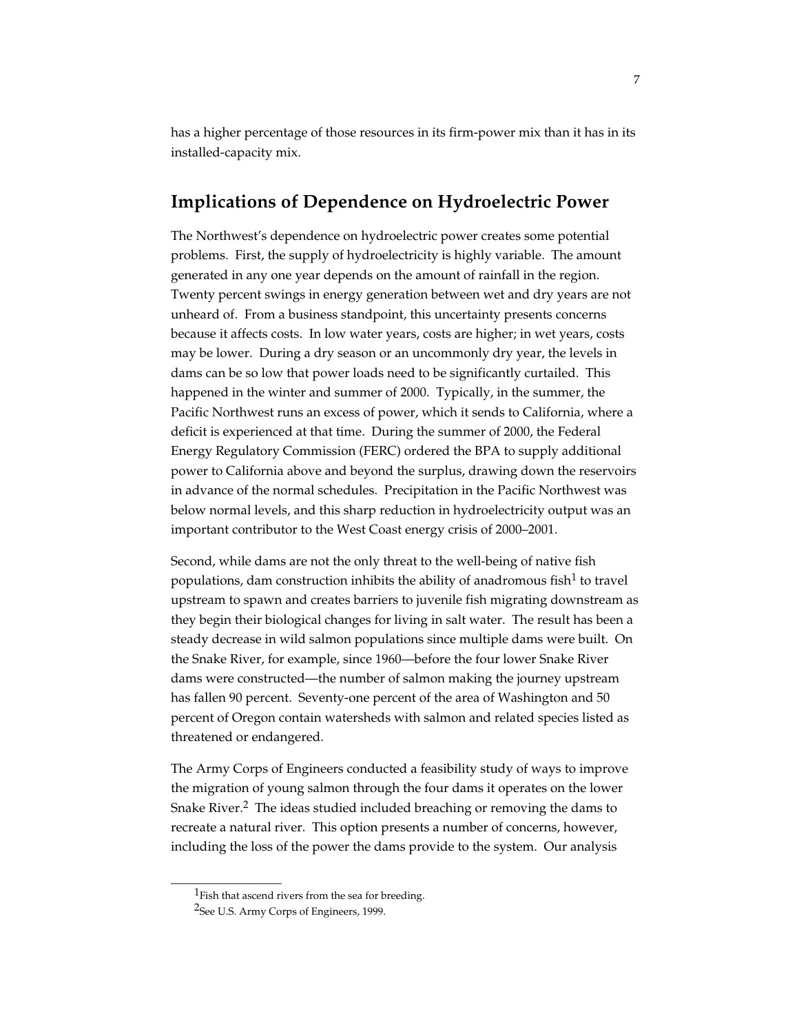has a higher percentage of those resources in its firm-power mix than it has in its installed-capacity mix.

## Implications of Dependence on Hydroelectric Power

The Northwest's dependence on hydroelectric power creates some potential problems. First, the supply of hydroelectricity is highly variable. The amount generated in any one year depends on the amount of rainfall in the region. Twenty percent swings in energy generation between wet and dry years are not unheard of. From a business standpoint, this uncertainty presents concerns because it affects costs. In low water years, costs are higher; in wet years, costs may be lower. During a dry season or an uncommonly dry year, the levels in dams can be so low that power loads need to be significantly curtailed. This happened in the winter and summer of 2000. Typically, in the summer, the Pacific Northwest runs an excess of power, which it sends to California, where a deficit is experienced at that time. During the summer of 2000, the Federal Energy Regulatory Commission (FERC) ordered the BPA to supply additional power to California above and beyond the surplus, drawing down the reservoirs in advance of the normal schedules. Precipitation in the Pacific Northwest was below normal levels, and this sharp reduction in hydroelectricity output was an important contributor to the West Coast energy crisis of 2000–2001.

Second, while dams are not the only threat to the well-being of native fish populations, dam construction inhibits the ability of anadromous fish[1] to travel upstream to spawn and creates barriers to juvenile fish migrating downstream as they begin their biological changes for living in salt water. The result has been a steady decrease in wild salmon populations since multiple dams were built. On the Snake River, for example, since 1960—before the four lower Snake River dams were constructed—the number of salmon making the journey upstream has fallen 90 percent. Seventy-one percent of the area of Washington and 50 percent of Oregon contain watersheds with salmon and related species listed as threatened or endangered.

The Army Corps of Engineers conducted a feasibility study of ways to improve the migration of young salmon through the four dams it operates on the lower Snake River.[2] The ideas studied included breaching or removing the dams to recreate a natural river. This option presents a number of concerns, however, including the loss of the power the dams provide to the system. Our analysis

---

[1] Fish that ascend rivers from the sea for breeding.

[2] See U.S. Army Corps of Engineers, 1999.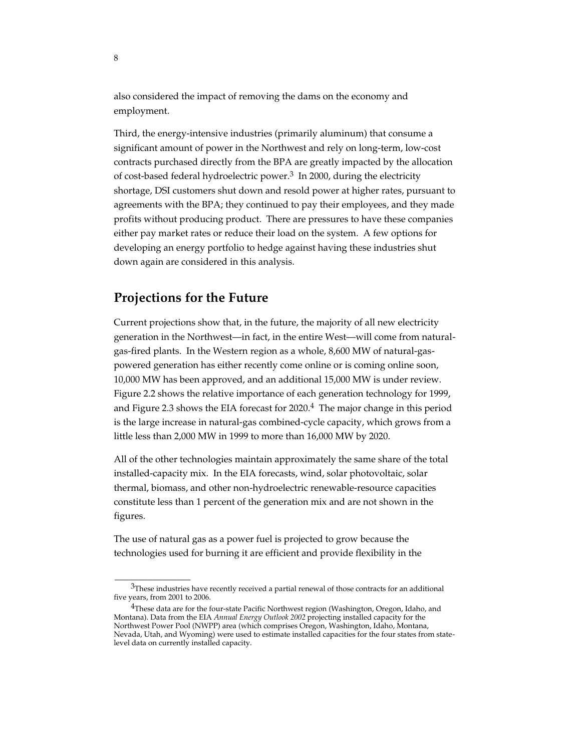also considered the impact of removing the dams on the economy and employment.

Third, the energy-intensive industries (primarily aluminum) that consume a significant amount of power in the Northwest and rely on long-term, low-cost contracts purchased directly from the BPA are greatly impacted by the allocation of cost-based federal hydroelectric power.[3] In 2000, during the electricity shortage, DSI customers shut down and resold power at higher rates, pursuant to agreements with the BPA; they continued to pay their employees, and they made profits without producing product. There are pressures to have these companies either pay market rates or reduce their load on the system. A few options for developing an energy portfolio to hedge against having these industries shut down again are considered in this analysis.

## Projections for the Future

Current projections show that, in the future, the majority of all new electricity generation in the Northwest—in fact, in the entire West—will come from natural-gas-fired plants. In the Western region as a whole, 8,600 MW of natural-gas-powered generation has either recently come online or is coming online soon, 10,000 MW has been approved, and an additional 15,000 MW is under review. Figure 2.2 shows the relative importance of each generation technology for 1999, and Figure 2.3 shows the EIA forecast for 2020.[4] The major change in this period is the large increase in natural-gas combined-cycle capacity, which grows from a little less than 2,000 MW in 1999 to more than 16,000 MW by 2020.

All of the other technologies maintain approximately the same share of the total installed-capacity mix. In the EIA forecasts, wind, solar photovoltaic, solar thermal, biomass, and other non-hydroelectric renewable-resource capacities constitute less than 1 percent of the generation mix and are not shown in the figures.

The use of natural gas as a power fuel is projected to grow because the technologies used for burning it are efficient and provide flexibility in the

---

[3]These industries have recently received a partial renewal of those contracts for an additional five years, from 2001 to 2006.

[4]These data are for the four-state Pacific Northwest region (Washington, Oregon, Idaho, and Montana). Data from the EIA *Annual Energy Outlook 2002* projecting installed capacity for the Northwest Power Pool (NWPP) area (which comprises Oregon, Washington, Idaho, Montana, Nevada, Utah, and Wyoming) were used to estimate installed capacities for the four states from state-level data on currently installed capacity.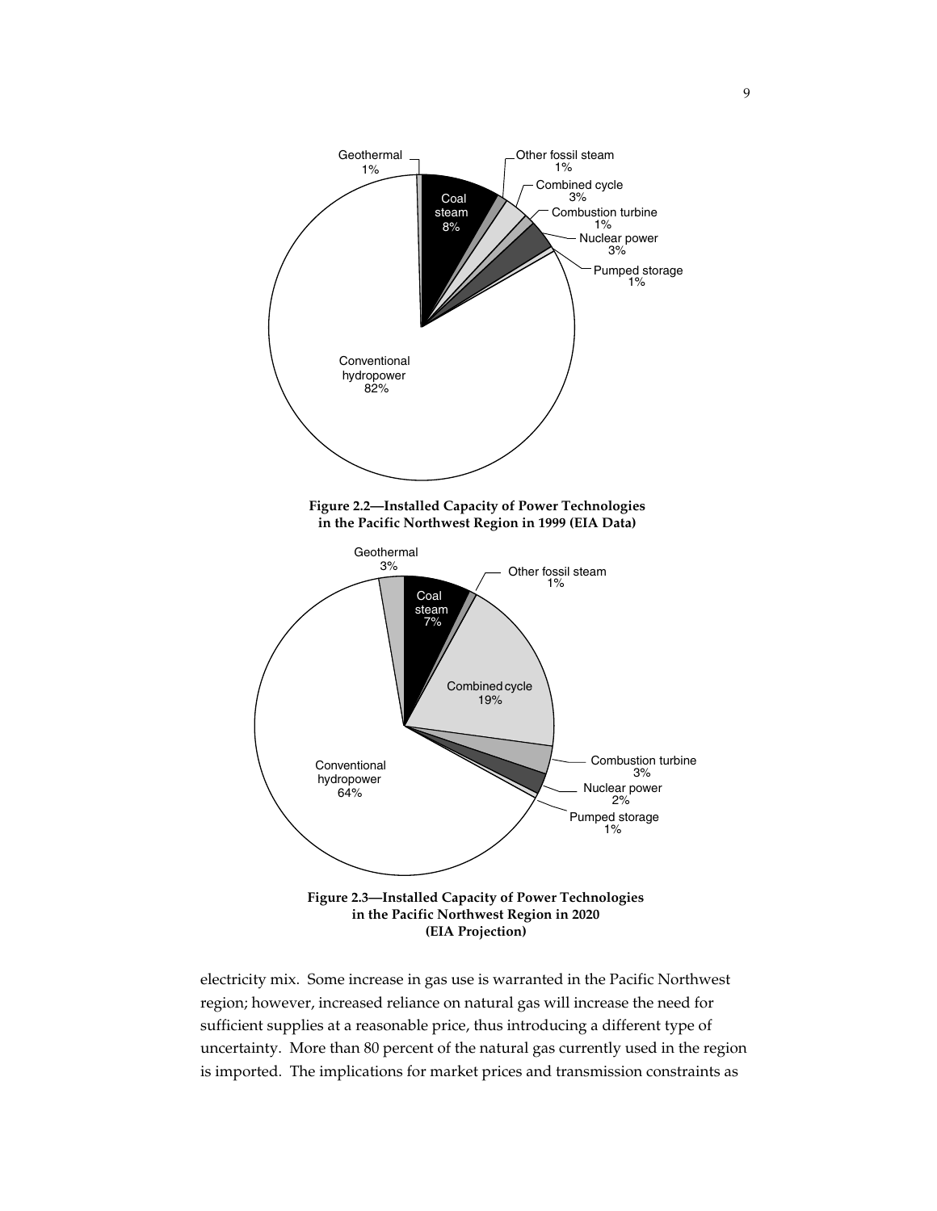Figure 2.2—Installed Capacity of Power Technologies in the Pacific Northwest Region in 1999 (EIA Data)

Figure 2.3—Installed Capacity of Power Technologies in the Pacific Northwest Region in 2020 (EIA Projection)

electricity mix. Some increase in gas use is warranted in the Pacific Northwest region; however, increased reliance on natural gas will increase the need for sufficient supplies at a reasonable price, thus introducing a different type of uncertainty. More than 80 percent of the natural gas currently used in the region is imported. The implications for market prices and transmission constraints as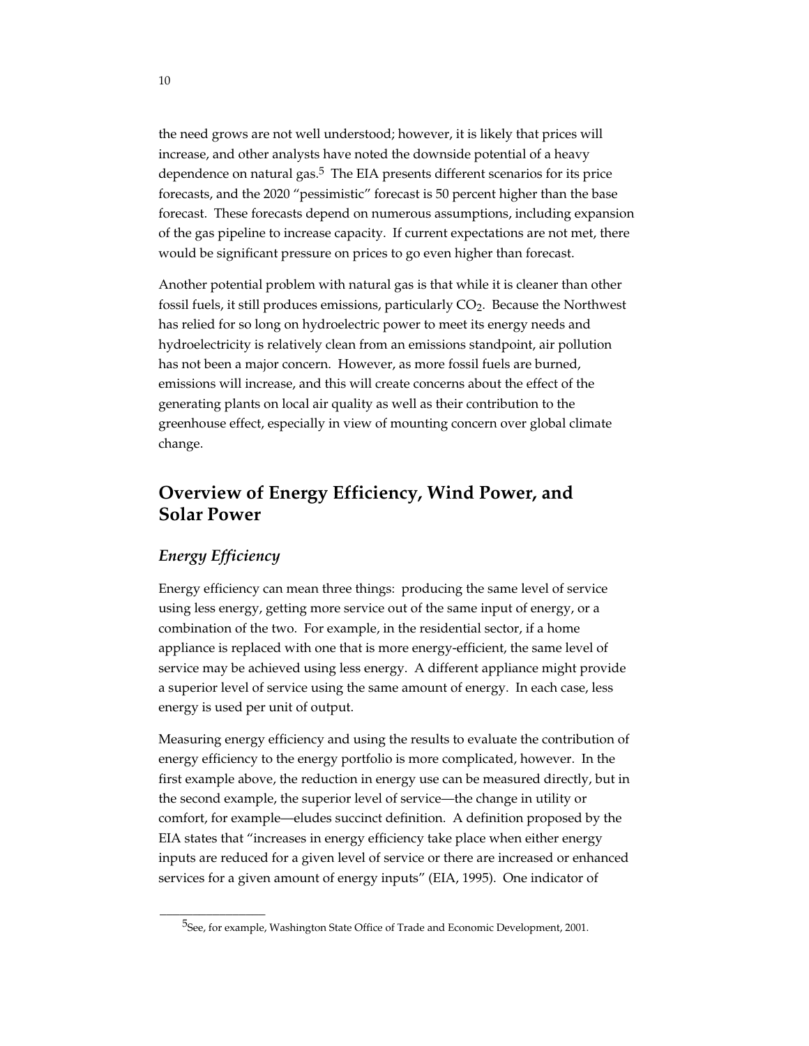the need grows are not well understood; however, it is likely that prices will increase, and other analysts have noted the downside potential of a heavy dependence on natural gas.[5] The EIA presents different scenarios for its price forecasts, and the 2020 "pessimistic" forecast is 50 percent higher than the base forecast. These forecasts depend on numerous assumptions, including expansion of the gas pipeline to increase capacity. If current expectations are not met, there would be significant pressure on prices to go even higher than forecast.

Another potential problem with natural gas is that while it is cleaner than other fossil fuels, it still produces emissions, particularly $CO_2$. Because the Northwest has relied for so long on hydroelectric power to meet its energy needs and hydroelectricity is relatively clean from an emissions standpoint, air pollution has not been a major concern. However, as more fossil fuels are burned, emissions will increase, and this will create concerns about the effect of the generating plants on local air quality as well as their contribution to the greenhouse effect, especially in view of mounting concern over global climate change.

## Overview of Energy Efficiency, Wind Power, and Solar Power

### *Energy Efficiency*

Energy efficiency can mean three things: producing the same level of service using less energy, getting more service out of the same input of energy, or a combination of the two. For example, in the residential sector, if a home appliance is replaced with one that is more energy-efficient, the same level of service may be achieved using less energy. A different appliance might provide a superior level of service using the same amount of energy. In each case, less energy is used per unit of output.

Measuring energy efficiency and using the results to evaluate the contribution of energy efficiency to the energy portfolio is more complicated, however. In the first example above, the reduction in energy use can be measured directly, but in the second example, the superior level of service—the change in utility or comfort, for example—eludes succinct definition. A definition proposed by the EIA states that "increases in energy efficiency take place when either energy inputs are reduced for a given level of service or there are increased or enhanced services for a given amount of energy inputs" (EIA, 1995). One indicator of

---

[5] See, for example, Washington State Office of Trade and Economic Development, 2001.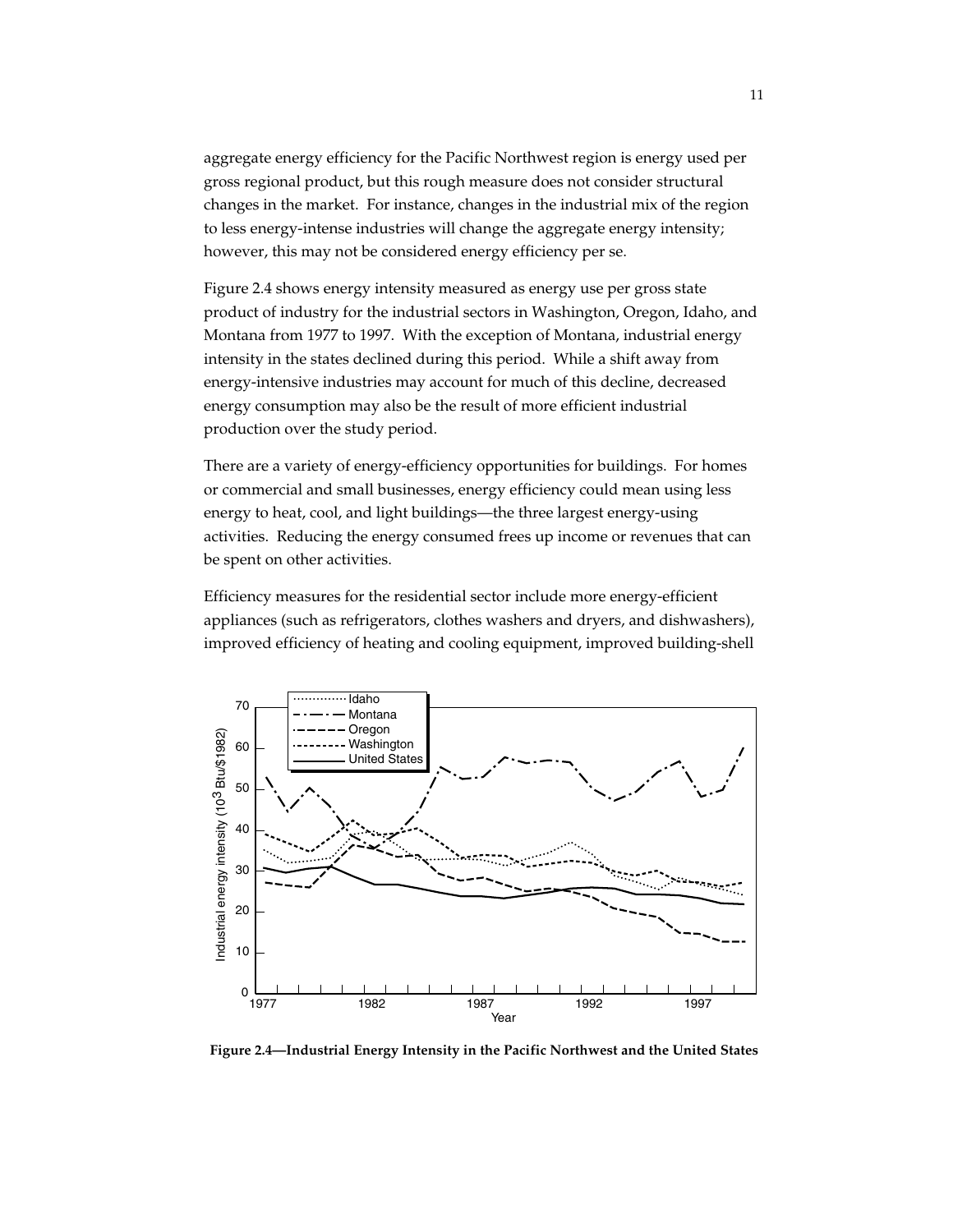aggregate energy efficiency for the Pacific Northwest region is energy used per gross regional product, but this rough measure does not consider structural changes in the market. For instance, changes in the industrial mix of the region to less energy-intense industries will change the aggregate energy intensity; however, this may not be considered energy efficiency per se.

Figure 2.4 shows energy intensity measured as energy use per gross state product of industry for the industrial sectors in Washington, Oregon, Idaho, and Montana from 1977 to 1997. With the exception of Montana, industrial energy intensity in the states declined during this period. While a shift away from energy-intensive industries may account for much of this decline, decreased energy consumption may also be the result of more efficient industrial production over the study period.

There are a variety of energy-efficiency opportunities for buildings. For homes or commercial and small businesses, energy efficiency could mean using less energy to heat, cool, and light buildings—the three largest energy-using activities. Reducing the energy consumed frees up income or revenues that can be spent on other activities.

Efficiency measures for the residential sector include more energy-efficient appliances (such as refrigerators, clothes washers and dryers, and dishwashers), improved efficiency of heating and cooling equipment, improved building-shell

**Figure 2.4—Industrial Energy Intensity in the Pacific Northwest and the United States**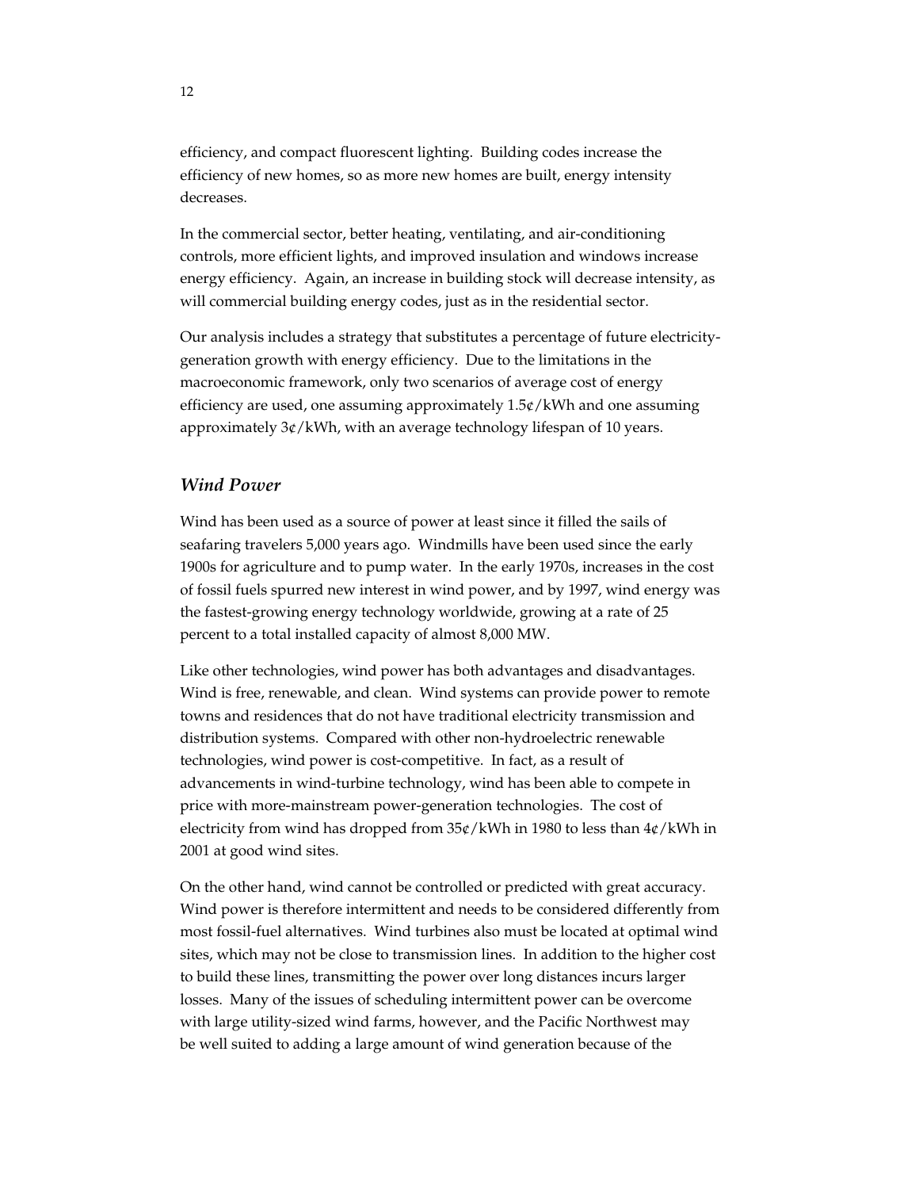efficiency, and compact fluorescent lighting. Building codes increase the efficiency of new homes, so as more new homes are built, energy intensity decreases.

In the commercial sector, better heating, ventilating, and air-conditioning controls, more efficient lights, and improved insulation and windows increase energy efficiency. Again, an increase in building stock will decrease intensity, as will commercial building energy codes, just as in the residential sector.

Our analysis includes a strategy that substitutes a percentage of future electricity-generation growth with energy efficiency. Due to the limitations in the macroeconomic framework, only two scenarios of average cost of energy efficiency are used, one assuming approximately 1.5¢/kWh and one assuming approximately 3¢/kWh, with an average technology lifespan of 10 years.

### *Wind Power*

Wind has been used as a source of power at least since it filled the sails of seafaring travelers 5,000 years ago. Windmills have been used since the early 1900s for agriculture and to pump water. In the early 1970s, increases in the cost of fossil fuels spurred new interest in wind power, and by 1997, wind energy was the fastest-growing energy technology worldwide, growing at a rate of 25 percent to a total installed capacity of almost 8,000 MW.

Like other technologies, wind power has both advantages and disadvantages. Wind is free, renewable, and clean. Wind systems can provide power to remote towns and residences that do not have traditional electricity transmission and distribution systems. Compared with other non-hydroelectric renewable technologies, wind power is cost-competitive. In fact, as a result of advancements in wind-turbine technology, wind has been able to compete in price with more-mainstream power-generation technologies. The cost of electricity from wind has dropped from 35¢/kWh in 1980 to less than 4¢/kWh in 2001 at good wind sites.

On the other hand, wind cannot be controlled or predicted with great accuracy. Wind power is therefore intermittent and needs to be considered differently from most fossil-fuel alternatives. Wind turbines also must be located at optimal wind sites, which may not be close to transmission lines. In addition to the higher cost to build these lines, transmitting the power over long distances incurs larger losses. Many of the issues of scheduling intermittent power can be overcome with large utility-sized wind farms, however, and the Pacific Northwest may be well suited to adding a large amount of wind generation because of the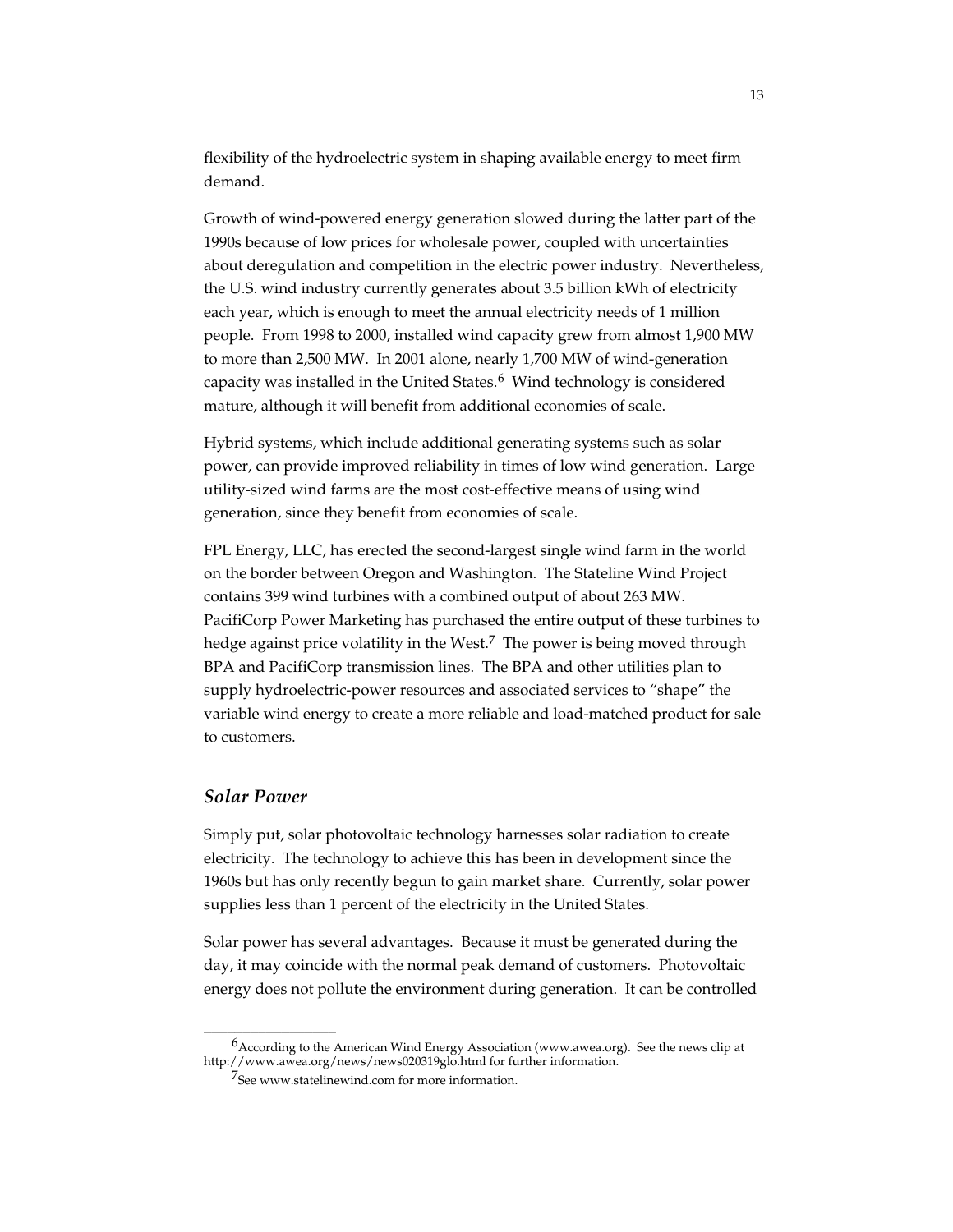flexibility of the hydroelectric system in shaping available energy to meet firm demand.

Growth of wind-powered energy generation slowed during the latter part of the 1990s because of low prices for wholesale power, coupled with uncertainties about deregulation and competition in the electric power industry. Nevertheless, the U.S. wind industry currently generates about 3.5 billion kWh of electricity each year, which is enough to meet the annual electricity needs of 1 million people. From 1998 to 2000, installed wind capacity grew from almost 1,900 MW to more than 2,500 MW. In 2001 alone, nearly 1,700 MW of wind-generation capacity was installed in the United States.[6] Wind technology is considered mature, although it will benefit from additional economies of scale.

Hybrid systems, which include additional generating systems such as solar power, can provide improved reliability in times of low wind generation. Large utility-sized wind farms are the most cost-effective means of using wind generation, since they benefit from economies of scale.

FPL Energy, LLC, has erected the second-largest single wind farm in the world on the border between Oregon and Washington. The Stateline Wind Project contains 399 wind turbines with a combined output of about 263 MW. PacifiCorp Power Marketing has purchased the entire output of these turbines to hedge against price volatility in the West.[7] The power is being moved through BPA and PacifiCorp transmission lines. The BPA and other utilities plan to supply hydroelectric-power resources and associated services to "shape" the variable wind energy to create a more reliable and load-matched product for sale to customers.

### *Solar Power*

Simply put, solar photovoltaic technology harnesses solar radiation to create electricity. The technology to achieve this has been in development since the 1960s but has only recently begun to gain market share. Currently, solar power supplies less than 1 percent of the electricity in the United States.

Solar power has several advantages. Because it must be generated during the day, it may coincide with the normal peak demand of customers. Photovoltaic energy does not pollute the environment during generation. It can be controlled

---

[6] According to the American Wind Energy Association (www.awea.org). See the news clip at http://www.awea.org/news/news020319glo.html for further information.

[7] See www.statelinewind.com for more information.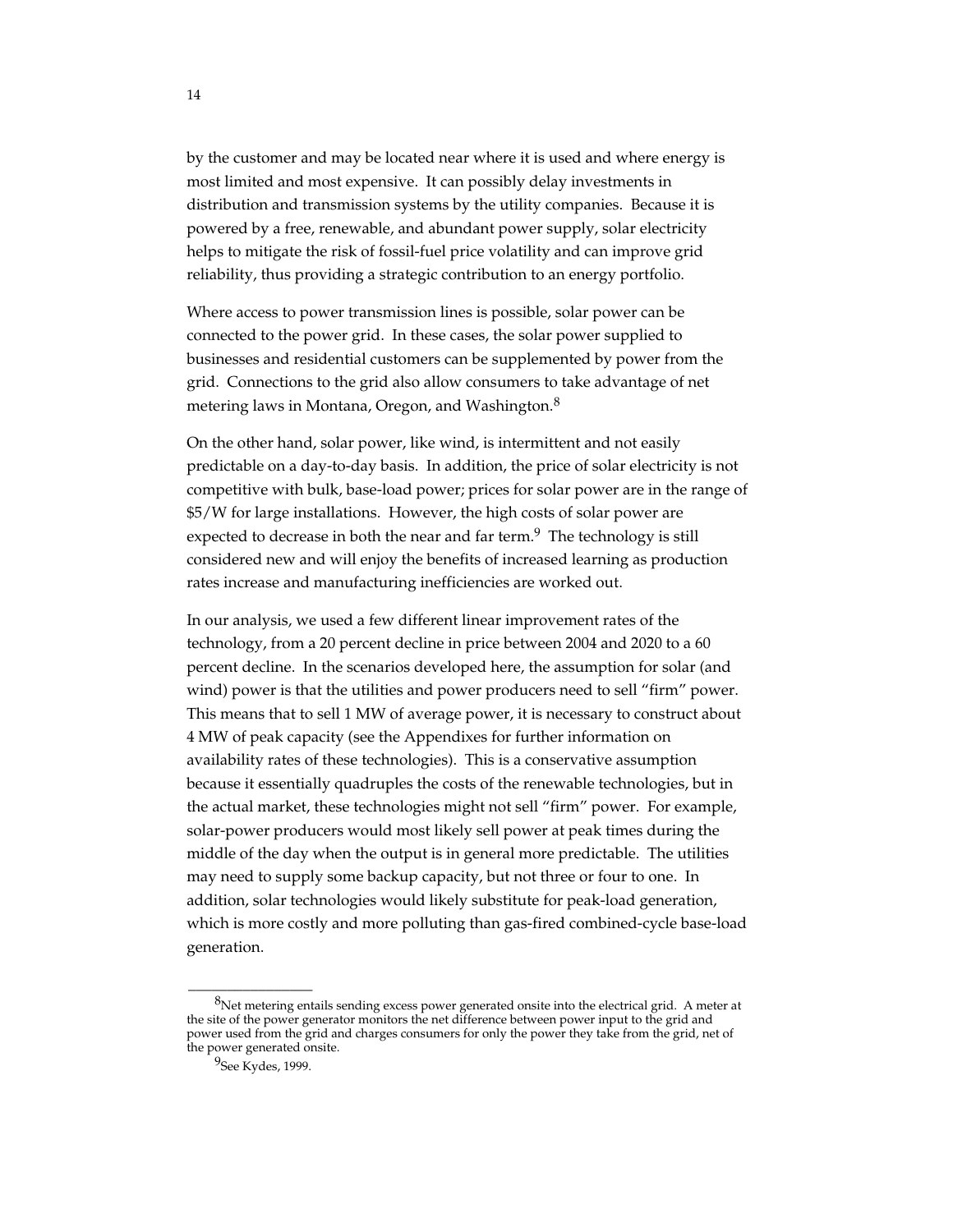by the customer and may be located near where it is used and where energy is most limited and most expensive. It can possibly delay investments in distribution and transmission systems by the utility companies. Because it is powered by a free, renewable, and abundant power supply, solar electricity helps to mitigate the risk of fossil-fuel price volatility and can improve grid reliability, thus providing a strategic contribution to an energy portfolio.

Where access to power transmission lines is possible, solar power can be connected to the power grid. In these cases, the solar power supplied to businesses and residential customers can be supplemented by power from the grid. Connections to the grid also allow consumers to take advantage of net metering laws in Montana, Oregon, and Washington.[8]

On the other hand, solar power, like wind, is intermittent and not easily predictable on a day-to-day basis. In addition, the price of solar electricity is not competitive with bulk, base-load power; prices for solar power are in the range of $5/W for large installations. However, the high costs of solar power are expected to decrease in both the near and far term.[9] The technology is still considered new and will enjoy the benefits of increased learning as production rates increase and manufacturing inefficiencies are worked out.

In our analysis, we used a few different linear improvement rates of the technology, from a 20 percent decline in price between 2004 and 2020 to a 60 percent decline. In the scenarios developed here, the assumption for solar (and wind) power is that the utilities and power producers need to sell "firm" power. This means that to sell 1 MW of average power, it is necessary to construct about 4 MW of peak capacity (see the Appendixes for further information on availability rates of these technologies). This is a conservative assumption because it essentially quadruples the costs of the renewable technologies, but in the actual market, these technologies might not sell "firm" power. For example, solar-power producers would most likely sell power at peak times during the middle of the day when the output is in general more predictable. The utilities may need to supply some backup capacity, but not three or four to one. In addition, solar technologies would likely substitute for peak-load generation, which is more costly and more polluting than gas-fired combined-cycle base-load generation.

---

[8] Net metering entails sending excess power generated onsite into the electrical grid. A meter at the site of the power generator monitors the net difference between power input to the grid and power used from the grid and charges consumers for only the power they take from the grid, net of the power generated onsite.

[9] See Kydes, 1999.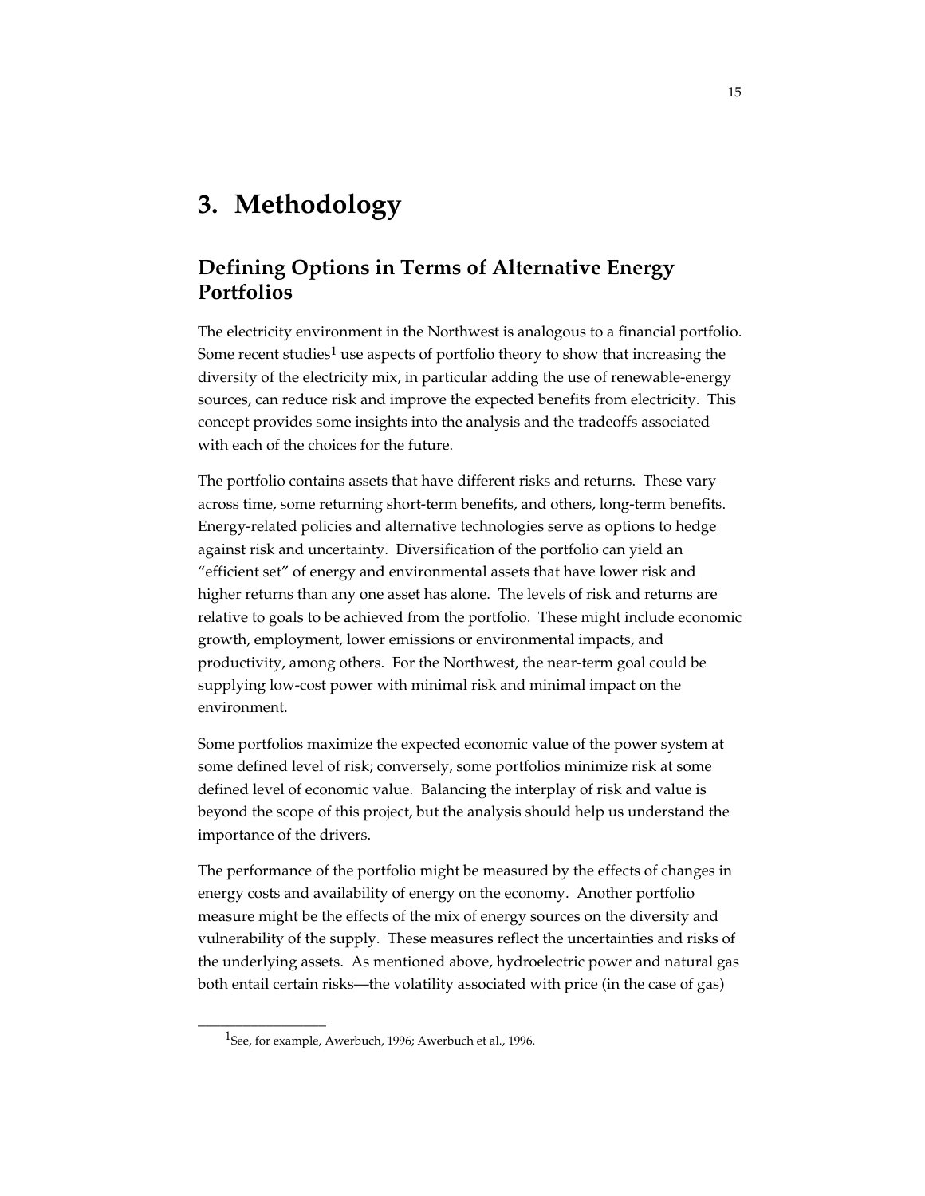# 3. Methodology

## Defining Options in Terms of Alternative Energy Portfolios

The electricity environment in the Northwest is analogous to a financial portfolio. Some recent studies[1] use aspects of portfolio theory to show that increasing the diversity of the electricity mix, in particular adding the use of renewable-energy sources, can reduce risk and improve the expected benefits from electricity. This concept provides some insights into the analysis and the tradeoffs associated with each of the choices for the future.

The portfolio contains assets that have different risks and returns. These vary across time, some returning short-term benefits, and others, long-term benefits. Energy-related policies and alternative technologies serve as options to hedge against risk and uncertainty. Diversification of the portfolio can yield an "efficient set" of energy and environmental assets that have lower risk and higher returns than any one asset has alone. The levels of risk and returns are relative to goals to be achieved from the portfolio. These might include economic growth, employment, lower emissions or environmental impacts, and productivity, among others. For the Northwest, the near-term goal could be supplying low-cost power with minimal risk and minimal impact on the environment.

Some portfolios maximize the expected economic value of the power system at some defined level of risk; conversely, some portfolios minimize risk at some defined level of economic value. Balancing the interplay of risk and value is beyond the scope of this project, but the analysis should help us understand the importance of the drivers.

The performance of the portfolio might be measured by the effects of changes in energy costs and availability of energy on the economy. Another portfolio measure might be the effects of the mix of energy sources on the diversity and vulnerability of the supply. These measures reflect the uncertainties and risks of the underlying assets. As mentioned above, hydroelectric power and natural gas both entail certain risks—the volatility associated with price (in the case of gas)

---

[1] See, for example, Awerbuch, 1996; Awerbuch et al., 1996.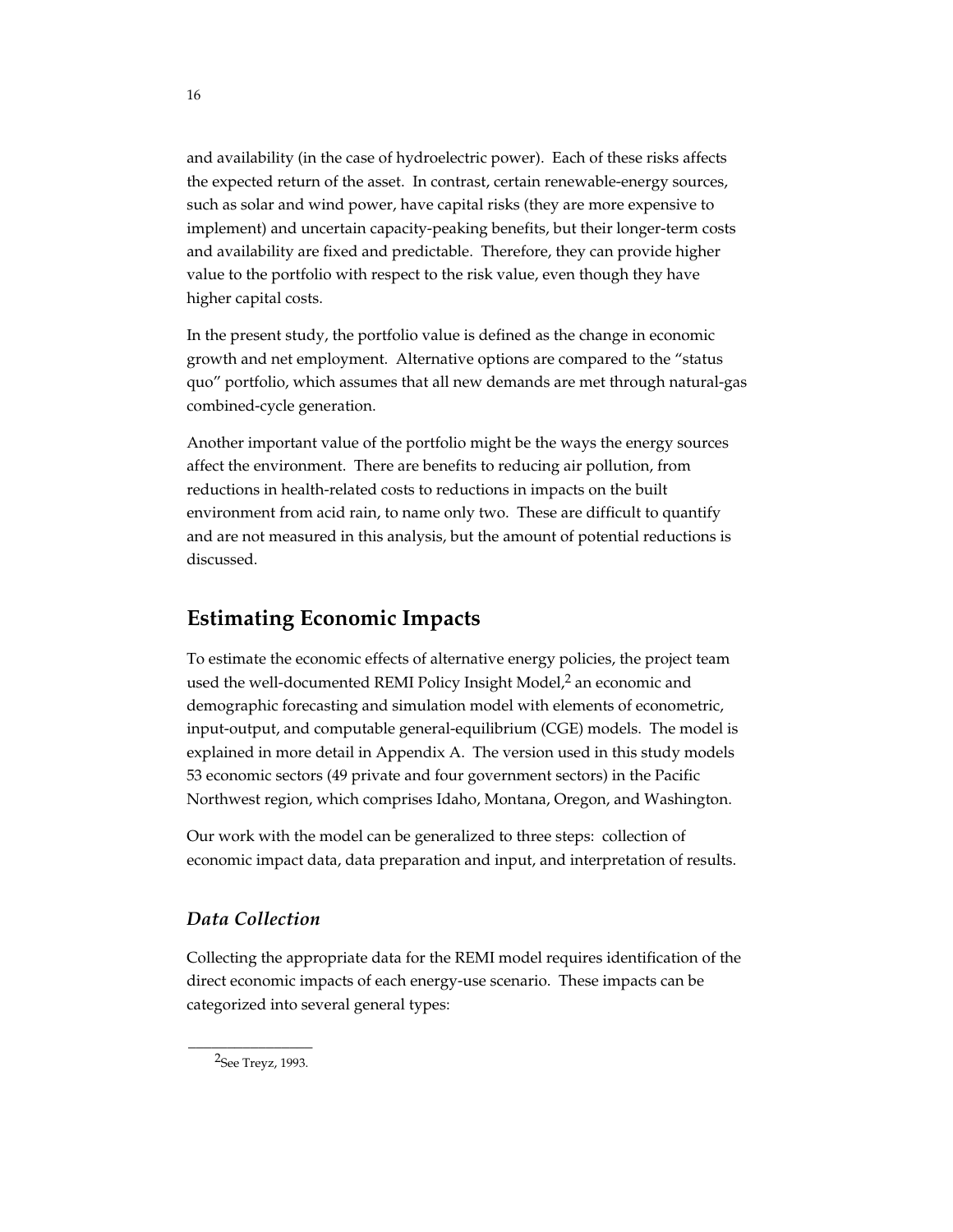and availability (in the case of hydroelectric power). Each of these risks affects the expected return of the asset. In contrast, certain renewable-energy sources, such as solar and wind power, have capital risks (they are more expensive to implement) and uncertain capacity-peaking benefits, but their longer-term costs and availability are fixed and predictable. Therefore, they can provide higher value to the portfolio with respect to the risk value, even though they have higher capital costs.

In the present study, the portfolio value is defined as the change in economic growth and net employment. Alternative options are compared to the "status quo" portfolio, which assumes that all new demands are met through natural-gas combined-cycle generation.

Another important value of the portfolio might be the ways the energy sources affect the environment. There are benefits to reducing air pollution, from reductions in health-related costs to reductions in impacts on the built environment from acid rain, to name only two. These are difficult to quantify and are not measured in this analysis, but the amount of potential reductions is discussed.

## Estimating Economic Impacts

To estimate the economic effects of alternative energy policies, the project team used the well-documented REMI Policy Insight Model,[2] an economic and demographic forecasting and simulation model with elements of econometric, input-output, and computable general-equilibrium (CGE) models. The model is explained in more detail in Appendix A. The version used in this study models 53 economic sectors (49 private and four government sectors) in the Pacific Northwest region, which comprises Idaho, Montana, Oregon, and Washington.

Our work with the model can be generalized to three steps: collection of economic impact data, data preparation and input, and interpretation of results.

### *Data Collection*

Collecting the appropriate data for the REMI model requires identification of the direct economic impacts of each energy-use scenario. These impacts can be categorized into several general types:

---

[2] See Treyz, 1993.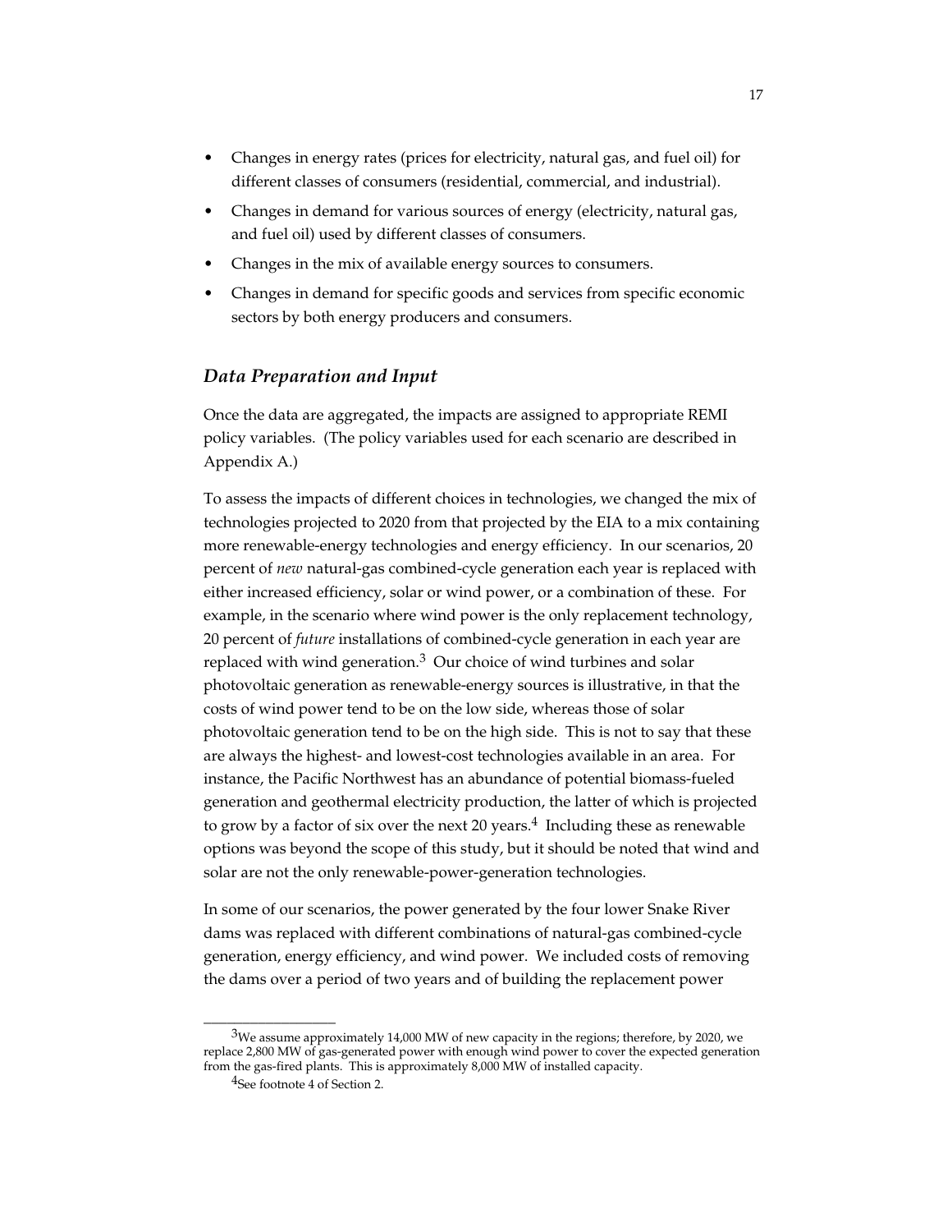- Changes in energy rates (prices for electricity, natural gas, and fuel oil) for different classes of consumers (residential, commercial, and industrial).
- Changes in demand for various sources of energy (electricity, natural gas, and fuel oil) used by different classes of consumers.
- Changes in the mix of available energy sources to consumers.
- Changes in demand for specific goods and services from specific economic sectors by both energy producers and consumers.

## *Data Preparation and Input*

Once the data are aggregated, the impacts are assigned to appropriate REMI policy variables. (The policy variables used for each scenario are described in Appendix A.)

To assess the impacts of different choices in technologies, we changed the mix of technologies projected to 2020 from that projected by the EIA to a mix containing more renewable-energy technologies and energy efficiency. In our scenarios, 20 percent of *new* natural-gas combined-cycle generation each year is replaced with either increased efficiency, solar or wind power, or a combination of these. For example, in the scenario where wind power is the only replacement technology, 20 percent of *future* installations of combined-cycle generation in each year are replaced with wind generation.[3] Our choice of wind turbines and solar photovoltaic generation as renewable-energy sources is illustrative, in that the costs of wind power tend to be on the low side, whereas those of solar photovoltaic generation tend to be on the high side. This is not to say that these are always the highest- and lowest-cost technologies available in an area. For instance, the Pacific Northwest has an abundance of potential biomass-fueled generation and geothermal electricity production, the latter of which is projected to grow by a factor of six over the next 20 years.[4] Including these as renewable options was beyond the scope of this study, but it should be noted that wind and solar are not the only renewable-power-generation technologies.

In some of our scenarios, the power generated by the four lower Snake River dams was replaced with different combinations of natural-gas combined-cycle generation, energy efficiency, and wind power. We included costs of removing the dams over a period of two years and of building the replacement power

---

[3] We assume approximately 14,000 MW of new capacity in the regions; therefore, by 2020, we replace 2,800 MW of gas-generated power with enough wind power to cover the expected generation from the gas-fired plants. This is approximately 8,000 MW of installed capacity.

[4] See footnote 4 of Section 2.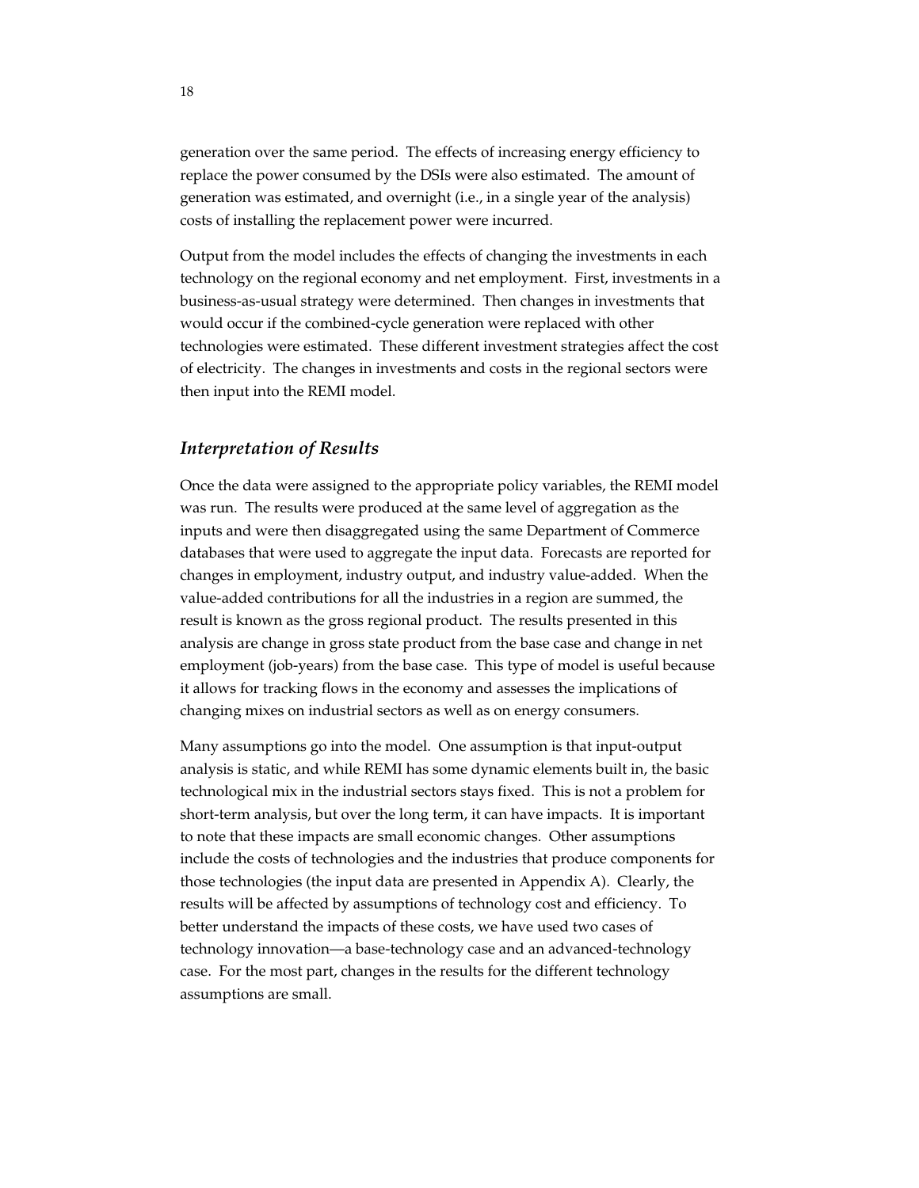generation over the same period. The effects of increasing energy efficiency to replace the power consumed by the DSIs were also estimated. The amount of generation was estimated, and overnight (i.e., in a single year of the analysis) costs of installing the replacement power were incurred.

Output from the model includes the effects of changing the investments in each technology on the regional economy and net employment. First, investments in a business-as-usual strategy were determined. Then changes in investments that would occur if the combined-cycle generation were replaced with other technologies were estimated. These different investment strategies affect the cost of electricity. The changes in investments and costs in the regional sectors were then input into the REMI model.

### *Interpretation of Results*

Once the data were assigned to the appropriate policy variables, the REMI model was run. The results were produced at the same level of aggregation as the inputs and were then disaggregated using the same Department of Commerce databases that were used to aggregate the input data. Forecasts are reported for changes in employment, industry output, and industry value-added. When the value-added contributions for all the industries in a region are summed, the result is known as the gross regional product. The results presented in this analysis are change in gross state product from the base case and change in net employment (job-years) from the base case. This type of model is useful because it allows for tracking flows in the economy and assesses the implications of changing mixes on industrial sectors as well as on energy consumers.

Many assumptions go into the model. One assumption is that input-output analysis is static, and while REMI has some dynamic elements built in, the basic technological mix in the industrial sectors stays fixed. This is not a problem for short-term analysis, but over the long term, it can have impacts. It is important to note that these impacts are small economic changes. Other assumptions include the costs of technologies and the industries that produce components for those technologies (the input data are presented in Appendix A). Clearly, the results will be affected by assumptions of technology cost and efficiency. To better understand the impacts of these costs, we have used two cases of technology innovation—a base-technology case and an advanced-technology case. For the most part, changes in the results for the different technology assumptions are small.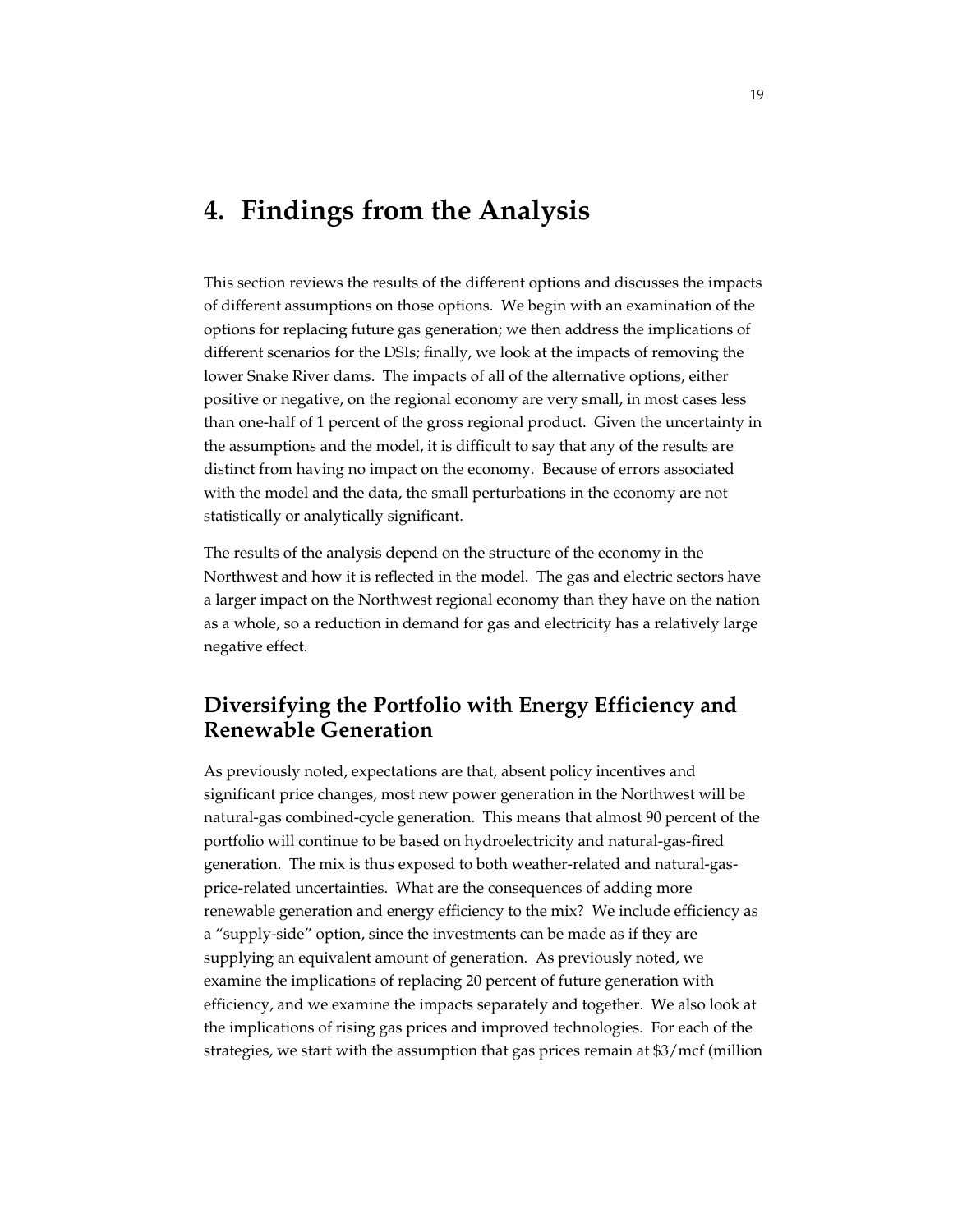# 4. Findings from the Analysis

This section reviews the results of the different options and discusses the impacts of different assumptions on those options. We begin with an examination of the options for replacing future gas generation; we then address the implications of different scenarios for the DSIs; finally, we look at the impacts of removing the lower Snake River dams. The impacts of all of the alternative options, either positive or negative, on the regional economy are very small, in most cases less than one-half of 1 percent of the gross regional product. Given the uncertainty in the assumptions and the model, it is difficult to say that any of the results are distinct from having no impact on the economy. Because of errors associated with the model and the data, the small perturbations in the economy are not statistically or analytically significant.

The results of the analysis depend on the structure of the economy in the Northwest and how it is reflected in the model. The gas and electric sectors have a larger impact on the Northwest regional economy than they have on the nation as a whole, so a reduction in demand for gas and electricity has a relatively large negative effect.

## Diversifying the Portfolio with Energy Efficiency and Renewable Generation

As previously noted, expectations are that, absent policy incentives and significant price changes, most new power generation in the Northwest will be natural-gas combined-cycle generation. This means that almost 90 percent of the portfolio will continue to be based on hydroelectricity and natural-gas-fired generation. The mix is thus exposed to both weather-related and natural-gas-price-related uncertainties. What are the consequences of adding more renewable generation and energy efficiency to the mix? We include efficiency as a "supply-side" option, since the investments can be made as if they are supplying an equivalent amount of generation. As previously noted, we examine the implications of replacing 20 percent of future generation with efficiency, and we examine the impacts separately and together. We also look at the implications of rising gas prices and improved technologies. For each of the strategies, we start with the assumption that gas prices remain at $3/mcf (million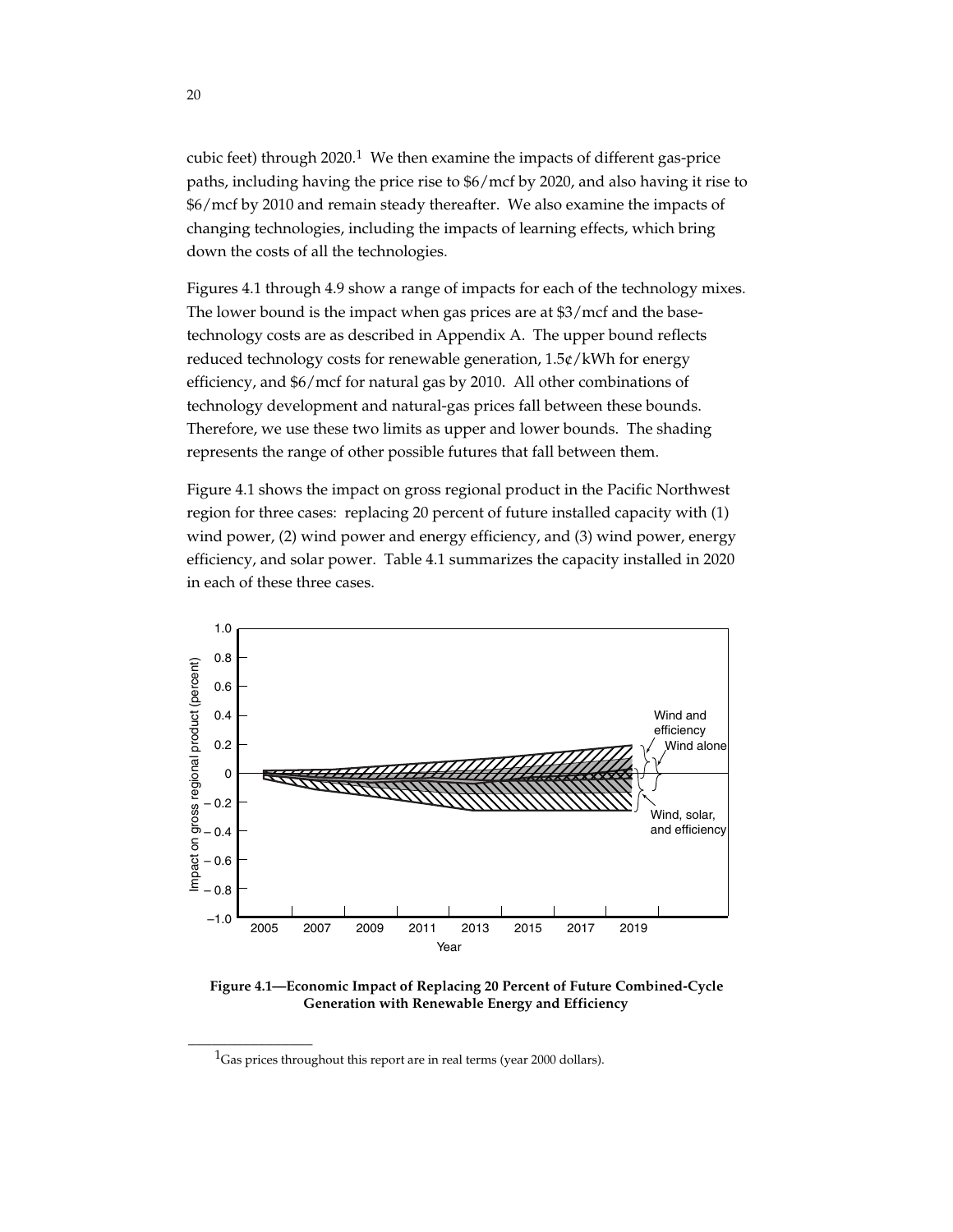cubic feet) through 2020.[1] We then examine the impacts of different gas-price paths, including having the price rise to \$6/mcf by 2020, and also having it rise to \$6/mcf by 2010 and remain steady thereafter. We also examine the impacts of changing technologies, including the impacts of learning effects, which bring down the costs of all the technologies.

Figures 4.1 through 4.9 show a range of impacts for each of the technology mixes. The lower bound is the impact when gas prices are at \$3/mcf and the base-technology costs are as described in Appendix A. The upper bound reflects reduced technology costs for renewable generation, 1.5¢/kWh for energy efficiency, and \$6/mcf for natural gas by 2010. All other combinations of technology development and natural-gas prices fall between these bounds. Therefore, we use these two limits as upper and lower bounds. The shading represents the range of other possible futures that fall between them.

Figure 4.1 shows the impact on gross regional product in the Pacific Northwest region for three cases: replacing 20 percent of future installed capacity with (1) wind power, (2) wind power and energy efficiency, and (3) wind power, energy efficiency, and solar power. Table 4.1 summarizes the capacity installed in 2020 in each of these three cases.

**Figure 4.1—Economic Impact of Replacing 20 Percent of Future Combined-Cycle Generation with Renewable Energy and Efficiency**

---

[1] Gas prices throughout this report are in real terms (year 2000 dollars).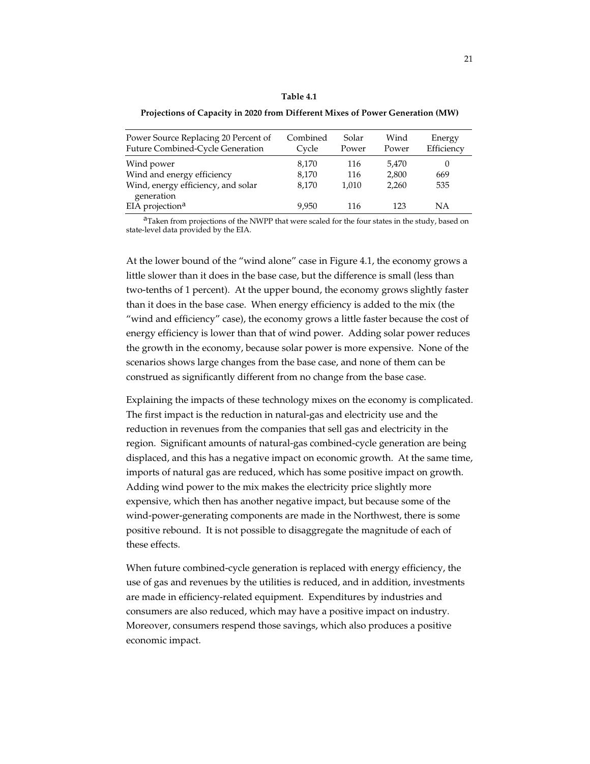**Table 4.1**

**Projections of Capacity in 2020 from Different Mixes of Power Generation (MW)**

| Power Source Replacing 20 Percent of Future Combined-Cycle Generation | Combined Cycle | Solar Power | Wind Power | Energy Efficiency |
|---|---|---|---|---|
| Wind power | 8,170 | 116 | 5,470 | 0 |
| Wind and energy efficiency | 8,170 | 116 | 2,800 | 669 |
| Wind, energy efficiency, and solar generation | 8,170 | 1,010 | 2,260 | 535 |
| EIA projection[a] | 9,950 | 116 | 123 | NA |

[a]Taken from projections of the NWPP that were scaled for the four states in the study, based on state-level data provided by the EIA.

At the lower bound of the "wind alone" case in Figure 4.1, the economy grows a little slower than it does in the base case, but the difference is small (less than two-tenths of 1 percent). At the upper bound, the economy grows slightly faster than it does in the base case. When energy efficiency is added to the mix (the "wind and efficiency" case), the economy grows a little faster because the cost of energy efficiency is lower than that of wind power. Adding solar power reduces the growth in the economy, because solar power is more expensive. None of the scenarios shows large changes from the base case, and none of them can be construed as significantly different from no change from the base case.

Explaining the impacts of these technology mixes on the economy is complicated. The first impact is the reduction in natural-gas and electricity use and the reduction in revenues from the companies that sell gas and electricity in the region. Significant amounts of natural-gas combined-cycle generation are being displaced, and this has a negative impact on economic growth. At the same time, imports of natural gas are reduced, which has some positive impact on growth. Adding wind power to the mix makes the electricity price slightly more expensive, which then has another negative impact, but because some of the wind-power-generating components are made in the Northwest, there is some positive rebound. It is not possible to disaggregate the magnitude of each of these effects.

When future combined-cycle generation is replaced with energy efficiency, the use of gas and revenues by the utilities is reduced, and in addition, investments are made in efficiency-related equipment. Expenditures by industries and consumers are also reduced, which may have a positive impact on industry. Moreover, consumers respend those savings, which also produces a positive economic impact.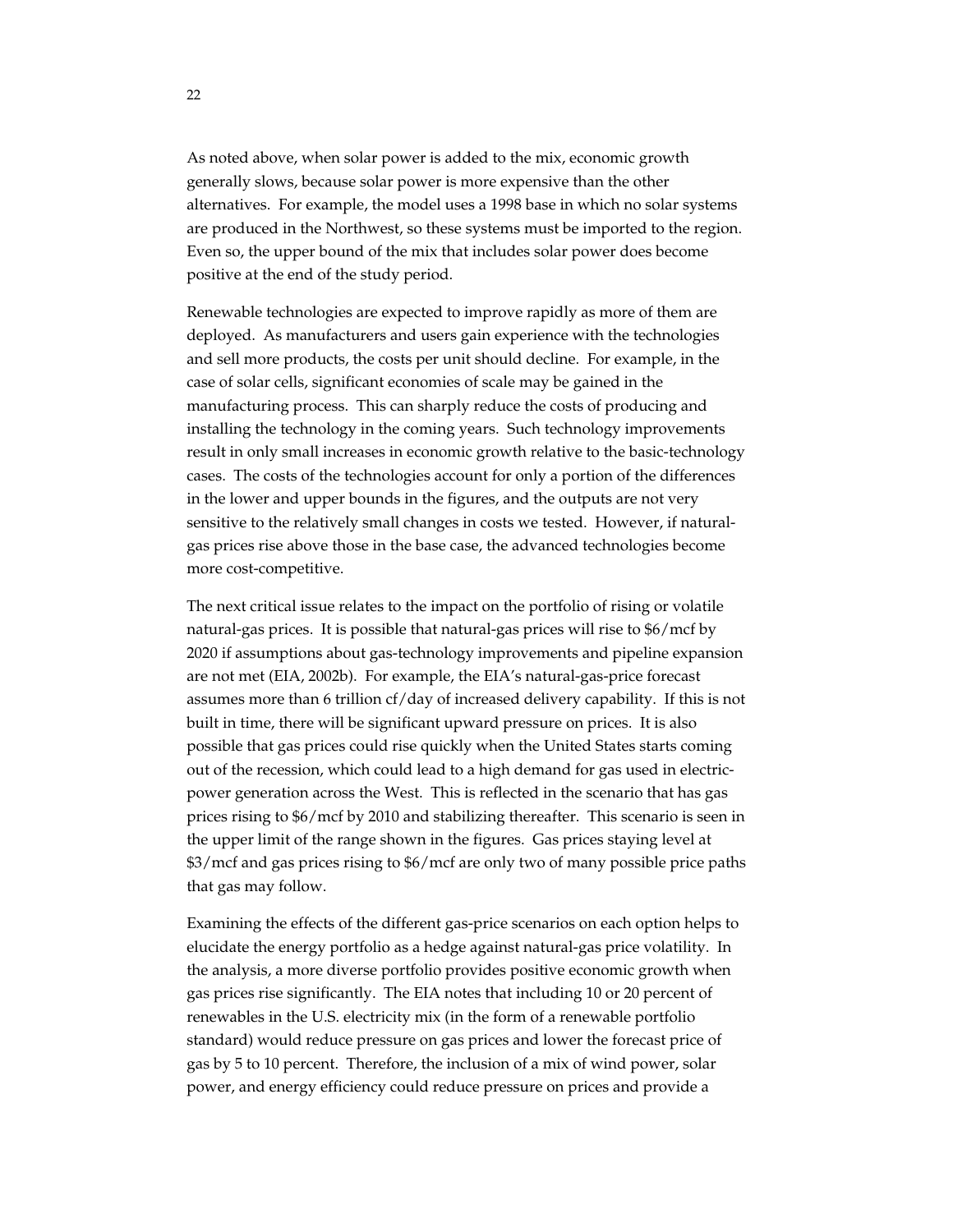As noted above, when solar power is added to the mix, economic growth generally slows, because solar power is more expensive than the other alternatives. For example, the model uses a 1998 base in which no solar systems are produced in the Northwest, so these systems must be imported to the region. Even so, the upper bound of the mix that includes solar power does become positive at the end of the study period.

Renewable technologies are expected to improve rapidly as more of them are deployed. As manufacturers and users gain experience with the technologies and sell more products, the costs per unit should decline. For example, in the case of solar cells, significant economies of scale may be gained in the manufacturing process. This can sharply reduce the costs of producing and installing the technology in the coming years. Such technology improvements result in only small increases in economic growth relative to the basic-technology cases. The costs of the technologies account for only a portion of the differences in the lower and upper bounds in the figures, and the outputs are not very sensitive to the relatively small changes in costs we tested. However, if natural-gas prices rise above those in the base case, the advanced technologies become more cost-competitive.

The next critical issue relates to the impact on the portfolio of rising or volatile natural-gas prices. It is possible that natural-gas prices will rise to $6/mcf by 2020 if assumptions about gas-technology improvements and pipeline expansion are not met (EIA, 2002b). For example, the EIA's natural-gas-price forecast assumes more than 6 trillion cf/day of increased delivery capability. If this is not built in time, there will be significant upward pressure on prices. It is also possible that gas prices could rise quickly when the United States starts coming out of the recession, which could lead to a high demand for gas used in electric-power generation across the West. This is reflected in the scenario that has gas prices rising to $6/mcf by 2010 and stabilizing thereafter. This scenario is seen in the upper limit of the range shown in the figures. Gas prices staying level at $3/mcf and gas prices rising to $6/mcf are only two of many possible price paths that gas may follow.

Examining the effects of the different gas-price scenarios on each option helps to elucidate the energy portfolio as a hedge against natural-gas price volatility. In the analysis, a more diverse portfolio provides positive economic growth when gas prices rise significantly. The EIA notes that including 10 or 20 percent of renewables in the U.S. electricity mix (in the form of a renewable portfolio standard) would reduce pressure on gas prices and lower the forecast price of gas by 5 to 10 percent. Therefore, the inclusion of a mix of wind power, solar power, and energy efficiency could reduce pressure on prices and provide a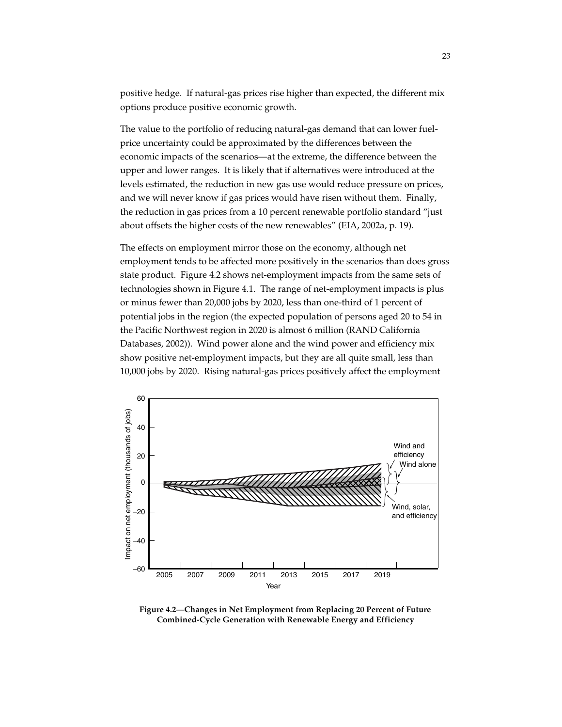positive hedge. If natural-gas prices rise higher than expected, the different mix options produce positive economic growth.

The value to the portfolio of reducing natural-gas demand that can lower fuel-price uncertainty could be approximated by the differences between the economic impacts of the scenarios—at the extreme, the difference between the upper and lower ranges. It is likely that if alternatives were introduced at the levels estimated, the reduction in new gas use would reduce pressure on prices, and we will never know if gas prices would have risen without them. Finally, the reduction in gas prices from a 10 percent renewable portfolio standard "just about offsets the higher costs of the new renewables" (EIA, 2002a, p. 19).

The effects on employment mirror those on the economy, although net employment tends to be affected more positively in the scenarios than does gross state product. Figure 4.2 shows net-employment impacts from the same sets of technologies shown in Figure 4.1. The range of net-employment impacts is plus or minus fewer than 20,000 jobs by 2020, less than one-third of 1 percent of potential jobs in the region (the expected population of persons aged 20 to 54 in the Pacific Northwest region in 2020 is almost 6 million (RAND California Databases, 2002)). Wind power alone and the wind power and efficiency mix show positive net-employment impacts, but they are all quite small, less than 10,000 jobs by 2020. Rising natural-gas prices positively affect the employment

**Figure 4.2—Changes in Net Employment from Replacing 20 Percent of Future Combined-Cycle Generation with Renewable Energy and Efficiency**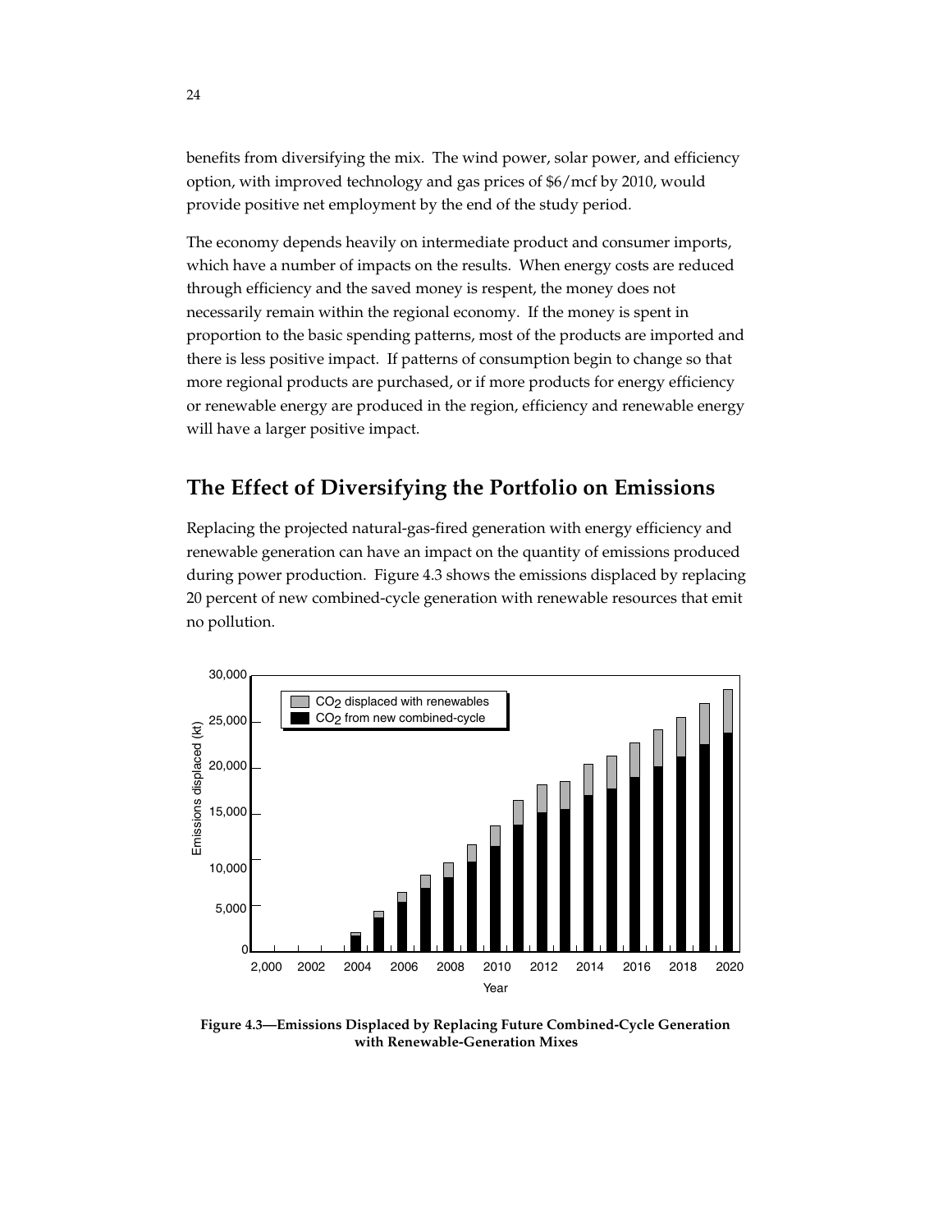benefits from diversifying the mix. The wind power, solar power, and efficiency option, with improved technology and gas prices of $6/mcf by 2010, would provide positive net employment by the end of the study period.

The economy depends heavily on intermediate product and consumer imports, which have a number of impacts on the results. When energy costs are reduced through efficiency and the saved money is respent, the money does not necessarily remain within the regional economy. If the money is spent in proportion to the basic spending patterns, most of the products are imported and there is less positive impact. If patterns of consumption begin to change so that more regional products are purchased, or if more products for energy efficiency or renewable energy are produced in the region, efficiency and renewable energy will have a larger positive impact.

## The Effect of Diversifying the Portfolio on Emissions

Replacing the projected natural-gas-fired generation with energy efficiency and renewable generation can have an impact on the quantity of emissions produced during power production. Figure 4.3 shows the emissions displaced by replacing 20 percent of new combined-cycle generation with renewable resources that emit no pollution.

**Figure 4.3—Emissions Displaced by Replacing Future Combined-Cycle Generation with Renewable-Generation Mixes**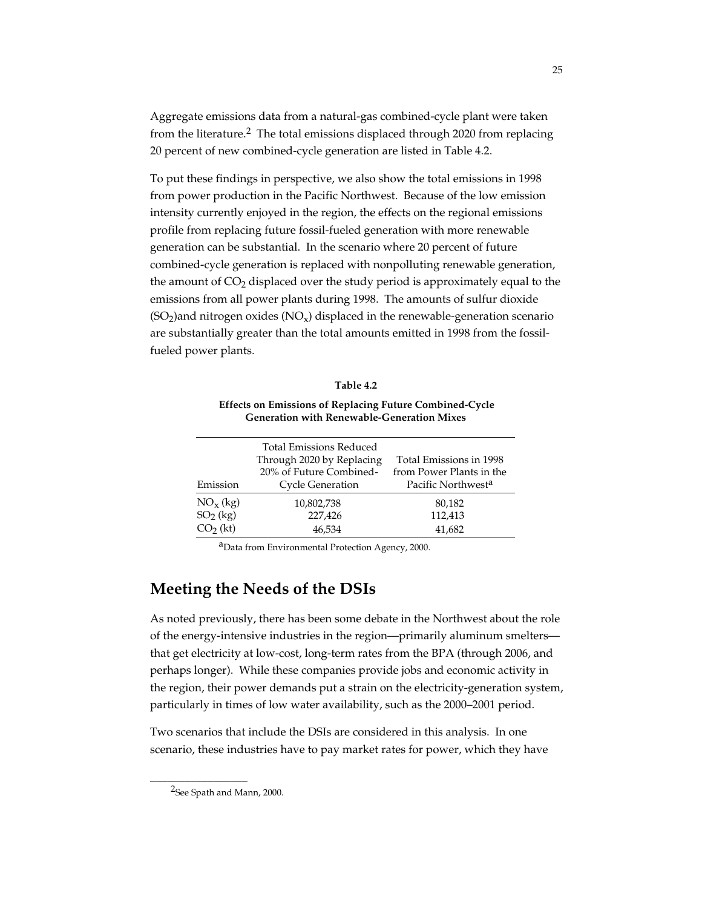Aggregate emissions data from a natural-gas combined-cycle plant were taken from the literature.[2] The total emissions displaced through 2020 from replacing 20 percent of new combined-cycle generation are listed in Table 4.2.

To put these findings in perspective, we also show the total emissions in 1998 from power production in the Pacific Northwest. Because of the low emission intensity currently enjoyed in the region, the effects on the regional emissions profile from replacing future fossil-fueled generation with more renewable generation can be substantial. In the scenario where 20 percent of future combined-cycle generation is replaced with nonpolluting renewable generation, the amount of $CO_2$ displaced over the study period is approximately equal to the emissions from all power plants during 1998. The amounts of sulfur dioxide ($SO_2$)and nitrogen oxides ($NO_x$) displaced in the renewable-generation scenario are substantially greater than the total amounts emitted in 1998 from the fossil-fueled power plants.

**Table 4.2**

**Effects on Emissions of Replacing Future Combined-Cycle Generation with Renewable-Generation Mixes**

| Emission | Total Emissions Reduced Through 2020 by Replacing 20% of Future Combined-Cycle Generation | Total Emissions in 1998 from Power Plants in the Pacific Northwest[a] |
|---|---|---|
| $NO_x$ (kg) | 10,802,738 | 80,182 |
| $SO_2$ (kg) | 227,426 | 112,413 |
| $CO_2$ (kt) | 46,534 | 41,682 |

[a]Data from Environmental Protection Agency, 2000.

## Meeting the Needs of the DSIs

As noted previously, there has been some debate in the Northwest about the role of the energy-intensive industries in the region—primarily aluminum smelters—that get electricity at low-cost, long-term rates from the BPA (through 2006, and perhaps longer). While these companies provide jobs and economic activity in the region, their power demands put a strain on the electricity-generation system, particularly in times of low water availability, such as the 2000–2001 period.

Two scenarios that include the DSIs are considered in this analysis. In one scenario, these industries have to pay market rates for power, which they have

[2]See Spath and Mann, 2000.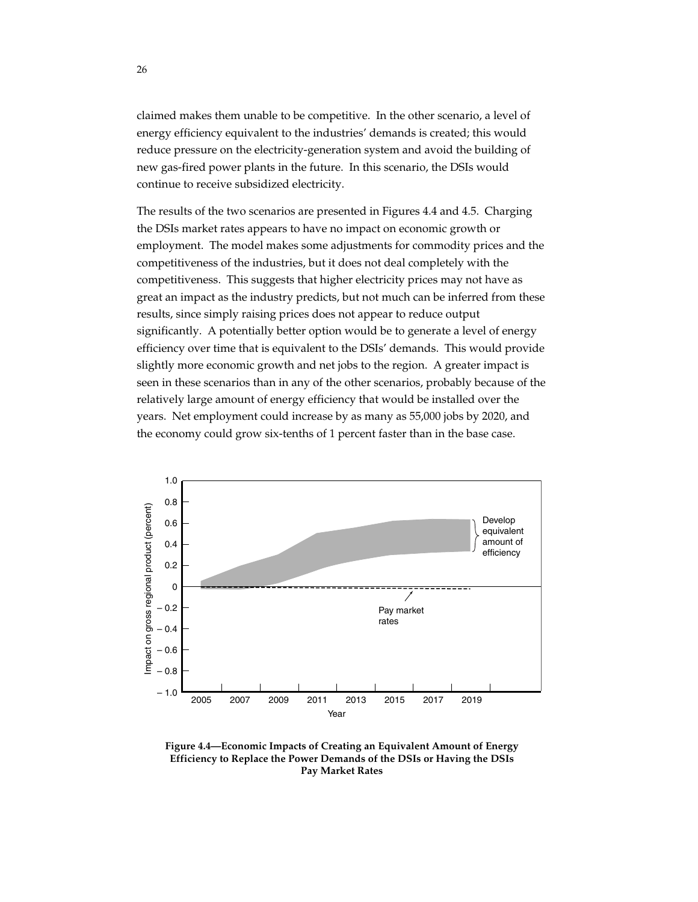claimed makes them unable to be competitive. In the other scenario, a level of energy efficiency equivalent to the industries' demands is created; this would reduce pressure on the electricity-generation system and avoid the building of new gas-fired power plants in the future. In this scenario, the DSIs would continue to receive subsidized electricity.

The results of the two scenarios are presented in Figures 4.4 and 4.5. Charging the DSIs market rates appears to have no impact on economic growth or employment. The model makes some adjustments for commodity prices and the competitiveness of the industries, but it does not deal completely with the competitiveness. This suggests that higher electricity prices may not have as great an impact as the industry predicts, but not much can be inferred from these results, since simply raising prices does not appear to reduce output significantly. A potentially better option would be to generate a level of energy efficiency over time that is equivalent to the DSIs' demands. This would provide slightly more economic growth and net jobs to the region. A greater impact is seen in these scenarios than in any of the other scenarios, probably because of the relatively large amount of energy efficiency that would be installed over the years. Net employment could increase by as many as 55,000 jobs by 2020, and the economy could grow six-tenths of 1 percent faster than in the base case.

**Figure 4.4—Economic Impacts of Creating an Equivalent Amount of Energy Efficiency to Replace the Power Demands of the DSIs or Having the DSIs Pay Market Rates**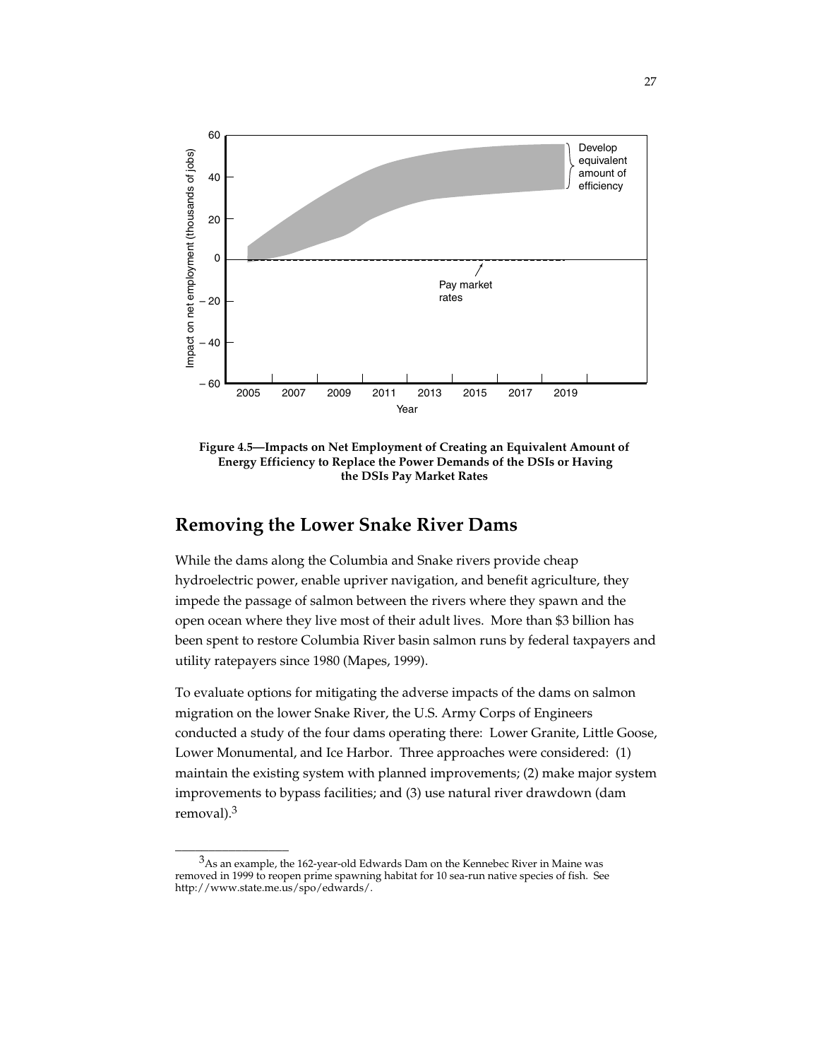**Figure 4.5—Impacts on Net Employment of Creating an Equivalent Amount of Energy Efficiency to Replace the Power Demands of the DSIs or Having the DSIs Pay Market Rates**

## Removing the Lower Snake River Dams

While the dams along the Columbia and Snake rivers provide cheap hydroelectric power, enable upriver navigation, and benefit agriculture, they impede the passage of salmon between the rivers where they spawn and the open ocean where they live most of their adult lives. More than $3 billion has been spent to restore Columbia River basin salmon runs by federal taxpayers and utility ratepayers since 1980 (Mapes, 1999).

To evaluate options for mitigating the adverse impacts of the dams on salmon migration on the lower Snake River, the U.S. Army Corps of Engineers conducted a study of the four dams operating there: Lower Granite, Little Goose, Lower Monumental, and Ice Harbor. Three approaches were considered: (1) maintain the existing system with planned improvements; (2) make major system improvements to bypass facilities; and (3) use natural river drawdown (dam removal).[3]

[3] As an example, the 162-year-old Edwards Dam on the Kennebec River in Maine was removed in 1999 to reopen prime spawning habitat for 10 sea-run native species of fish. See http://www.state.me.us/spo/edwards/.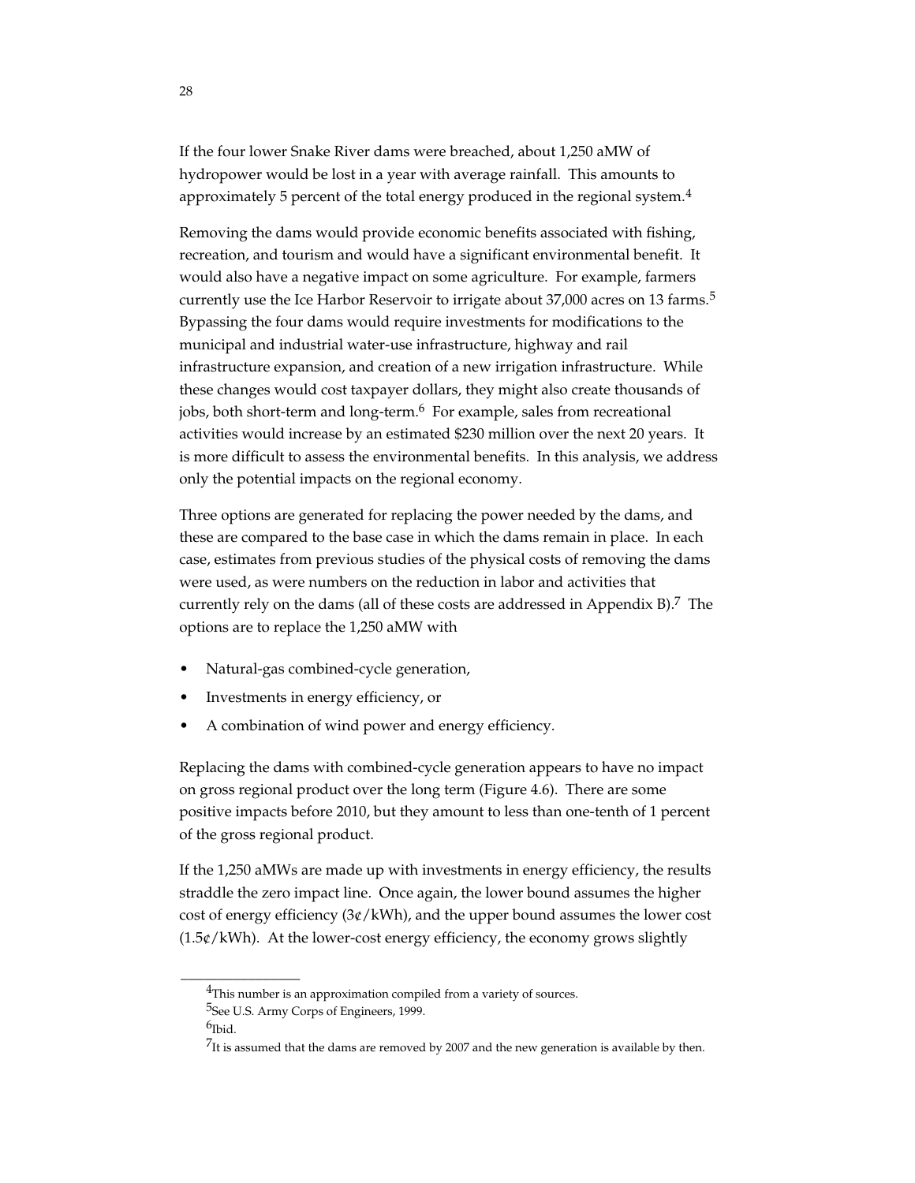If the four lower Snake River dams were breached, about 1,250 aMW of hydropower would be lost in a year with average rainfall. This amounts to approximately 5 percent of the total energy produced in the regional system.[4]

Removing the dams would provide economic benefits associated with fishing, recreation, and tourism and would have a significant environmental benefit. It would also have a negative impact on some agriculture. For example, farmers currently use the Ice Harbor Reservoir to irrigate about 37,000 acres on 13 farms.[5] Bypassing the four dams would require investments for modifications to the municipal and industrial water-use infrastructure, highway and rail infrastructure expansion, and creation of a new irrigation infrastructure. While these changes would cost taxpayer dollars, they might also create thousands of jobs, both short-term and long-term.[6] For example, sales from recreational activities would increase by an estimated $230 million over the next 20 years. It is more difficult to assess the environmental benefits. In this analysis, we address only the potential impacts on the regional economy.

Three options are generated for replacing the power needed by the dams, and these are compared to the base case in which the dams remain in place. In each case, estimates from previous studies of the physical costs of removing the dams were used, as were numbers on the reduction in labor and activities that currently rely on the dams (all of these costs are addressed in Appendix B).[7] The options are to replace the 1,250 aMW with

- Natural-gas combined-cycle generation,
- Investments in energy efficiency, or
- A combination of wind power and energy efficiency.

Replacing the dams with combined-cycle generation appears to have no impact on gross regional product over the long term (Figure 4.6). There are some positive impacts before 2010, but they amount to less than one-tenth of 1 percent of the gross regional product.

If the 1,250 aMWs are made up with investments in energy efficiency, the results straddle the zero impact line. Once again, the lower bound assumes the higher cost of energy efficiency (3¢/kWh), and the upper bound assumes the lower cost (1.5¢/kWh). At the lower-cost energy efficiency, the economy grows slightly

---

[4] This number is an approximation compiled from a variety of sources.

[5] See U.S. Army Corps of Engineers, 1999.

[6] Ibid.

[7] It is assumed that the dams are removed by 2007 and the new generation is available by then.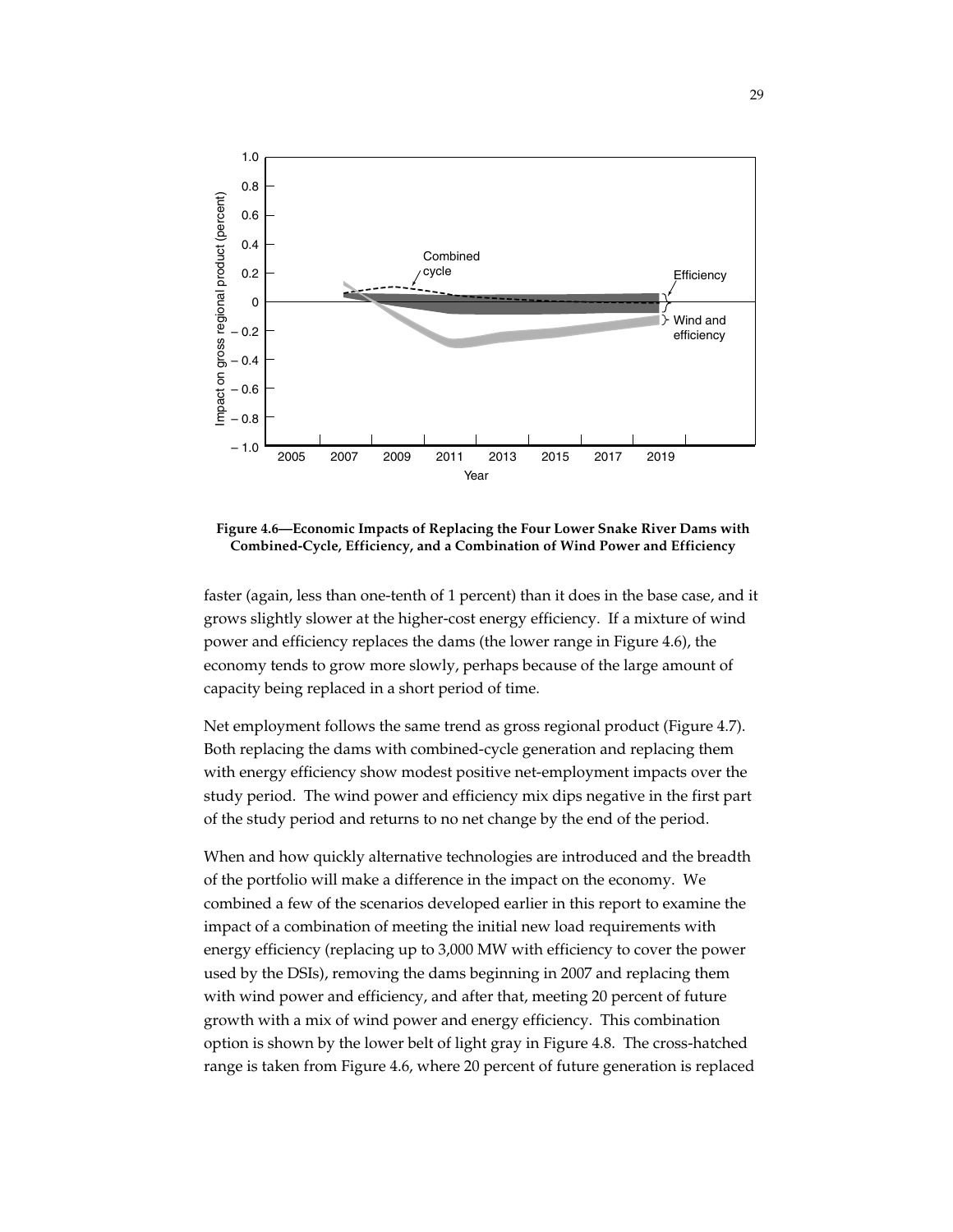**Figure 4.6—Economic Impacts of Replacing the Four Lower Snake River Dams with Combined-Cycle, Efficiency, and a Combination of Wind Power and Efficiency**

faster (again, less than one-tenth of 1 percent) than it does in the base case, and it grows slightly slower at the higher-cost energy efficiency. If a mixture of wind power and efficiency replaces the dams (the lower range in Figure 4.6), the economy tends to grow more slowly, perhaps because of the large amount of capacity being replaced in a short period of time.

Net employment follows the same trend as gross regional product (Figure 4.7). Both replacing the dams with combined-cycle generation and replacing them with energy efficiency show modest positive net-employment impacts over the study period. The wind power and efficiency mix dips negative in the first part of the study period and returns to no net change by the end of the period.

When and how quickly alternative technologies are introduced and the breadth of the portfolio will make a difference in the impact on the economy. We combined a few of the scenarios developed earlier in this report to examine the impact of a combination of meeting the initial new load requirements with energy efficiency (replacing up to 3,000 MW with efficiency to cover the power used by the DSIs), removing the dams beginning in 2007 and replacing them with wind power and efficiency, and after that, meeting 20 percent of future growth with a mix of wind power and energy efficiency. This combination option is shown by the lower belt of light gray in Figure 4.8. The cross-hatched range is taken from Figure 4.6, where 20 percent of future generation is replaced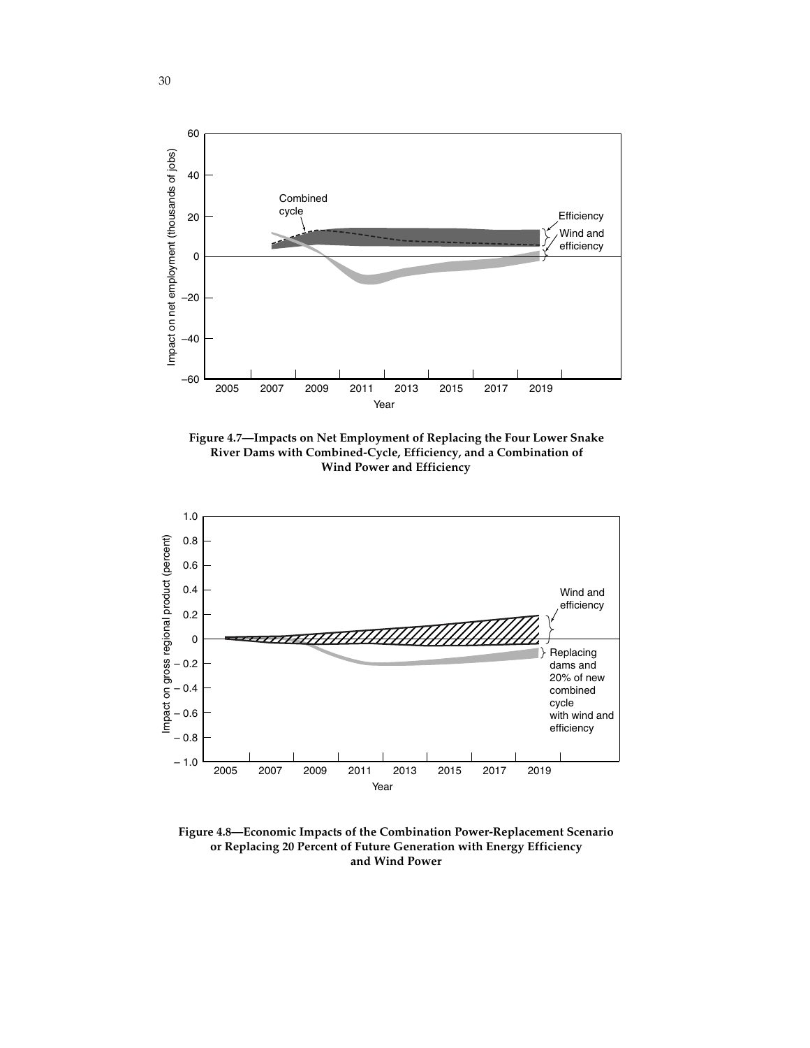**Figure 4.7—Impacts on Net Employment of Replacing the Four Lower Snake River Dams with Combined-Cycle, Efficiency, and a Combination of Wind Power and Efficiency**

**Figure 4.8—Economic Impacts of the Combination Power-Replacement Scenario or Replacing 20 Percent of Future Generation with Energy Efficiency and Wind Power**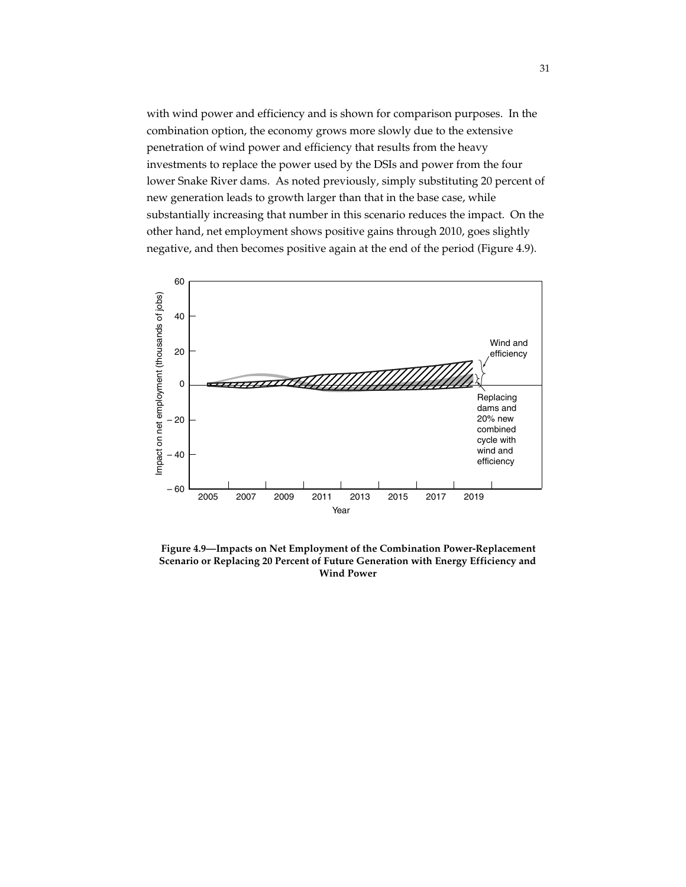with wind power and efficiency and is shown for comparison purposes. In the combination option, the economy grows more slowly due to the extensive penetration of wind power and efficiency that results from the heavy investments to replace the power used by the DSIs and power from the four lower Snake River dams. As noted previously, simply substituting 20 percent of new generation leads to growth larger than that in the base case, while substantially increasing that number in this scenario reduces the impact. On the other hand, net employment shows positive gains through 2010, goes slightly negative, and then becomes positive again at the end of the period (Figure 4.9).

**Figure 4.9—Impacts on Net Employment of the Combination Power-Replacement Scenario or Replacing 20 Percent of Future Generation with Energy Efficiency and Wind Power**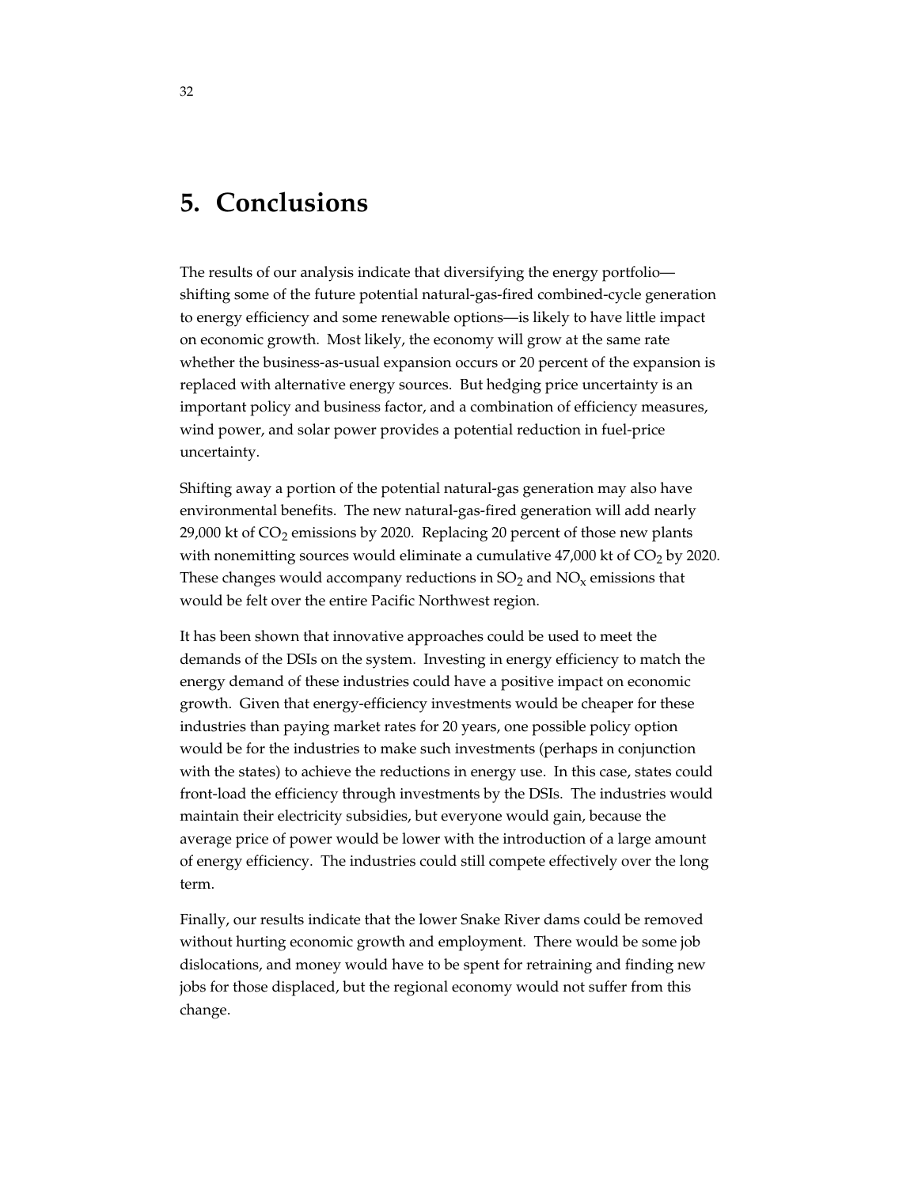# 5. Conclusions

The results of our analysis indicate that diversifying the energy portfolio—shifting some of the future potential natural-gas-fired combined-cycle generation to energy efficiency and some renewable options—is likely to have little impact on economic growth. Most likely, the economy will grow at the same rate whether the business-as-usual expansion occurs or 20 percent of the expansion is replaced with alternative energy sources. But hedging price uncertainty is an important policy and business factor, and a combination of efficiency measures, wind power, and solar power provides a potential reduction in fuel-price uncertainty.

Shifting away a portion of the potential natural-gas generation may also have environmental benefits. The new natural-gas-fired generation will add nearly 29,000 kt of $CO_2$ emissions by 2020. Replacing 20 percent of those new plants with nonemitting sources would eliminate a cumulative 47,000 kt of $CO_2$ by 2020. These changes would accompany reductions in $SO_2$ and $NO_x$ emissions that would be felt over the entire Pacific Northwest region.

It has been shown that innovative approaches could be used to meet the demands of the DSIs on the system. Investing in energy efficiency to match the energy demand of these industries could have a positive impact on economic growth. Given that energy-efficiency investments would be cheaper for these industries than paying market rates for 20 years, one possible policy option would be for the industries to make such investments (perhaps in conjunction with the states) to achieve the reductions in energy use. In this case, states could front-load the efficiency through investments by the DSIs. The industries would maintain their electricity subsidies, but everyone would gain, because the average price of power would be lower with the introduction of a large amount of energy efficiency. The industries could still compete effectively over the long term.

Finally, our results indicate that the lower Snake River dams could be removed without hurting economic growth and employment. There would be some job dislocations, and money would have to be spent for retraining and finding new jobs for those displaced, but the regional economy would not suffer from this change.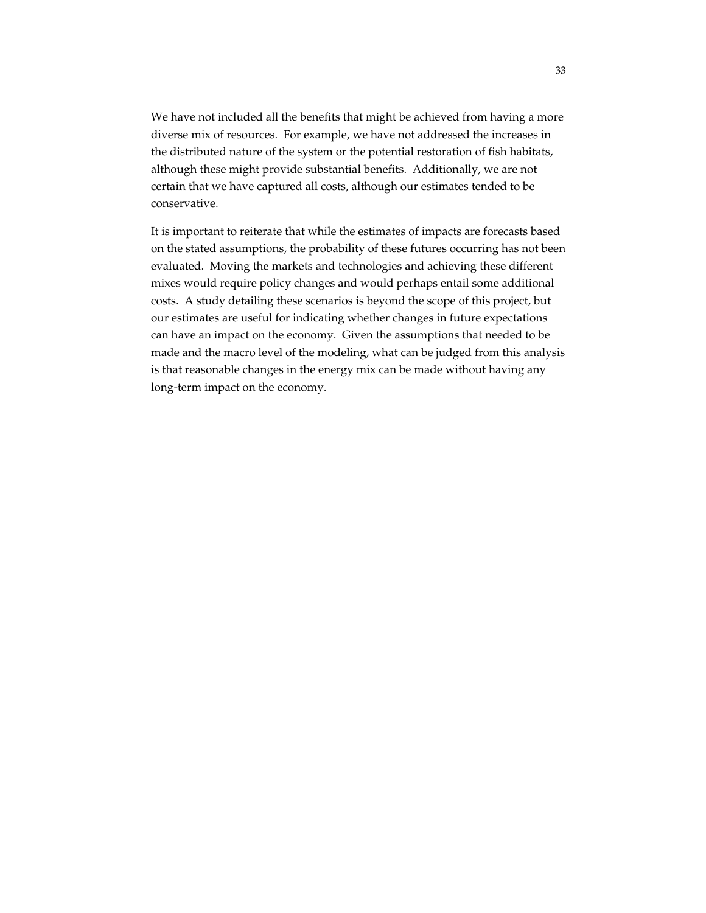We have not included all the benefits that might be achieved from having a more diverse mix of resources. For example, we have not addressed the increases in the distributed nature of the system or the potential restoration of fish habitats, although these might provide substantial benefits. Additionally, we are not certain that we have captured all costs, although our estimates tended to be conservative.

It is important to reiterate that while the estimates of impacts are forecasts based on the stated assumptions, the probability of these futures occurring has not been evaluated. Moving the markets and technologies and achieving these different mixes would require policy changes and would perhaps entail some additional costs. A study detailing these scenarios is beyond the scope of this project, but our estimates are useful for indicating whether changes in future expectations can have an impact on the economy. Given the assumptions that needed to be made and the macro level of the modeling, what can be judged from this analysis is that reasonable changes in the energy mix can be made without having any long-term impact on the economy.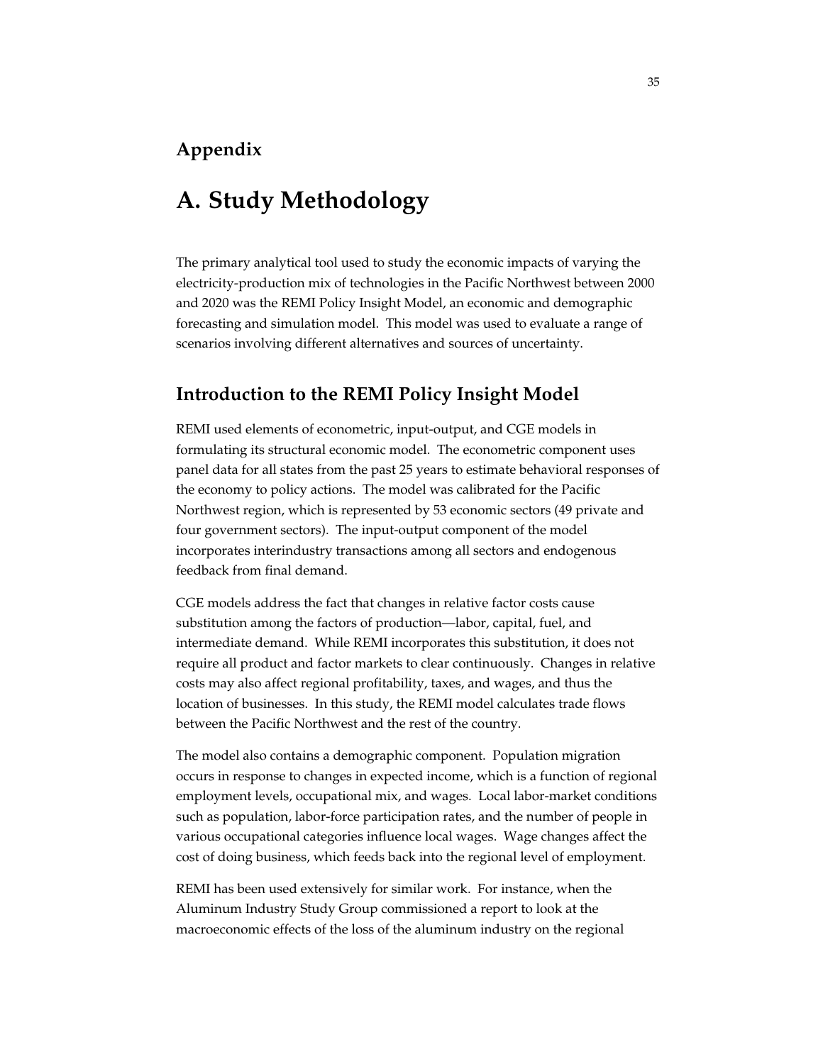## Appendix

# A. Study Methodology

The primary analytical tool used to study the economic impacts of varying the electricity-production mix of technologies in the Pacific Northwest between 2000 and 2020 was the REMI Policy Insight Model, an economic and demographic forecasting and simulation model. This model was used to evaluate a range of scenarios involving different alternatives and sources of uncertainty.

## Introduction to the REMI Policy Insight Model

REMI used elements of econometric, input-output, and CGE models in formulating its structural economic model. The econometric component uses panel data for all states from the past 25 years to estimate behavioral responses of the economy to policy actions. The model was calibrated for the Pacific Northwest region, which is represented by 53 economic sectors (49 private and four government sectors). The input-output component of the model incorporates interindustry transactions among all sectors and endogenous feedback from final demand.

CGE models address the fact that changes in relative factor costs cause substitution among the factors of production—labor, capital, fuel, and intermediate demand. While REMI incorporates this substitution, it does not require all product and factor markets to clear continuously. Changes in relative costs may also affect regional profitability, taxes, and wages, and thus the location of businesses. In this study, the REMI model calculates trade flows between the Pacific Northwest and the rest of the country.

The model also contains a demographic component. Population migration occurs in response to changes in expected income, which is a function of regional employment levels, occupational mix, and wages. Local labor-market conditions such as population, labor-force participation rates, and the number of people in various occupational categories influence local wages. Wage changes affect the cost of doing business, which feeds back into the regional level of employment.

REMI has been used extensively for similar work. For instance, when the Aluminum Industry Study Group commissioned a report to look at the macroeconomic effects of the loss of the aluminum industry on the regional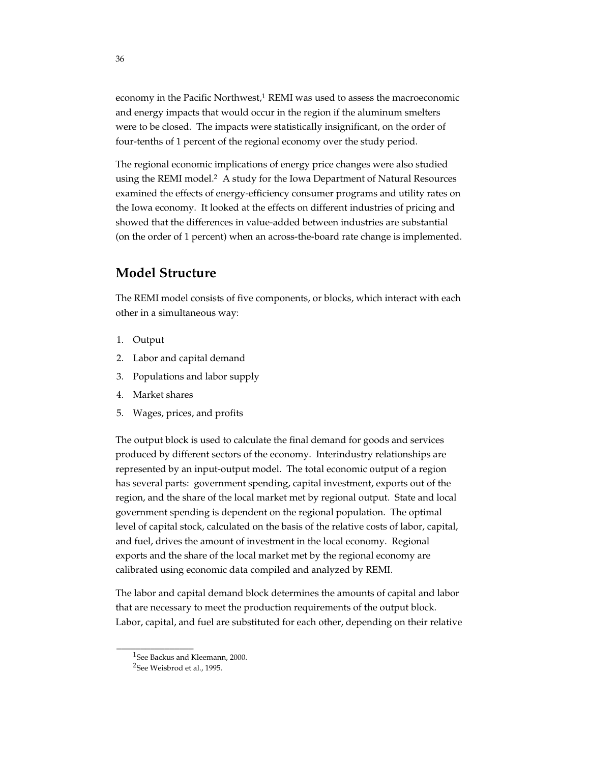economy in the Pacific Northwest,[1] REMI was used to assess the macroeconomic and energy impacts that would occur in the region if the aluminum smelters were to be closed. The impacts were statistically insignificant, on the order of four-tenths of 1 percent of the regional economy over the study period.

The regional economic implications of energy price changes were also studied using the REMI model.[2] A study for the Iowa Department of Natural Resources examined the effects of energy-efficiency consumer programs and utility rates on the Iowa economy. It looked at the effects on different industries of pricing and showed that the differences in value-added between industries are substantial (on the order of 1 percent) when an across-the-board rate change is implemented.

## Model Structure

The REMI model consists of five components, or blocks, which interact with each other in a simultaneous way:

1. Output
2. Labor and capital demand
3. Populations and labor supply
4. Market shares
5. Wages, prices, and profits

The output block is used to calculate the final demand for goods and services produced by different sectors of the economy. Interindustry relationships are represented by an input-output model. The total economic output of a region has several parts: government spending, capital investment, exports out of the region, and the share of the local market met by regional output. State and local government spending is dependent on the regional population. The optimal level of capital stock, calculated on the basis of the relative costs of labor, capital, and fuel, drives the amount of investment in the local economy. Regional exports and the share of the local market met by the regional economy are calibrated using economic data compiled and analyzed by REMI.

The labor and capital demand block determines the amounts of capital and labor that are necessary to meet the production requirements of the output block. Labor, capital, and fuel are substituted for each other, depending on their relative

[1] See Backus and Kleemann, 2000.

[2] See Weisbrod et al., 1995.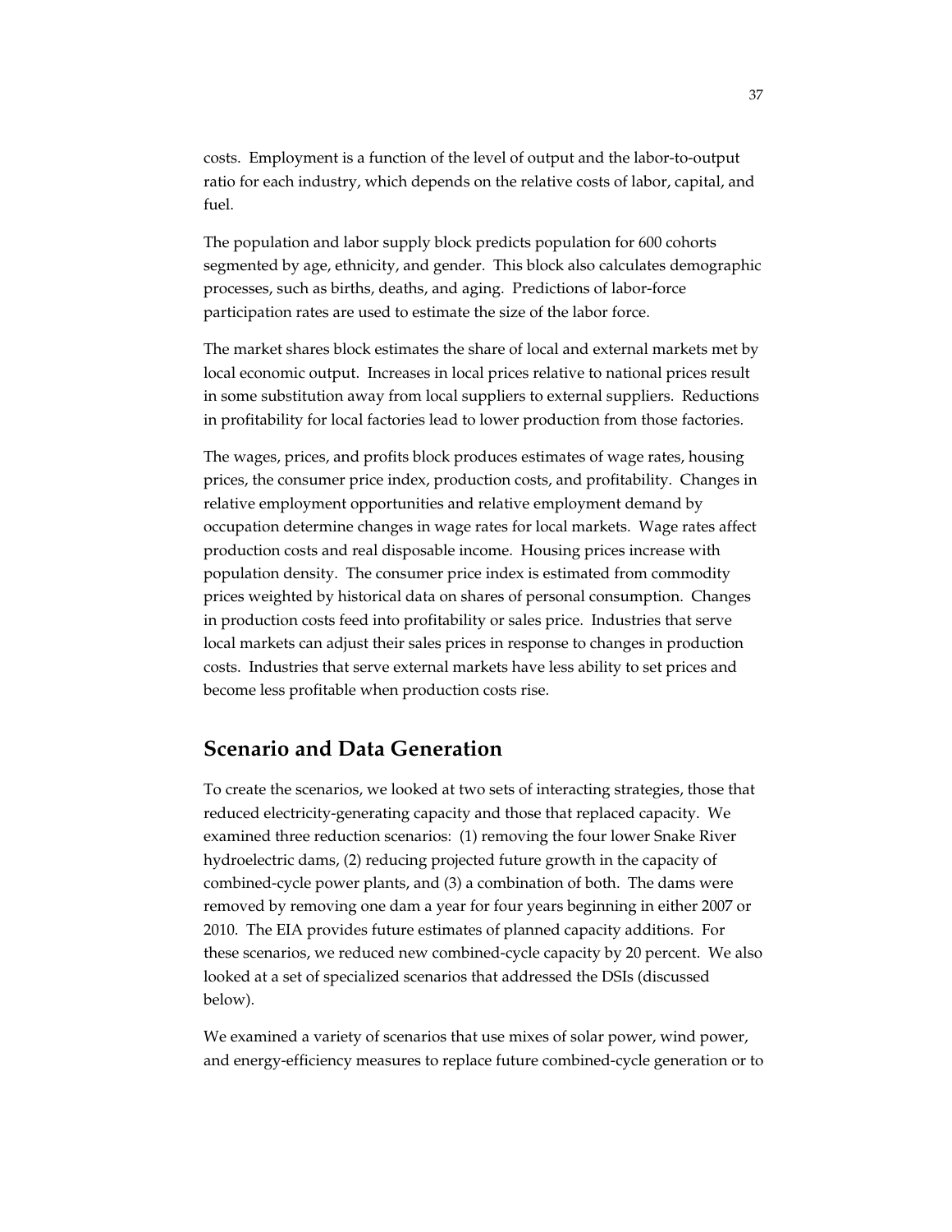costs. Employment is a function of the level of output and the labor-to-output ratio for each industry, which depends on the relative costs of labor, capital, and fuel.

The population and labor supply block predicts population for 600 cohorts segmented by age, ethnicity, and gender. This block also calculates demographic processes, such as births, deaths, and aging. Predictions of labor-force participation rates are used to estimate the size of the labor force.

The market shares block estimates the share of local and external markets met by local economic output. Increases in local prices relative to national prices result in some substitution away from local suppliers to external suppliers. Reductions in profitability for local factories lead to lower production from those factories.

The wages, prices, and profits block produces estimates of wage rates, housing prices, the consumer price index, production costs, and profitability. Changes in relative employment opportunities and relative employment demand by occupation determine changes in wage rates for local markets. Wage rates affect production costs and real disposable income. Housing prices increase with population density. The consumer price index is estimated from commodity prices weighted by historical data on shares of personal consumption. Changes in production costs feed into profitability or sales price. Industries that serve local markets can adjust their sales prices in response to changes in production costs. Industries that serve external markets have less ability to set prices and become less profitable when production costs rise.

## Scenario and Data Generation

To create the scenarios, we looked at two sets of interacting strategies, those that reduced electricity-generating capacity and those that replaced capacity. We examined three reduction scenarios: (1) removing the four lower Snake River hydroelectric dams, (2) reducing projected future growth in the capacity of combined-cycle power plants, and (3) a combination of both. The dams were removed by removing one dam a year for four years beginning in either 2007 or 2010. The EIA provides future estimates of planned capacity additions. For these scenarios, we reduced new combined-cycle capacity by 20 percent. We also looked at a set of specialized scenarios that addressed the DSIs (discussed below).

We examined a variety of scenarios that use mixes of solar power, wind power, and energy-efficiency measures to replace future combined-cycle generation or to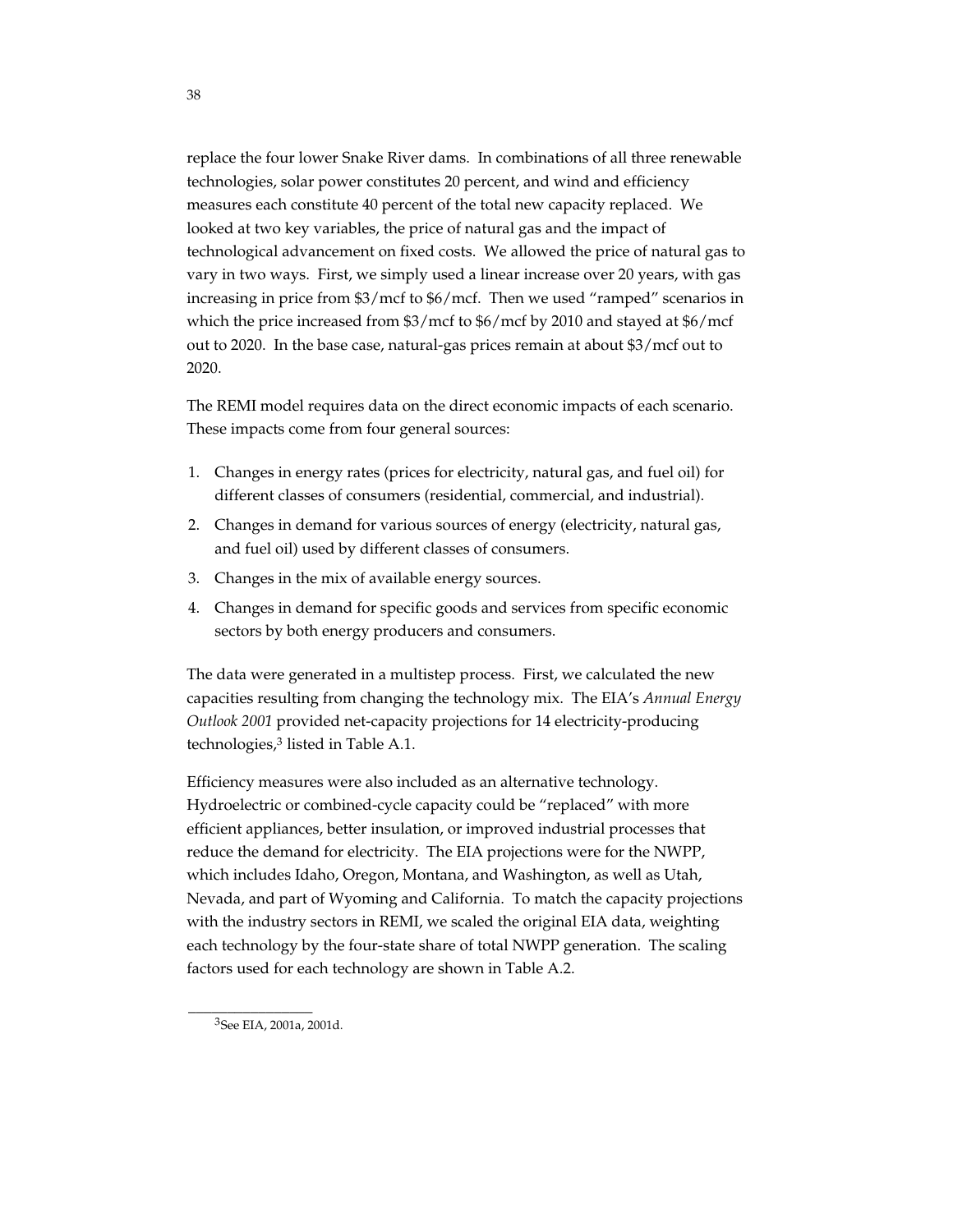replace the four lower Snake River dams. In combinations of all three renewable technologies, solar power constitutes 20 percent, and wind and efficiency measures each constitute 40 percent of the total new capacity replaced. We looked at two key variables, the price of natural gas and the impact of technological advancement on fixed costs. We allowed the price of natural gas to vary in two ways. First, we simply used a linear increase over 20 years, with gas increasing in price from $3/mcf to $6/mcf. Then we used "ramped" scenarios in which the price increased from $3/mcf to $6/mcf by 2010 and stayed at $6/mcf out to 2020. In the base case, natural-gas prices remain at about $3/mcf out to 2020.

The REMI model requires data on the direct economic impacts of each scenario. These impacts come from four general sources:

1. Changes in energy rates (prices for electricity, natural gas, and fuel oil) for different classes of consumers (residential, commercial, and industrial).
2. Changes in demand for various sources of energy (electricity, natural gas, and fuel oil) used by different classes of consumers.
3. Changes in the mix of available energy sources.
4. Changes in demand for specific goods and services from specific economic sectors by both energy producers and consumers.

The data were generated in a multistep process. First, we calculated the new capacities resulting from changing the technology mix. The EIA's *Annual Energy Outlook 2001* provided net-capacity projections for 14 electricity-producing technologies,[3] listed in Table A.1.

Efficiency measures were also included as an alternative technology. Hydroelectric or combined-cycle capacity could be "replaced" with more efficient appliances, better insulation, or improved industrial processes that reduce the demand for electricity. The EIA projections were for the NWPP, which includes Idaho, Oregon, Montana, and Washington, as well as Utah, Nevada, and part of Wyoming and California. To match the capacity projections with the industry sectors in REMI, we scaled the original EIA data, weighting each technology by the four-state share of total NWPP generation. The scaling factors used for each technology are shown in Table A.2.

---

[3] See EIA, 2001a, 2001d.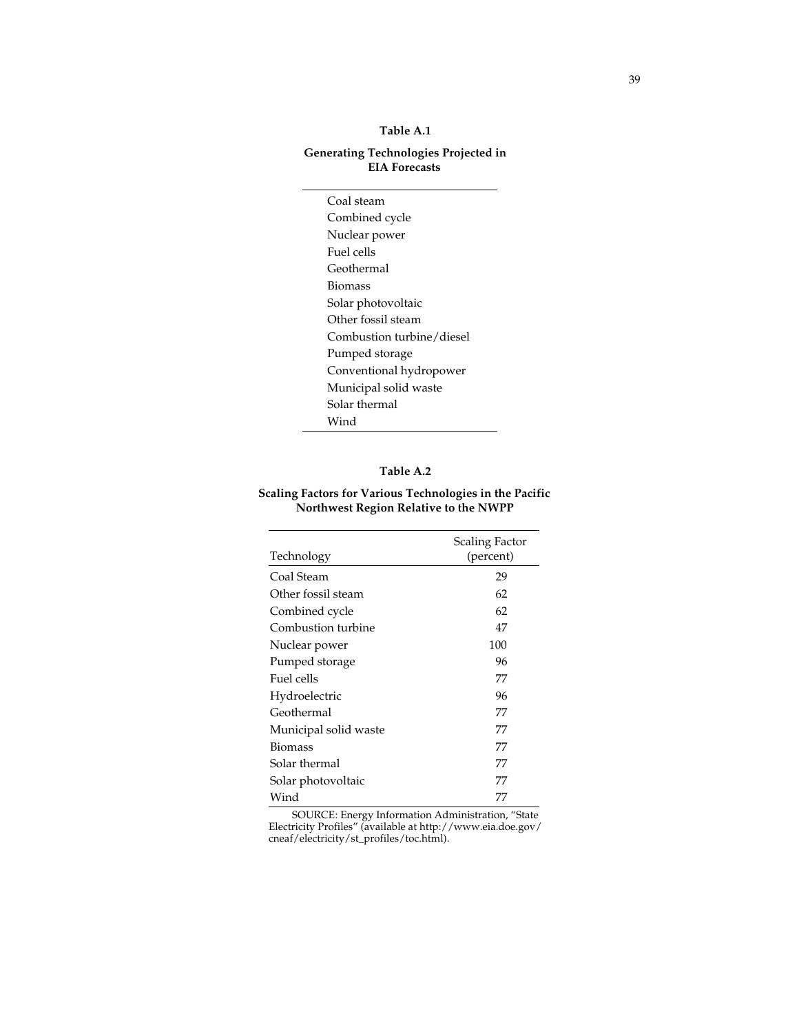**Table A.1**

**Generating Technologies Projected in EIA Forecasts**

| |
|---|
| Coal steam |
| Combined cycle |
| Nuclear power |
| Fuel cells |
| Geothermal |
| Biomass |
| Solar photovoltaic |
| Other fossil steam |
| Combustion turbine/diesel |
| Pumped storage |
| Conventional hydropower |
| Municipal solid waste |
| Solar thermal |
| Wind |

**Table A.2**

**Scaling Factors for Various Technologies in the Pacific Northwest Region Relative to the NWPP**

| Technology | Scaling Factor (percent) |
|---|---|
| Coal Steam | 29 |
| Other fossil steam | 62 |
| Combined cycle | 62 |
| Combustion turbine | 47 |
| Nuclear power | 100 |
| Pumped storage | 96 |
| Fuel cells | 77 |
| Hydroelectric | 96 |
| Geothermal | 77 |
| Municipal solid waste | 77 |
| Biomass | 77 |
| Solar thermal | 77 |
| Solar photovoltaic | 77 |
| Wind | 77 |

SOURCE: Energy Information Administration, "State Electricity Profiles" (available at http://www.eia.doe.gov/cneaf/electricity/st_profiles/toc.html).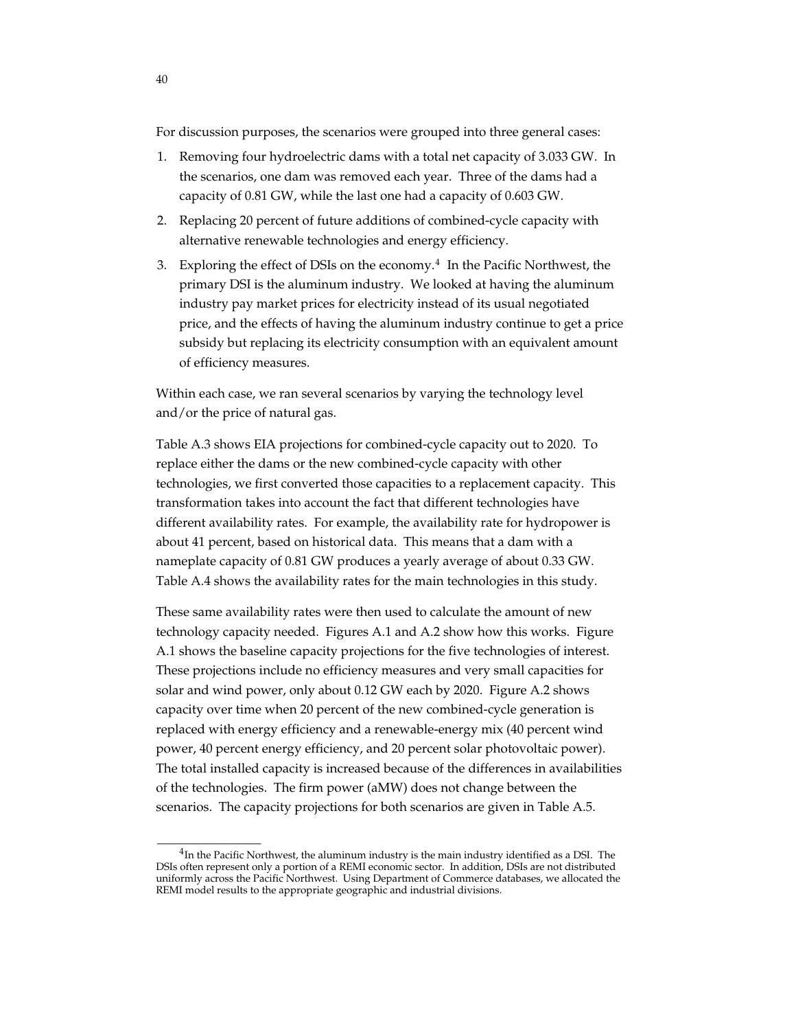For discussion purposes, the scenarios were grouped into three general cases:

1. Removing four hydroelectric dams with a total net capacity of 3.033 GW. In the scenarios, one dam was removed each year. Three of the dams had a capacity of 0.81 GW, while the last one had a capacity of 0.603 GW.
2. Replacing 20 percent of future additions of combined-cycle capacity with alternative renewable technologies and energy efficiency.
3. Exploring the effect of DSIs on the economy.[4] In the Pacific Northwest, the primary DSI is the aluminum industry. We looked at having the aluminum industry pay market prices for electricity instead of its usual negotiated price, and the effects of having the aluminum industry continue to get a price subsidy but replacing its electricity consumption with an equivalent amount of efficiency measures.

Within each case, we ran several scenarios by varying the technology level and/or the price of natural gas.

Table A.3 shows EIA projections for combined-cycle capacity out to 2020. To replace either the dams or the new combined-cycle capacity with other technologies, we first converted those capacities to a replacement capacity. This transformation takes into account the fact that different technologies have different availability rates. For example, the availability rate for hydropower is about 41 percent, based on historical data. This means that a dam with a nameplate capacity of 0.81 GW produces a yearly average of about 0.33 GW. Table A.4 shows the availability rates for the main technologies in this study.

These same availability rates were then used to calculate the amount of new technology capacity needed. Figures A.1 and A.2 show how this works. Figure A.1 shows the baseline capacity projections for the five technologies of interest. These projections include no efficiency measures and very small capacities for solar and wind power, only about 0.12 GW each by 2020. Figure A.2 shows capacity over time when 20 percent of the new combined-cycle generation is replaced with energy efficiency and a renewable-energy mix (40 percent wind power, 40 percent energy efficiency, and 20 percent solar photovoltaic power). The total installed capacity is increased because of the differences in availabilities of the technologies. The firm power (aMW) does not change between the scenarios. The capacity projections for both scenarios are given in Table A.5.

---

[4] In the Pacific Northwest, the aluminum industry is the main industry identified as a DSI. The DSIs often represent only a portion of a REMI economic sector. In addition, DSIs are not distributed uniformly across the Pacific Northwest. Using Department of Commerce databases, we allocated the REMI model results to the appropriate geographic and industrial divisions.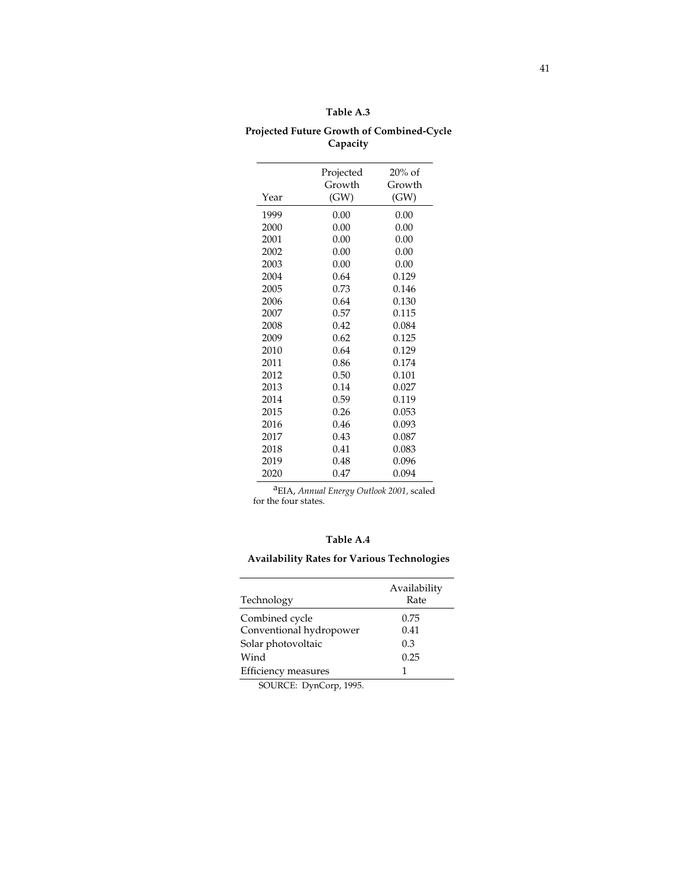**Table A.3**

**Projected Future Growth of Combined-Cycle Capacity**

| Year | Projected Growth (GW) | 20% of Growth (GW) |
|---|---|---|
| 1999 | 0.00 | 0.00 |
| 2000 | 0.00 | 0.00 |
| 2001 | 0.00 | 0.00 |
| 2002 | 0.00 | 0.00 |
| 2003 | 0.00 | 0.00 |
| 2004 | 0.64 | 0.129 |
| 2005 | 0.73 | 0.146 |
| 2006 | 0.64 | 0.130 |
| 2007 | 0.57 | 0.115 |
| 2008 | 0.42 | 0.084 |
| 2009 | 0.62 | 0.125 |
| 2010 | 0.64 | 0.129 |
| 2011 | 0.86 | 0.174 |
| 2012 | 0.50 | 0.101 |
| 2013 | 0.14 | 0.027 |
| 2014 | 0.59 | 0.119 |
| 2015 | 0.26 | 0.053 |
| 2016 | 0.46 | 0.093 |
| 2017 | 0.43 | 0.087 |
| 2018 | 0.41 | 0.083 |
| 2019 | 0.48 | 0.096 |
| 2020 | 0.47 | 0.094 |

[a]EIA, *Annual Energy Outlook 2001*, scaled for the four states.

**Table A.4**

**Availability Rates for Various Technologies**

| Technology | Availability Rate |
|---|---|
| Combined cycle | 0.75 |
| Conventional hydropower | 0.41 |
| Solar photovoltaic | 0.3 |
| Wind | 0.25 |
| Efficiency measures | 1 |

SOURCE: DynCorp, 1995.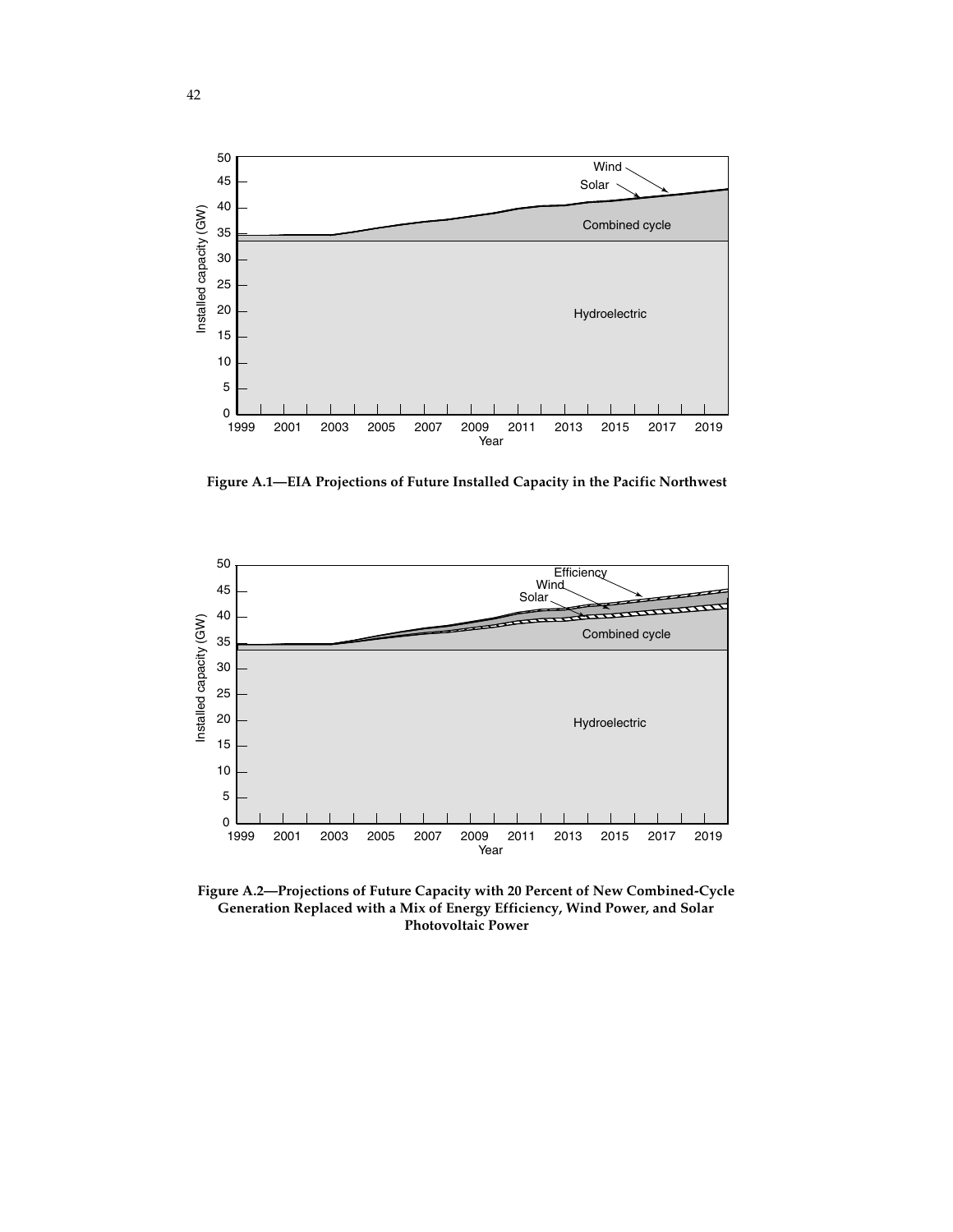Figure A.1—EIA Projections of Future Installed Capacity in the Pacific Northwest

Figure A.2—Projections of Future Capacity with 20 Percent of New Combined-Cycle Generation Replaced with a Mix of Energy Efficiency, Wind Power, and Solar Photovoltaic Power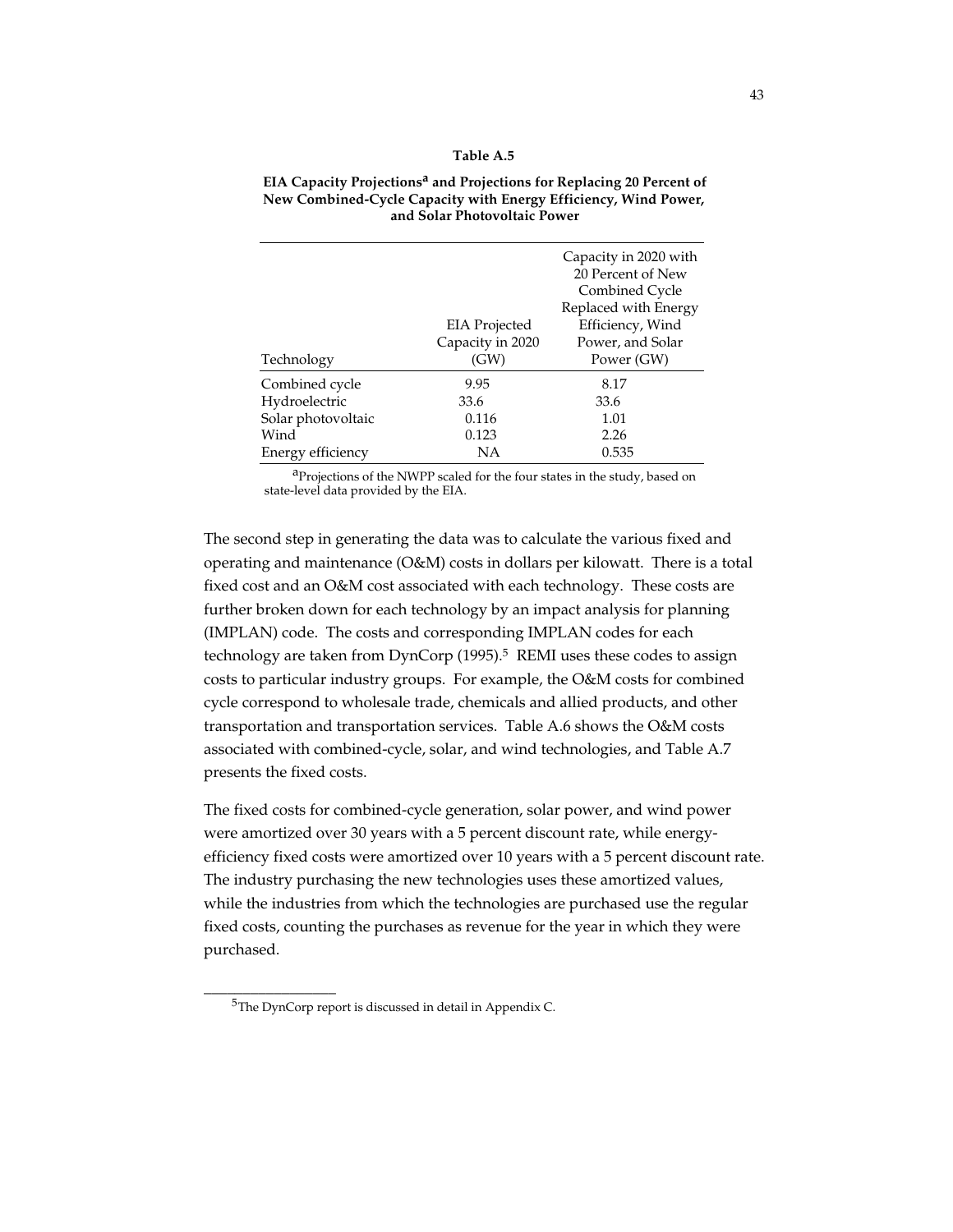**Table A.5**

**EIA Capacity Projections[a] and Projections for Replacing 20 Percent of New Combined-Cycle Capacity with Energy Efficiency, Wind Power, and Solar Photovoltaic Power**

| Technology | EIA Projected Capacity in 2020 (GW) | Capacity in 2020 with 20 Percent of New Combined Cycle Replaced with Energy Efficiency, Wind Power, and Solar Power (GW) |
|---|---|---|
| Combined cycle | 9.95 | 8.17 |
| Hydroelectric | 33.6 | 33.6 |
| Solar photovoltaic | 0.116 | 1.01 |
| Wind | 0.123 | 2.26 |
| Energy efficiency | NA | 0.535 |

[a]Projections of the NWPP scaled for the four states in the study, based on state-level data provided by the EIA.

The second step in generating the data was to calculate the various fixed and operating and maintenance (O&M) costs in dollars per kilowatt. There is a total fixed cost and an O&M cost associated with each technology. These costs are further broken down for each technology by an impact analysis for planning (IMPLAN) code. The costs and corresponding IMPLAN codes for each technology are taken from DynCorp (1995).[5] REMI uses these codes to assign costs to particular industry groups. For example, the O&M costs for combined cycle correspond to wholesale trade, chemicals and allied products, and other transportation and transportation services. Table A.6 shows the O&M costs associated with combined-cycle, solar, and wind technologies, and Table A.7 presents the fixed costs.

The fixed costs for combined-cycle generation, solar power, and wind power were amortized over 30 years with a 5 percent discount rate, while energy-efficiency fixed costs were amortized over 10 years with a 5 percent discount rate. The industry purchasing the new technologies uses these amortized values, while the industries from which the technologies are purchased use the regular fixed costs, counting the purchases as revenue for the year in which they were purchased.

[5]The DynCorp report is discussed in detail in Appendix C.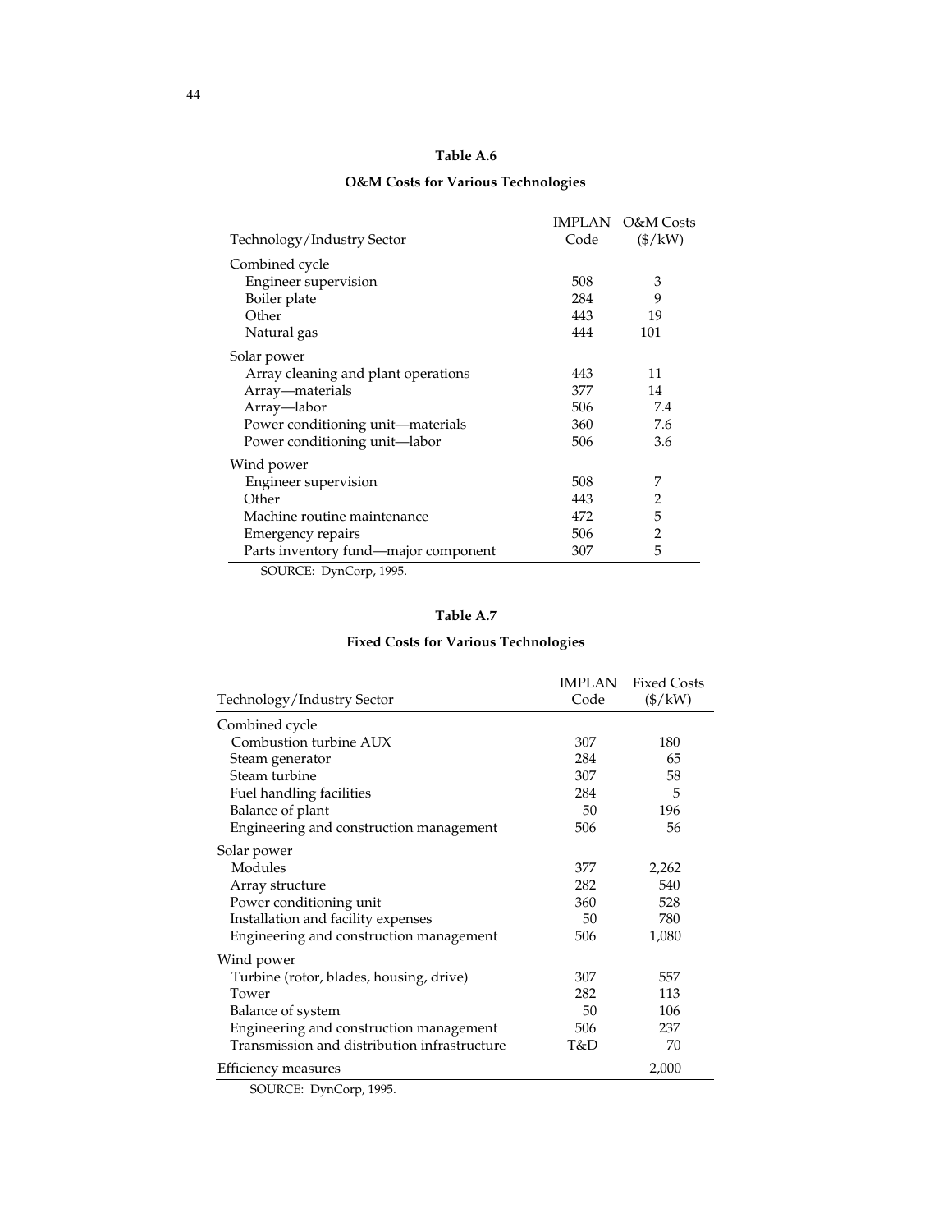**Table A.6**

**O&M Costs for Various Technologies**

| Technology/Industry Sector | IMPLAN Code | O&M Costs ($/kW) |
|---|---|---|
| Combined cycle | | |
| Engineer supervision | 508 | 3 |
| Boiler plate | 284 | 9 |
| Other | 443 | 19 |
| Natural gas | 444 | 101 |
| Solar power | | |
| Array cleaning and plant operations | 443 | 11 |
| Array—materials | 377 | 14 |
| Array—labor | 506 | 7.4 |
| Power conditioning unit—materials | 360 | 7.6 |
| Power conditioning unit—labor | 506 | 3.6 |
| Wind power | | |
| Engineer supervision | 508 | 7 |
| Other | 443 | 2 |
| Machine routine maintenance | 472 | 5 |
| Emergency repairs | 506 | 2 |
| Parts inventory fund—major component | 307 | 5 |

SOURCE: DynCorp, 1995.

**Table A.7**

**Fixed Costs for Various Technologies**

| Technology/Industry Sector | IMPLAN Code | Fixed Costs ($/kW) |
|---|---|---|
| Combined cycle | | |
| Combustion turbine AUX | 307 | 180 |
| Steam generator | 284 | 65 |
| Steam turbine | 307 | 58 |
| Fuel handling facilities | 284 | 5 |
| Balance of plant | 50 | 196 |
| Engineering and construction management | 506 | 56 |
| Solar power | | |
| Modules | 377 | 2,262 |
| Array structure | 282 | 540 |
| Power conditioning unit | 360 | 528 |
| Installation and facility expenses | 50 | 780 |
| Engineering and construction management | 506 | 1,080 |
| Wind power | | |
| Turbine (rotor, blades, housing, drive) | 307 | 557 |
| Tower | 282 | 113 |
| Balance of system | 50 | 106 |
| Engineering and construction management | 506 | 237 |
| Transmission and distribution infrastructure | T&D | 70 |
| Efficiency measures | | 2,000 |

SOURCE: DynCorp, 1995.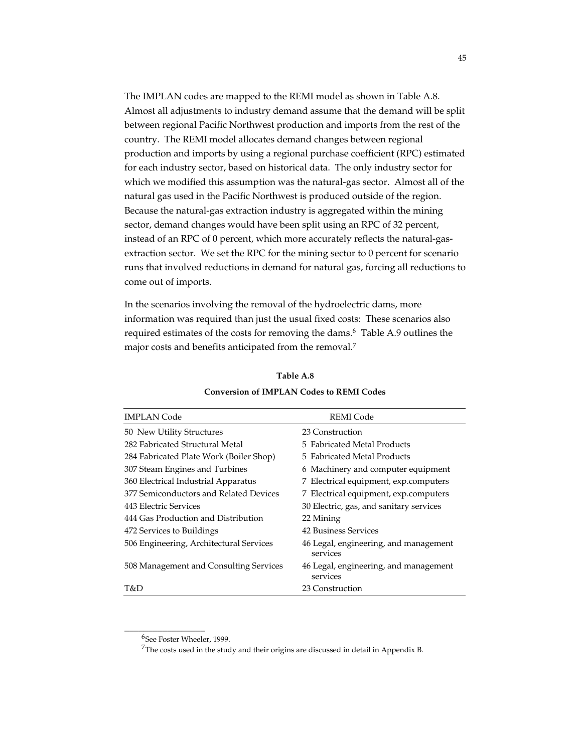The IMPLAN codes are mapped to the REMI model as shown in Table A.8. Almost all adjustments to industry demand assume that the demand will be split between regional Pacific Northwest production and imports from the rest of the country. The REMI model allocates demand changes between regional production and imports by using a regional purchase coefficient (RPC) estimated for each industry sector, based on historical data. The only industry sector for which we modified this assumption was the natural-gas sector. Almost all of the natural gas used in the Pacific Northwest is produced outside of the region. Because the natural-gas extraction industry is aggregated within the mining sector, demand changes would have been split using an RPC of 32 percent, instead of an RPC of 0 percent, which more accurately reflects the natural-gas-extraction sector. We set the RPC for the mining sector to 0 percent for scenario runs that involved reductions in demand for natural gas, forcing all reductions to come out of imports.

In the scenarios involving the removal of the hydroelectric dams, more information was required than just the usual fixed costs: These scenarios also required estimates of the costs for removing the dams.[6] Table A.9 outlines the major costs and benefits anticipated from the removal.[7]

**Table A.8**

**Conversion of IMPLAN Codes to REMI Codes**

| IMPLAN Code | REMI Code |
|---|---|
| 50 New Utility Structures | 23 Construction |
| 282 Fabricated Structural Metal | 5 Fabricated Metal Products |
| 284 Fabricated Plate Work (Boiler Shop) | 5 Fabricated Metal Products |
| 307 Steam Engines and Turbines | 6 Machinery and computer equipment |
| 360 Electrical Industrial Apparatus | 7 Electrical equipment, exp.computers |
| 377 Semiconductors and Related Devices | 7 Electrical equipment, exp.computers |
| 443 Electric Services | 30 Electric, gas, and sanitary services |
| 444 Gas Production and Distribution | 22 Mining |
| 472 Services to Buildings | 42 Business Services |
| 506 Engineering, Architectural Services | 46 Legal, engineering, and management services |
| 508 Management and Consulting Services | 46 Legal, engineering, and management services |
| T&D | 23 Construction |

[6] See Foster Wheeler, 1999.

[7] The costs used in the study and their origins are discussed in detail in Appendix B.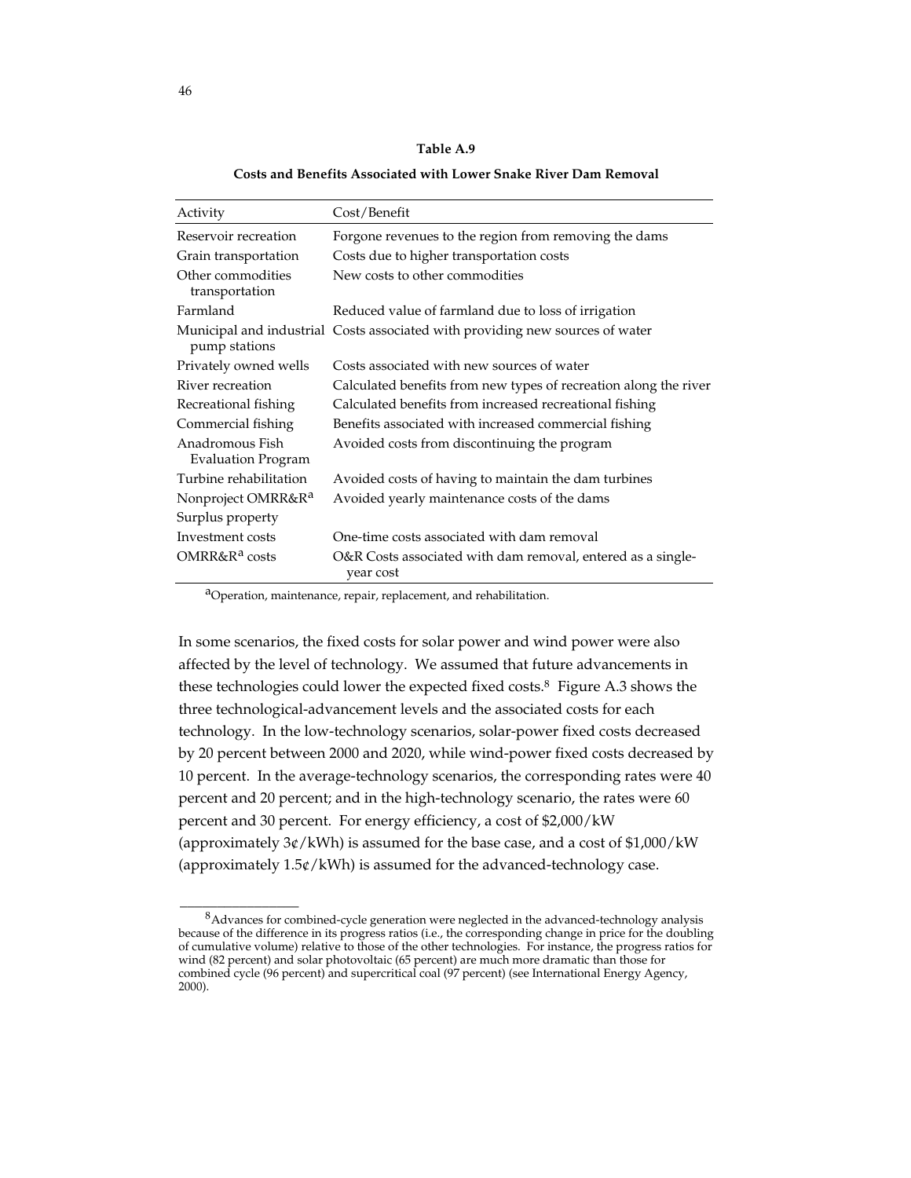**Table A.9**

**Costs and Benefits Associated with Lower Snake River Dam Removal**

| Activity | Cost/Benefit |
|---|---|
| Reservoir recreation | Forgone revenues to the region from removing the dams |
| Grain transportation | Costs due to higher transportation costs |
| Other commodities transportation | New costs to other commodities |
| Farmland | Reduced value of farmland due to loss of irrigation |
| Municipal and industrial pump stations | Costs associated with providing new sources of water |
| Privately owned wells | Costs associated with new sources of water |
| River recreation | Calculated benefits from new types of recreation along the river |
| Recreational fishing | Calculated benefits from increased recreational fishing |
| Commercial fishing | Benefits associated with increased commercial fishing |
| Anadromous Fish Evaluation Program | Avoided costs from discontinuing the program |
| Turbine rehabilitation | Avoided costs of having to maintain the dam turbines |
| Nonproject OMRR&R[a] | Avoided yearly maintenance costs of the dams |
| Surplus property | |
| Investment costs | One-time costs associated with dam removal |
| OMRR&R[a] costs | O&R Costs associated with dam removal, entered as a single-year cost |

[a]Operation, maintenance, repair, replacement, and rehabilitation.

In some scenarios, the fixed costs for solar power and wind power were also affected by the level of technology. We assumed that future advancements in these technologies could lower the expected fixed costs.[8] Figure A.3 shows the three technological-advancement levels and the associated costs for each technology. In the low-technology scenarios, solar-power fixed costs decreased by 20 percent between 2000 and 2020, while wind-power fixed costs decreased by 10 percent. In the average-technology scenarios, the corresponding rates were 40 percent and 20 percent; and in the high-technology scenario, the rates were 60 percent and 30 percent. For energy efficiency, a cost of $2,000/kW (approximately 3¢/kWh) is assumed for the base case, and a cost of $1,000/kW (approximately 1.5¢/kWh) is assumed for the advanced-technology case.

---

[8]Advances for combined-cycle generation were neglected in the advanced-technology analysis because of the difference in its progress ratios (i.e., the corresponding change in price for the doubling of cumulative volume) relative to those of the other technologies. For instance, the progress ratios for wind (82 percent) and solar photovoltaic (65 percent) are much more dramatic than those for combined cycle (96 percent) and supercritical coal (97 percent) (see International Energy Agency, 2000).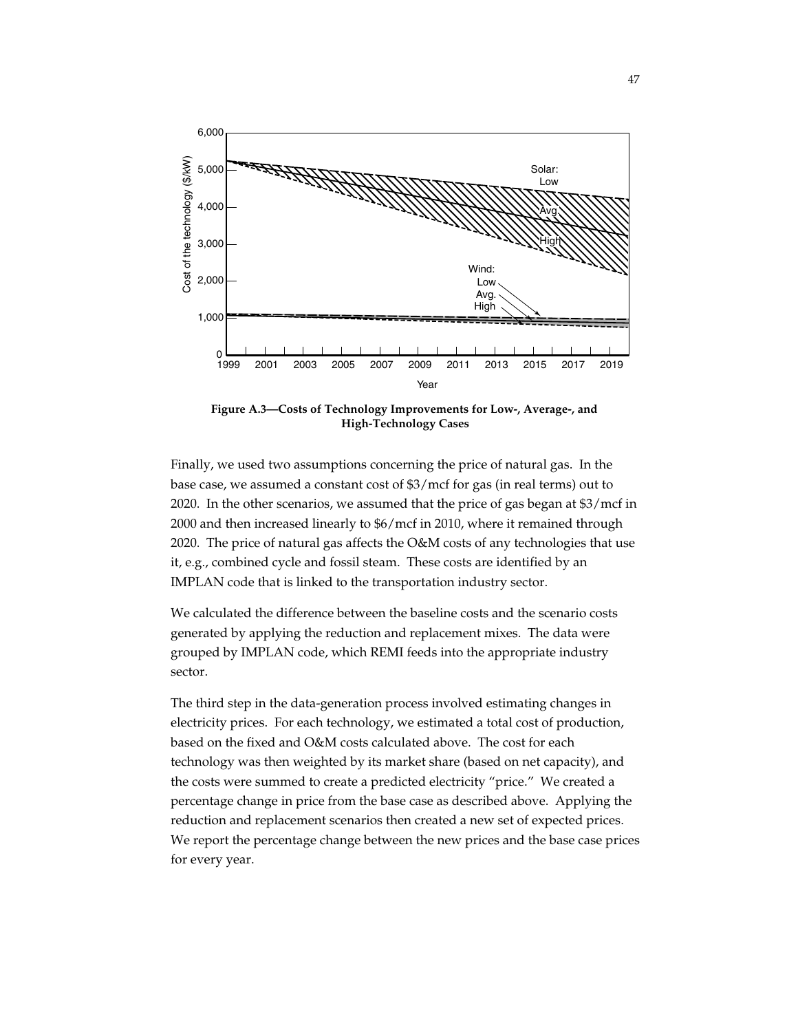**Figure A.3—Costs of Technology Improvements for Low-, Average-, and High-Technology Cases**

Finally, we used two assumptions concerning the price of natural gas. In the base case, we assumed a constant cost of $3/mcf for gas (in real terms) out to 2020. In the other scenarios, we assumed that the price of gas began at $3/mcf in 2000 and then increased linearly to $6/mcf in 2010, where it remained through 2020. The price of natural gas affects the O&M costs of any technologies that use it, e.g., combined cycle and fossil steam. These costs are identified by an IMPLAN code that is linked to the transportation industry sector.

We calculated the difference between the baseline costs and the scenario costs generated by applying the reduction and replacement mixes. The data were grouped by IMPLAN code, which REMI feeds into the appropriate industry sector.

The third step in the data-generation process involved estimating changes in electricity prices. For each technology, we estimated a total cost of production, based on the fixed and O&M costs calculated above. The cost for each technology was then weighted by its market share (based on net capacity), and the costs were summed to create a predicted electricity "price." We created a percentage change in price from the base case as described above. Applying the reduction and replacement scenarios then created a new set of expected prices. We report the percentage change between the new prices and the base case prices for every year.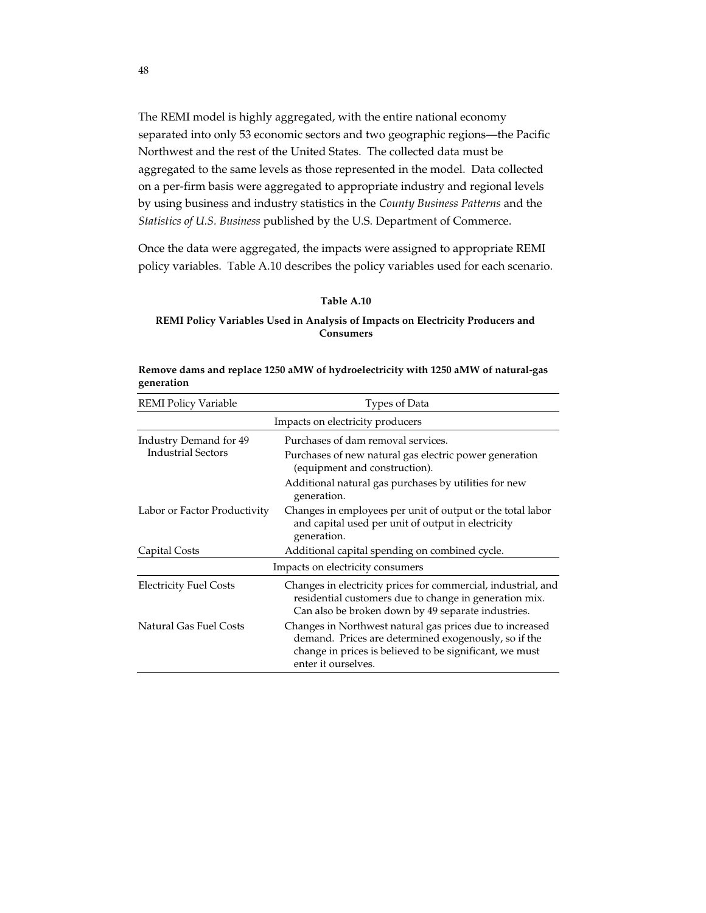The REMI model is highly aggregated, with the entire national economy separated into only 53 economic sectors and two geographic regions—the Pacific Northwest and the rest of the United States. The collected data must be aggregated to the same levels as those represented in the model. Data collected on a per-firm basis were aggregated to appropriate industry and regional levels by using business and industry statistics in the *County Business Patterns* and the *Statistics of U.S. Business* published by the U.S. Department of Commerce.

Once the data were aggregated, the impacts were assigned to appropriate REMI policy variables. Table A.10 describes the policy variables used for each scenario.

**Table A.10**

**REMI Policy Variables Used in Analysis of Impacts on Electricity Producers and Consumers**

**Remove dams and replace 1250 aMW of hydroelectricity with 1250 aMW of natural-gas generation**

| REMI Policy Variable | Types of Data |
|---|---|
| | Impacts on electricity producers |
| Industry Demand for 49 Industrial Sectors | Purchases of dam removal services. |
| | Purchases of new natural gas electric power generation (equipment and construction). |
| | Additional natural gas purchases by utilities for new generation. |
| Labor or Factor Productivity | Changes in employees per unit of output or the total labor and capital used per unit of output in electricity generation. |
| Capital Costs | Additional capital spending on combined cycle. |
| | Impacts on electricity consumers |
| Electricity Fuel Costs | Changes in electricity prices for commercial, industrial, and residential customers due to change in generation mix. Can also be broken down by 49 separate industries. |
| Natural Gas Fuel Costs | Changes in Northwest natural gas prices due to increased demand. Prices are determined exogenously, so if the change in prices is believed to be significant, we must enter it ourselves. |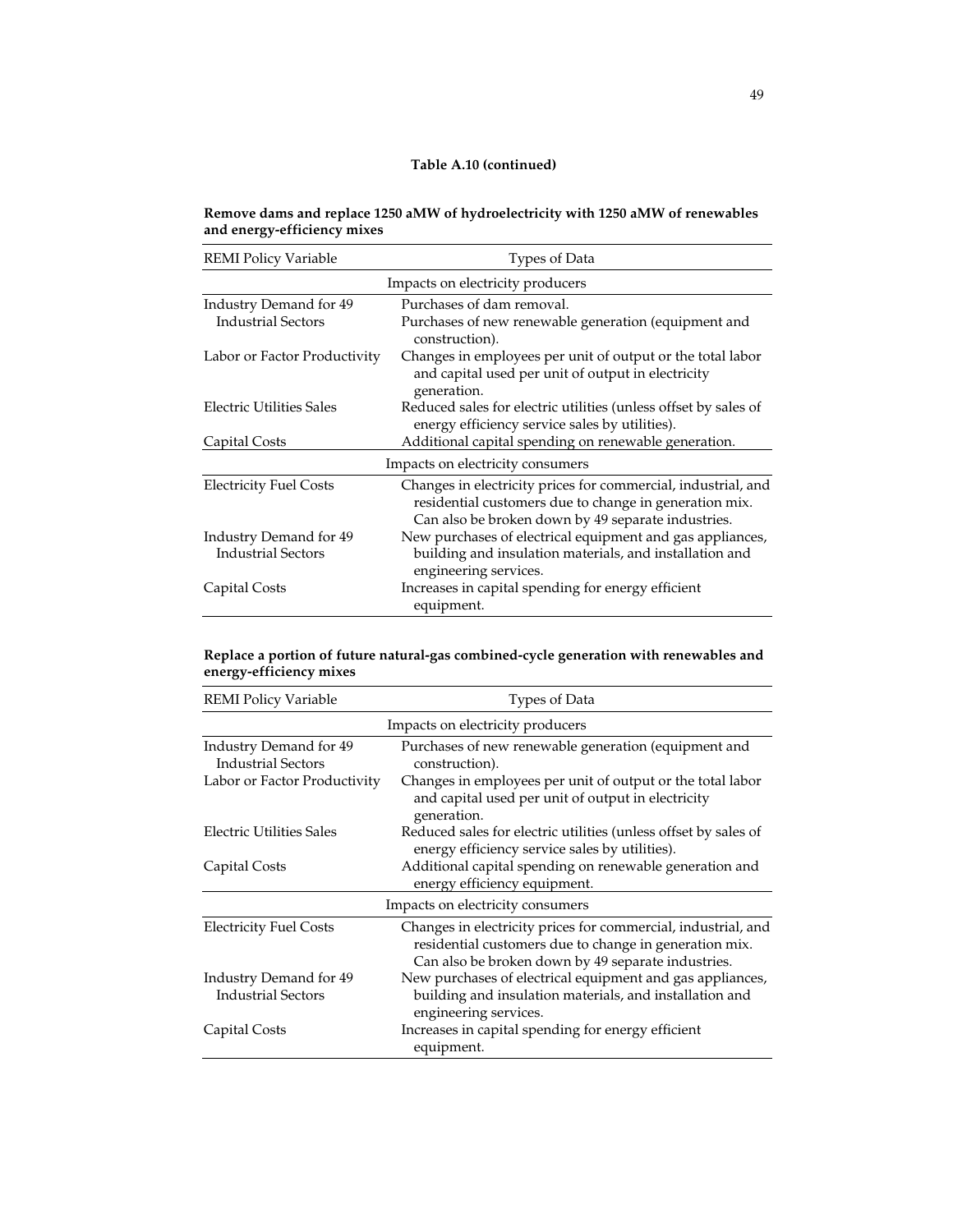**Table A.10 (continued)**

**Remove dams and replace 1250 aMW of hydroelectricity with 1250 aMW of renewables and energy-efficiency mixes**

| REMI Policy Variable | Types of Data |
|---|---|
| | Impacts on electricity producers |
| Industry Demand for 49 Industrial Sectors | Purchases of dam removal. Purchases of new renewable generation (equipment and construction). |
| Labor or Factor Productivity | Changes in employees per unit of output or the total labor and capital used per unit of output in electricity generation. |
| Electric Utilities Sales | Reduced sales for electric utilities (unless offset by sales of energy efficiency service sales by utilities). |
| Capital Costs | Additional capital spending on renewable generation. |
| | Impacts on electricity consumers |
| Electricity Fuel Costs | Changes in electricity prices for commercial, industrial, and residential customers due to change in generation mix. Can also be broken down by 49 separate industries. |
| Industry Demand for 49 Industrial Sectors | New purchases of electrical equipment and gas appliances, building and insulation materials, and installation and engineering services. |
| Capital Costs | Increases in capital spending for energy efficient equipment. |

**Replace a portion of future natural-gas combined-cycle generation with renewables and energy-efficiency mixes**

| REMI Policy Variable | Types of Data |
|---|---|
| | Impacts on electricity producers |
| Industry Demand for 49 Industrial Sectors | Purchases of new renewable generation (equipment and construction). |
| Labor or Factor Productivity | Changes in employees per unit of output or the total labor and capital used per unit of output in electricity generation. |
| Electric Utilities Sales | Reduced sales for electric utilities (unless offset by sales of energy efficiency service sales by utilities). |
| Capital Costs | Additional capital spending on renewable generation and energy efficiency equipment. |
| | Impacts on electricity consumers |
| Electricity Fuel Costs | Changes in electricity prices for commercial, industrial, and residential customers due to change in generation mix. Can also be broken down by 49 separate industries. |
| Industry Demand for 49 Industrial Sectors | New purchases of electrical equipment and gas appliances, building and insulation materials, and installation and engineering services. |
| Capital Costs | Increases in capital spending for energy efficient equipment. |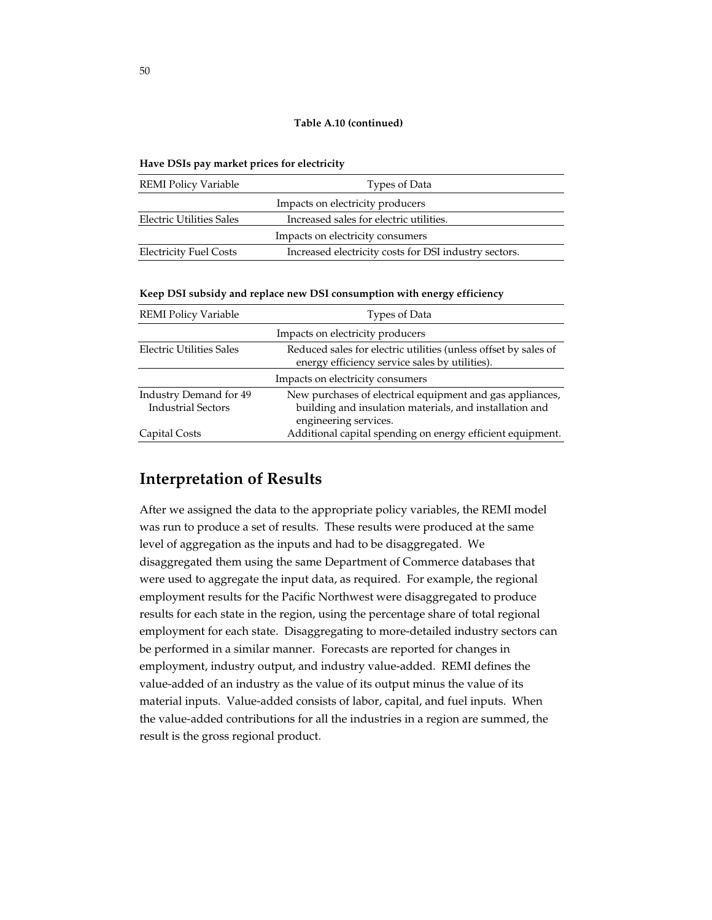**Table A.10 (continued)**

**Have DSIs pay market prices for electricity**

| REMI Policy Variable | Types of Data |
|---|---|
| | Impacts on electricity producers |
| Electric Utilities Sales | Increased sales for electric utilities. |
| | Impacts on electricity consumers |
| Electricity Fuel Costs | Increased electricity costs for DSI industry sectors. |

**Keep DSI subsidy and replace new DSI consumption with energy efficiency**

| REMI Policy Variable | Types of Data |
|---|---|
| | Impacts on electricity producers |
| Electric Utilities Sales | Reduced sales for electric utilities (unless offset by sales of energy efficiency service sales by utilities). |
| | Impacts on electricity consumers |
| Industry Demand for 49 Industrial Sectors | New purchases of electrical equipment and gas appliances, building and insulation materials, and installation and engineering services. |
| Capital Costs | Additional capital spending on energy efficient equipment. |

## Interpretation of Results

After we assigned the data to the appropriate policy variables, the REMI model was run to produce a set of results. These results were produced at the same level of aggregation as the inputs and had to be disaggregated. We disaggregated them using the same Department of Commerce databases that were used to aggregate the input data, as required. For example, the regional employment results for the Pacific Northwest were disaggregated to produce results for each state in the region, using the percentage share of total regional employment for each state. Disaggregating to more-detailed industry sectors can be performed in a similar manner. Forecasts are reported for changes in employment, industry output, and industry value-added. REMI defines the value-added of an industry as the value of its output minus the value of its material inputs. Value-added consists of labor, capital, and fuel inputs. When the value-added contributions for all the industries in a region are summed, the result is the gross regional product.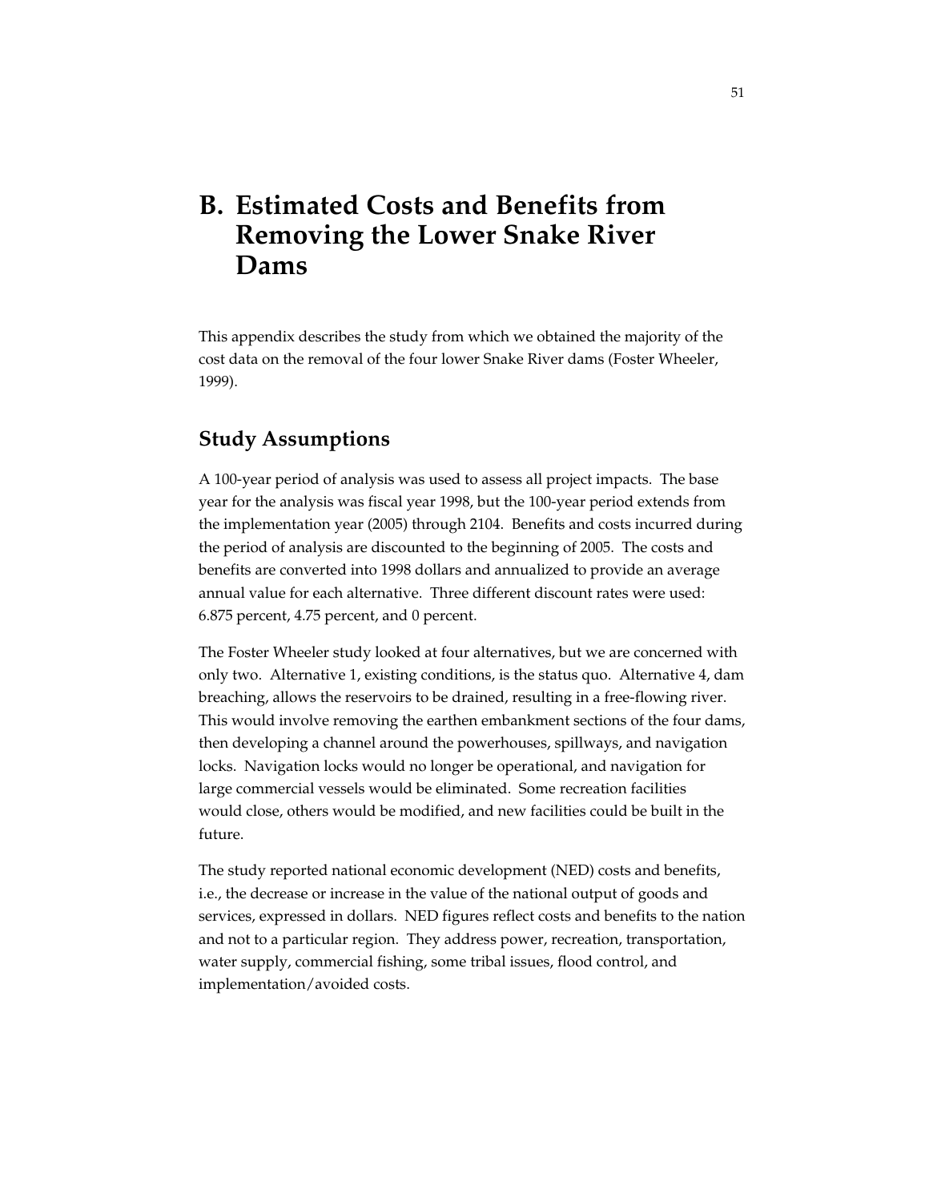# B. Estimated Costs and Benefits from Removing the Lower Snake River Dams

This appendix describes the study from which we obtained the majority of the cost data on the removal of the four lower Snake River dams (Foster Wheeler, 1999).

## Study Assumptions

A 100-year period of analysis was used to assess all project impacts. The base year for the analysis was fiscal year 1998, but the 100-year period extends from the implementation year (2005) through 2104. Benefits and costs incurred during the period of analysis are discounted to the beginning of 2005. The costs and benefits are converted into 1998 dollars and annualized to provide an average annual value for each alternative. Three different discount rates were used: 6.875 percent, 4.75 percent, and 0 percent.

The Foster Wheeler study looked at four alternatives, but we are concerned with only two. Alternative 1, existing conditions, is the status quo. Alternative 4, dam breaching, allows the reservoirs to be drained, resulting in a free-flowing river. This would involve removing the earthen embankment sections of the four dams, then developing a channel around the powerhouses, spillways, and navigation locks. Navigation locks would no longer be operational, and navigation for large commercial vessels would be eliminated. Some recreation facilities would close, others would be modified, and new facilities could be built in the future.

The study reported national economic development (NED) costs and benefits, i.e., the decrease or increase in the value of the national output of goods and services, expressed in dollars. NED figures reflect costs and benefits to the nation and not to a particular region. They address power, recreation, transportation, water supply, commercial fishing, some tribal issues, flood control, and implementation/avoided costs.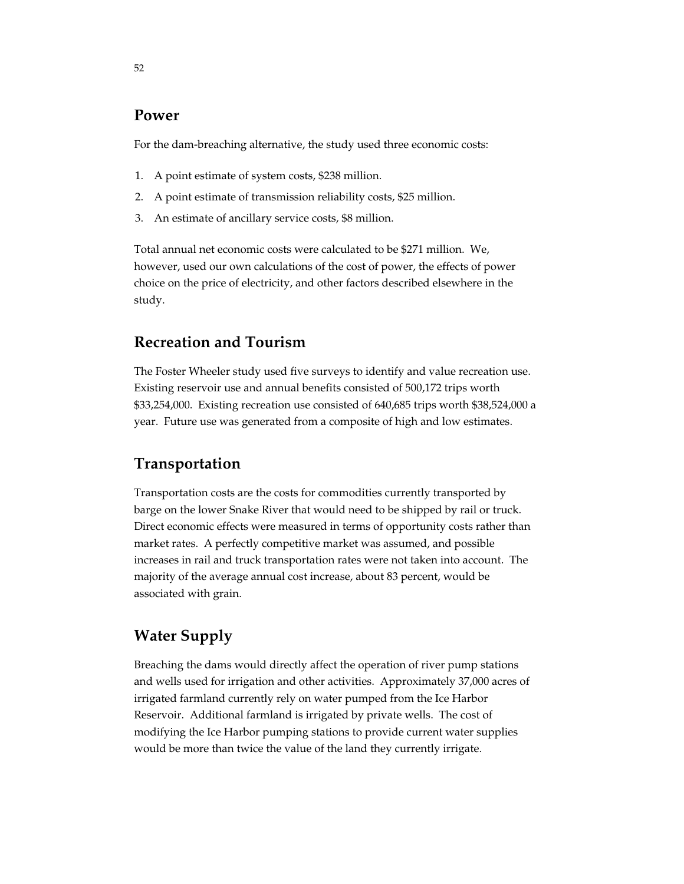## Power

For the dam-breaching alternative, the study used three economic costs:

1. A point estimate of system costs, $238 million.
2. A point estimate of transmission reliability costs, $25 million.
3. An estimate of ancillary service costs, $8 million.

Total annual net economic costs were calculated to be $271 million. We, however, used our own calculations of the cost of power, the effects of power choice on the price of electricity, and other factors described elsewhere in the study.

## Recreation and Tourism

The Foster Wheeler study used five surveys to identify and value recreation use. Existing reservoir use and annual benefits consisted of 500,172 trips worth $33,254,000. Existing recreation use consisted of 640,685 trips worth $38,524,000 a year. Future use was generated from a composite of high and low estimates.

## Transportation

Transportation costs are the costs for commodities currently transported by barge on the lower Snake River that would need to be shipped by rail or truck. Direct economic effects were measured in terms of opportunity costs rather than market rates. A perfectly competitive market was assumed, and possible increases in rail and truck transportation rates were not taken into account. The majority of the average annual cost increase, about 83 percent, would be associated with grain.

## Water Supply

Breaching the dams would directly affect the operation of river pump stations and wells used for irrigation and other activities. Approximately 37,000 acres of irrigated farmland currently rely on water pumped from the Ice Harbor Reservoir. Additional farmland is irrigated by private wells. The cost of modifying the Ice Harbor pumping stations to provide current water supplies would be more than twice the value of the land they currently irrigate.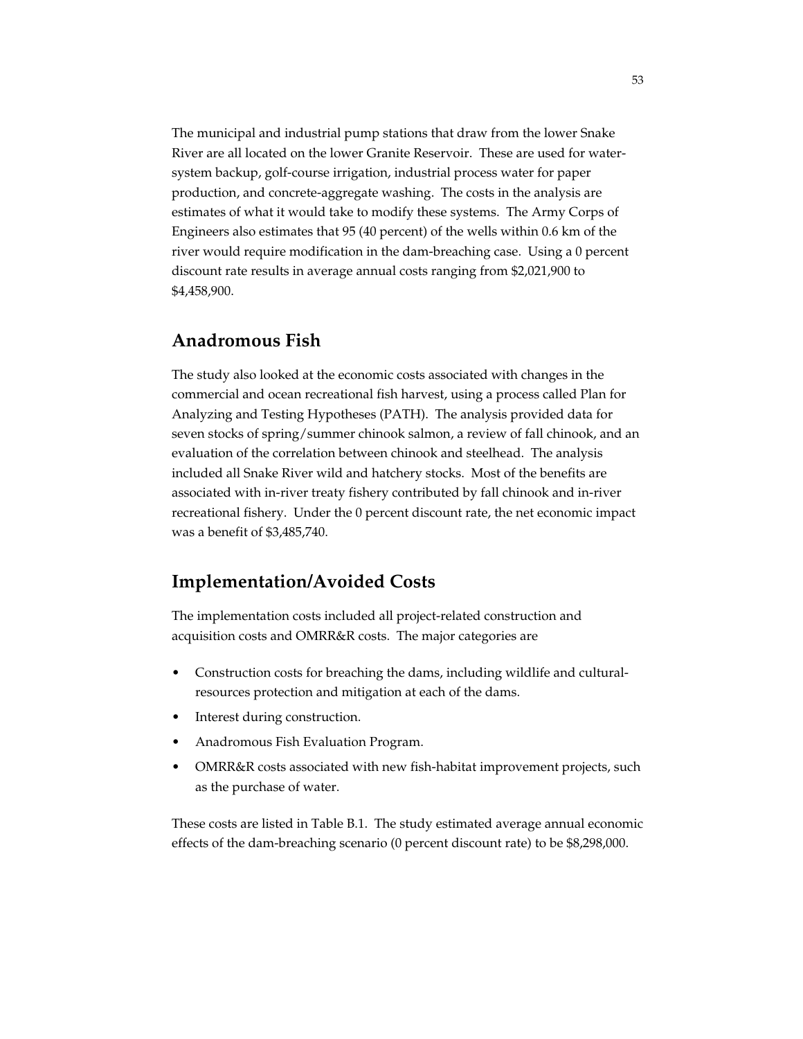The municipal and industrial pump stations that draw from the lower Snake River are all located on the lower Granite Reservoir. These are used for water-system backup, golf-course irrigation, industrial process water for paper production, and concrete-aggregate washing. The costs in the analysis are estimates of what it would take to modify these systems. The Army Corps of Engineers also estimates that 95 (40 percent) of the wells within 0.6 km of the river would require modification in the dam-breaching case. Using a 0 percent discount rate results in average annual costs ranging from $2,021,900 to $4,458,900.

## Anadromous Fish

The study also looked at the economic costs associated with changes in the commercial and ocean recreational fish harvest, using a process called Plan for Analyzing and Testing Hypotheses (PATH). The analysis provided data for seven stocks of spring/summer chinook salmon, a review of fall chinook, and an evaluation of the correlation between chinook and steelhead. The analysis included all Snake River wild and hatchery stocks. Most of the benefits are associated with in-river treaty fishery contributed by fall chinook and in-river recreational fishery. Under the 0 percent discount rate, the net economic impact was a benefit of $3,485,740.

## Implementation/Avoided Costs

The implementation costs included all project-related construction and acquisition costs and OMRR&R costs. The major categories are

- Construction costs for breaching the dams, including wildlife and cultural-resources protection and mitigation at each of the dams.
- Interest during construction.
- Anadromous Fish Evaluation Program.
- OMRR&R costs associated with new fish-habitat improvement projects, such as the purchase of water.

These costs are listed in Table B.1. The study estimated average annual economic effects of the dam-breaching scenario (0 percent discount rate) to be $8,298,000.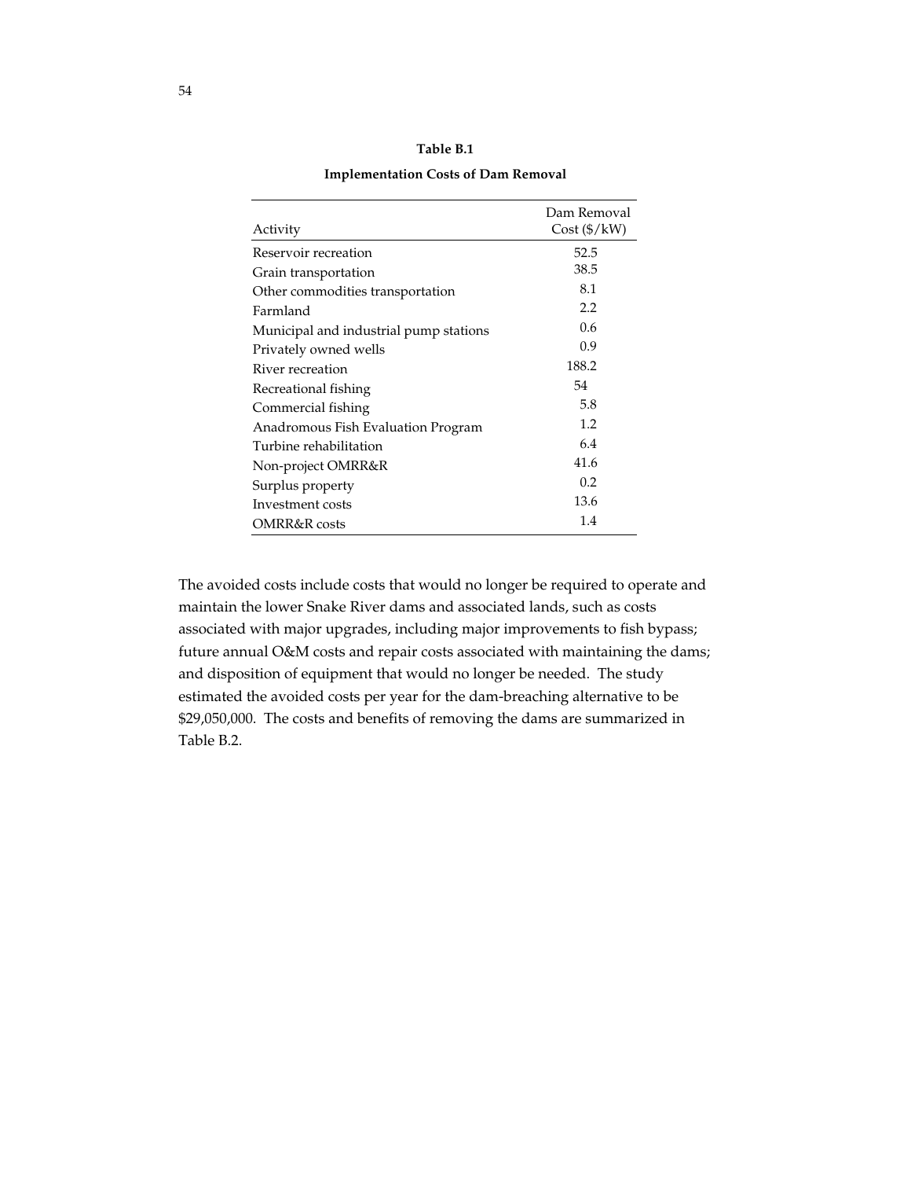**Table B.1**

**Implementation Costs of Dam Removal**

| Activity | Dam Removal Cost ($/kW) |
|---|---|
| Reservoir recreation | 52.5 |
| Grain transportation | 38.5 |
| Other commodities transportation | 8.1 |
| Farmland | 2.2 |
| Municipal and industrial pump stations | 0.6 |
| Privately owned wells | 0.9 |
| River recreation | 188.2 |
| Recreational fishing | 54 |
| Commercial fishing | 5.8 |
| Anadromous Fish Evaluation Program | 1.2 |
| Turbine rehabilitation | 6.4 |
| Non-project OMRR&R | 41.6 |
| Surplus property | 0.2 |
| Investment costs | 13.6 |
| OMRR&R costs | 1.4 |

The avoided costs include costs that would no longer be required to operate and maintain the lower Snake River dams and associated lands, such as costs associated with major upgrades, including major improvements to fish bypass; future annual O&M costs and repair costs associated with maintaining the dams; and disposition of equipment that would no longer be needed. The study estimated the avoided costs per year for the dam-breaching alternative to be $29,050,000. The costs and benefits of removing the dams are summarized in Table B.2.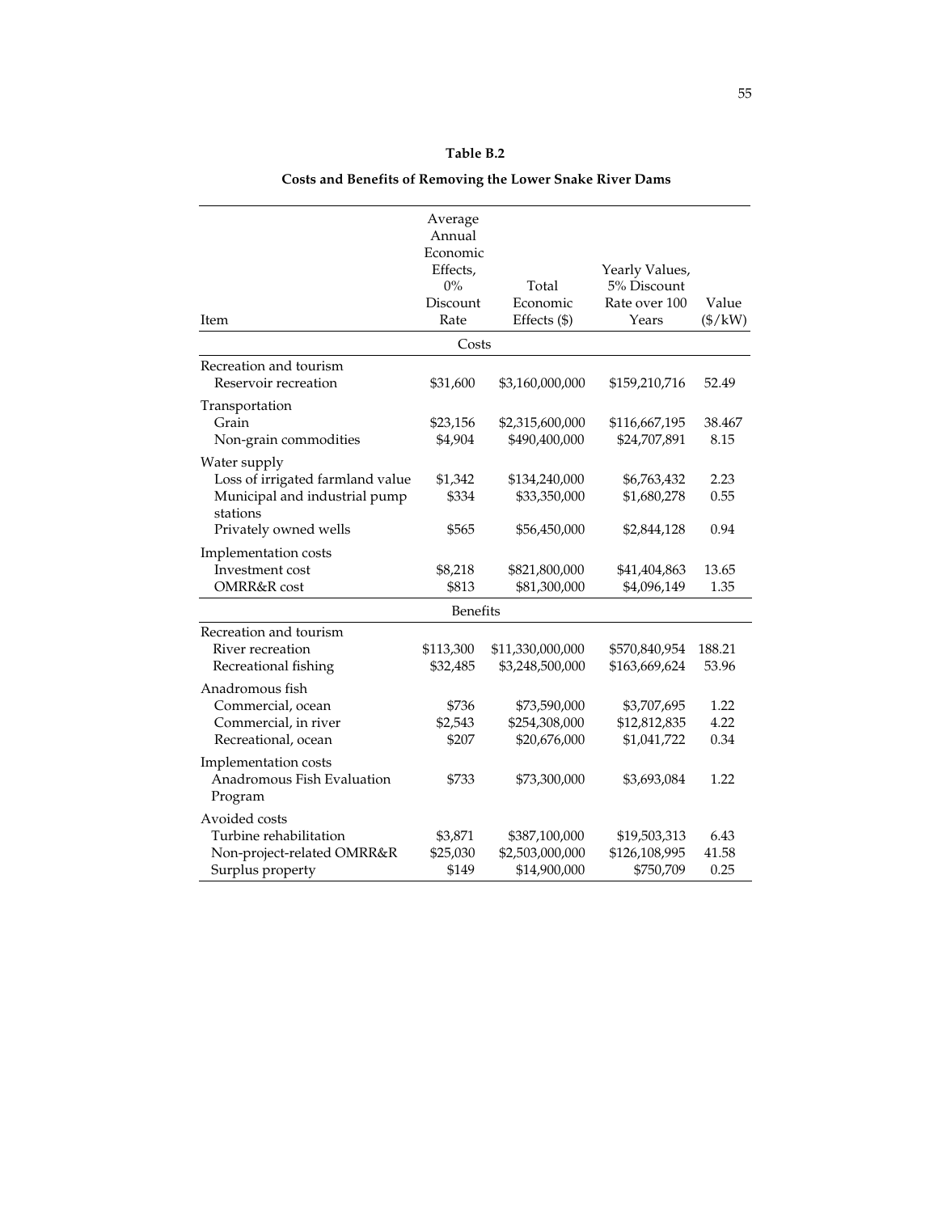**Table B.2**

**Costs and Benefits of Removing the Lower Snake River Dams**

| Item | Average Annual Economic Effects, 0% Discount Rate | Total Economic Effects ($) | Yearly Values, 5% Discount Rate over 100 Years | Value ($/kW) |
|---|---|---|---|---|
| | Costs | | | |
| Recreation and tourism | | | | |
| Reservoir recreation | $31,600 | $3,160,000,000 | $159,210,716 | 52.49 |
| Transportation | | | | |
| Grain | $23,156 | $2,315,600,000 | $116,667,195 | 38.467 |
| Non-grain commodities | $4,904 | $490,400,000 | $24,707,891 | 8.15 |
| Water supply | | | | |
| Loss of irrigated farmland value | $1,342 | $134,240,000 | $6,763,432 | 2.23 |
| Municipal and industrial pump stations | $334 | $33,350,000 | $1,680,278 | 0.55 |
| Privately owned wells | $565 | $56,450,000 | $2,844,128 | 0.94 |
| Implementation costs | | | | |
| Investment cost | $8,218 | $821,800,000 | $41,404,863 | 13.65 |
| OMRR&R cost | $813 | $81,300,000 | $4,096,149 | 1.35 |
| | Benefits | | | |
| Recreation and tourism | | | | |
| River recreation | $113,300 | $11,330,000,000 | $570,840,954 | 188.21 |
| Recreational fishing | $32,485 | $3,248,500,000 | $163,669,624 | 53.96 |
| Anadromous fish | | | | |
| Commercial, ocean | $736 | $73,590,000 | $3,707,695 | 1.22 |
| Commercial, in river | $2,543 | $254,308,000 | $12,812,835 | 4.22 |
| Recreational, ocean | $207 | $20,676,000 | $1,041,722 | 0.34 |
| Implementation costs | | | | |
| Anadromous Fish Evaluation Program | $733 | $73,300,000 | $3,693,084 | 1.22 |
| Avoided costs | | | | |
| Turbine rehabilitation | $3,871 | $387,100,000 | $19,503,313 | 6.43 |
| Non-project-related OMRR&R | $25,030 | $2,503,000,000 | $126,108,995 | 41.58 |
| Surplus property | $149 | $14,900,000 | $750,709 | 0.25 |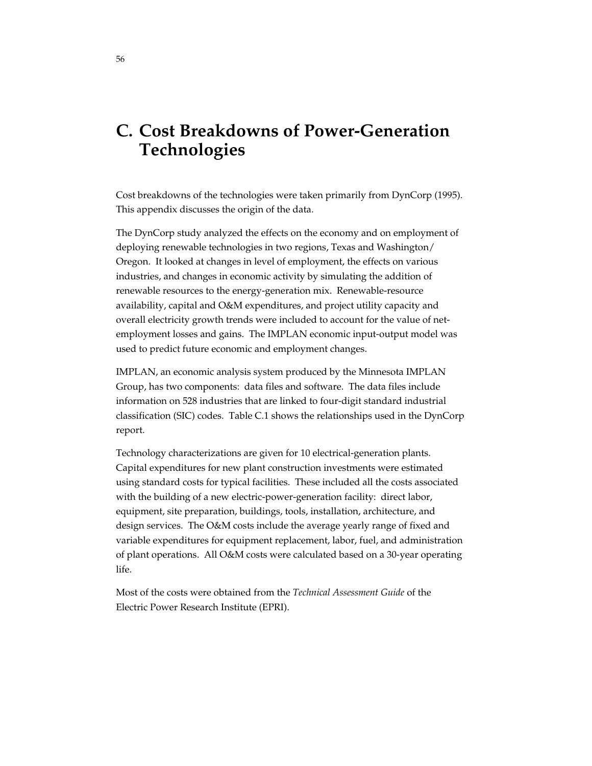# C. Cost Breakdowns of Power-Generation Technologies

Cost breakdowns of the technologies were taken primarily from DynCorp (1995). This appendix discusses the origin of the data.

The DynCorp study analyzed the effects on the economy and on employment of deploying renewable technologies in two regions, Texas and Washington/Oregon. It looked at changes in level of employment, the effects on various industries, and changes in economic activity by simulating the addition of renewable resources to the energy-generation mix. Renewable-resource availability, capital and O&M expenditures, and project utility capacity and overall electricity growth trends were included to account for the value of net-employment losses and gains. The IMPLAN economic input-output model was used to predict future economic and employment changes.

IMPLAN, an economic analysis system produced by the Minnesota IMPLAN Group, has two components: data files and software. The data files include information on 528 industries that are linked to four-digit standard industrial classification (SIC) codes. Table C.1 shows the relationships used in the DynCorp report.

Technology characterizations are given for 10 electrical-generation plants. Capital expenditures for new plant construction investments were estimated using standard costs for typical facilities. These included all the costs associated with the building of a new electric-power-generation facility: direct labor, equipment, site preparation, buildings, tools, installation, architecture, and design services. The O&M costs include the average yearly range of fixed and variable expenditures for equipment replacement, labor, fuel, and administration of plant operations. All O&M costs were calculated based on a 30-year operating life.

Most of the costs were obtained from the *Technical Assessment Guide* of the Electric Power Research Institute (EPRI).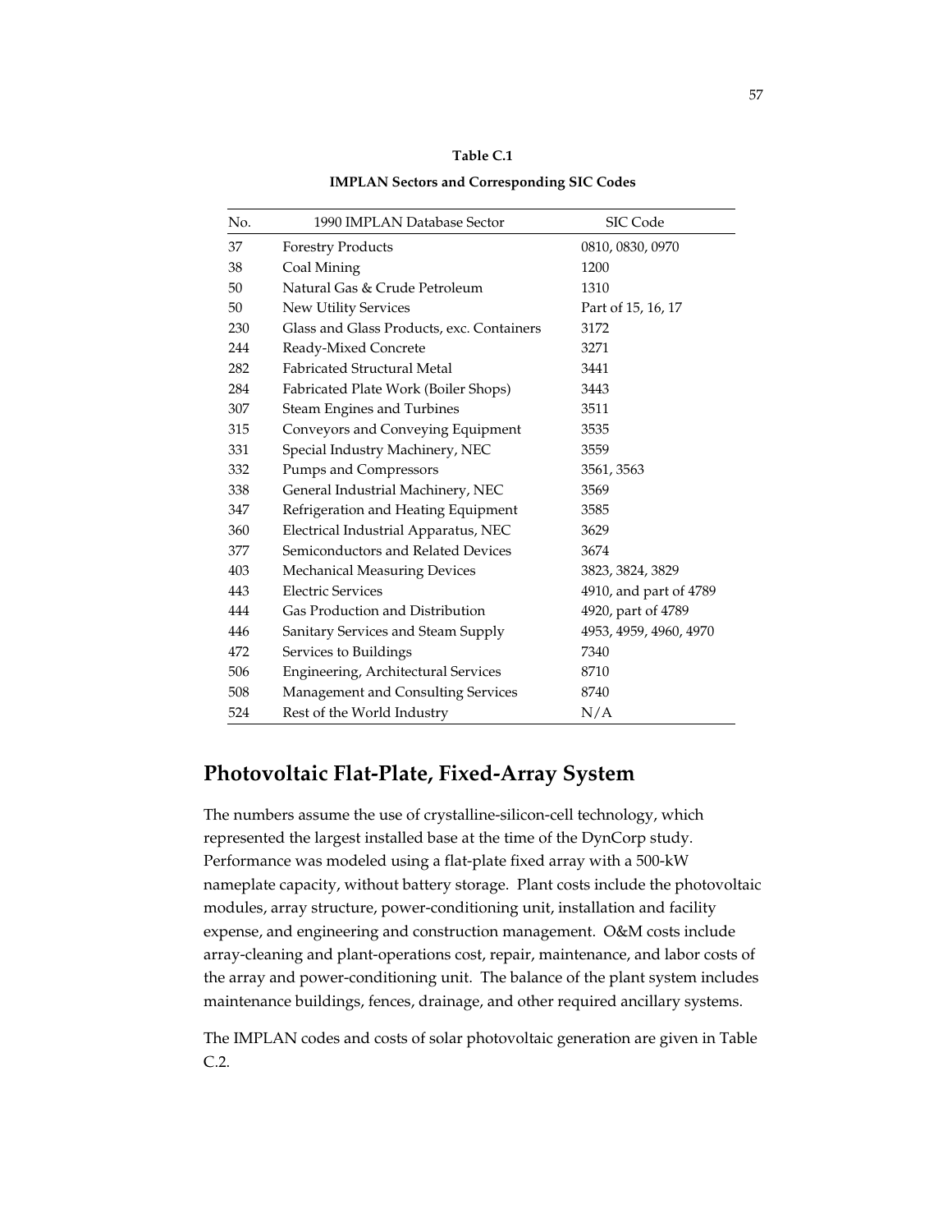**Table C.1**

**IMPLAN Sectors and Corresponding SIC Codes**

| No. | 1990 IMPLAN Database Sector | SIC Code |
|---|---|---|
| 37 | Forestry Products | 0810, 0830, 0970 |
| 38 | Coal Mining | 1200 |
| 50 | Natural Gas & Crude Petroleum | 1310 |
| 50 | New Utility Services | Part of 15, 16, 17 |
| 230 | Glass and Glass Products, exc. Containers | 3172 |
| 244 | Ready-Mixed Concrete | 3271 |
| 282 | Fabricated Structural Metal | 3441 |
| 284 | Fabricated Plate Work (Boiler Shops) | 3443 |
| 307 | Steam Engines and Turbines | 3511 |
| 315 | Conveyors and Conveying Equipment | 3535 |
| 331 | Special Industry Machinery, NEC | 3559 |
| 332 | Pumps and Compressors | 3561, 3563 |
| 338 | General Industrial Machinery, NEC | 3569 |
| 347 | Refrigeration and Heating Equipment | 3585 |
| 360 | Electrical Industrial Apparatus, NEC | 3629 |
| 377 | Semiconductors and Related Devices | 3674 |
| 403 | Mechanical Measuring Devices | 3823, 3824, 3829 |
| 443 | Electric Services | 4910, and part of 4789 |
| 444 | Gas Production and Distribution | 4920, part of 4789 |
| 446 | Sanitary Services and Steam Supply | 4953, 4959, 4960, 4970 |
| 472 | Services to Buildings | 7340 |
| 506 | Engineering, Architectural Services | 8710 |
| 508 | Management and Consulting Services | 8740 |
| 524 | Rest of the World Industry | N/A |

## Photovoltaic Flat-Plate, Fixed-Array System

The numbers assume the use of crystalline-silicon-cell technology, which represented the largest installed base at the time of the DynCorp study. Performance was modeled using a flat-plate fixed array with a 500-kW nameplate capacity, without battery storage. Plant costs include the photovoltaic modules, array structure, power-conditioning unit, installation and facility expense, and engineering and construction management. O&M costs include array-cleaning and plant-operations cost, repair, maintenance, and labor costs of the array and power-conditioning unit. The balance of the plant system includes maintenance buildings, fences, drainage, and other required ancillary systems.

The IMPLAN codes and costs of solar photovoltaic generation are given in Table C.2.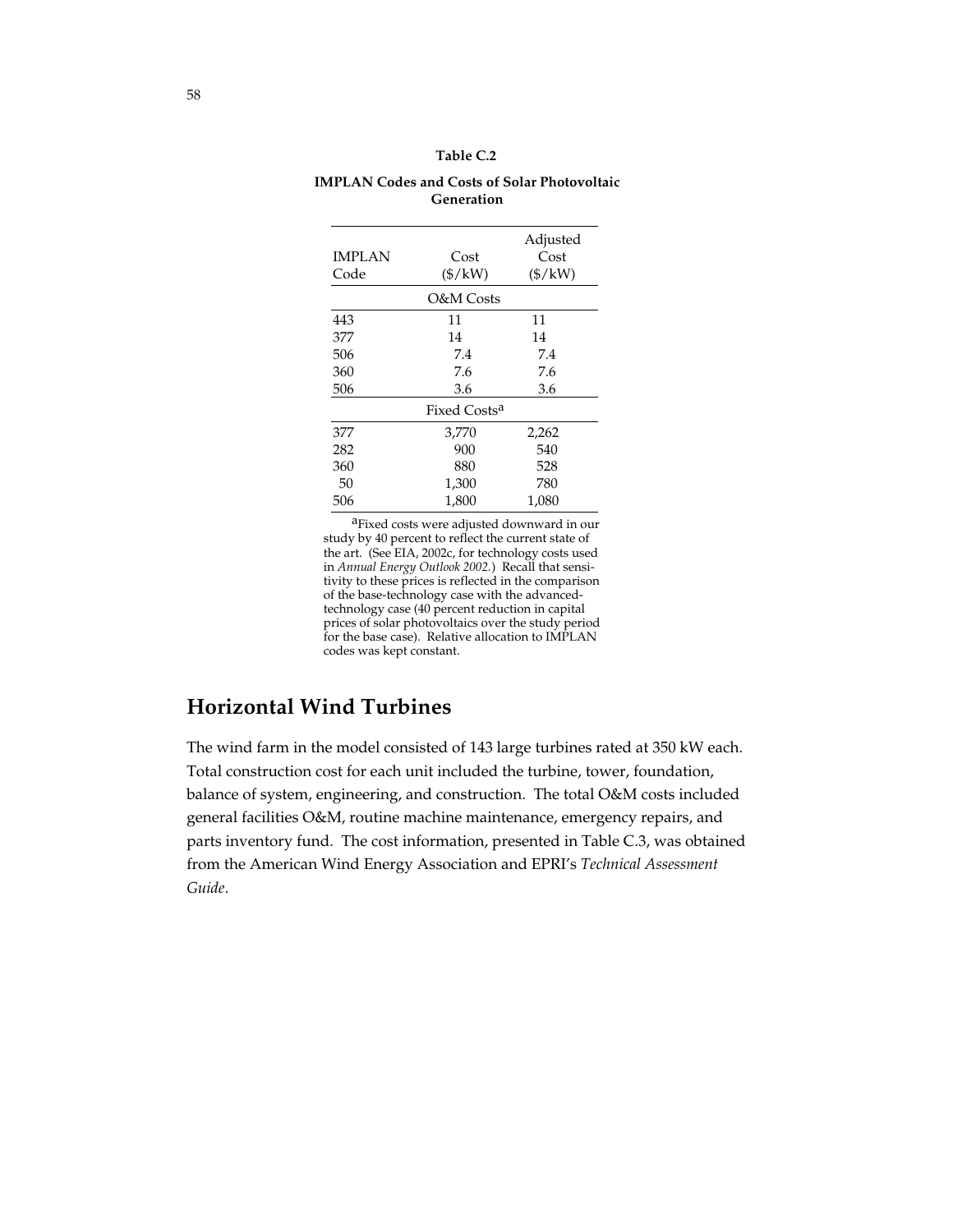**Table C.2**

**IMPLAN Codes and Costs of Solar Photovoltaic Generation**

| IMPLAN Code | Cost ($/kW) | Adjusted Cost ($/kW) |
|---|---|---|
| | O&M Costs | |
| 443 | 11 | 11 |
| 377 | 14 | 14 |
| 506 | 7.4 | 7.4 |
| 360 | 7.6 | 7.6 |
| 506 | 3.6 | 3.6 |
| | Fixed Costs[a] | |
| 377 | 3,770 | 2,262 |
| 282 | 900 | 540 |
| 360 | 880 | 528 |
| 50 | 1,300 | 780 |
| 506 | 1,800 | 1,080 |

[a]Fixed costs were adjusted downward in our study by 40 percent to reflect the current state of the art. (See EIA, 2002c, for technology costs used in *Annual Energy Outlook 2002*.) Recall that sensitivity to these prices is reflected in the comparison of the base-technology case with the advanced-technology case (40 percent reduction in capital prices of solar photovoltaics over the study period for the base case). Relative allocation to IMPLAN codes was kept constant.

## Horizontal Wind Turbines

The wind farm in the model consisted of 143 large turbines rated at 350 kW each. Total construction cost for each unit included the turbine, tower, foundation, balance of system, engineering, and construction. The total O&M costs included general facilities O&M, routine machine maintenance, emergency repairs, and parts inventory fund. The cost information, presented in Table C.3, was obtained from the American Wind Energy Association and EPRI's *Technical Assessment Guide*.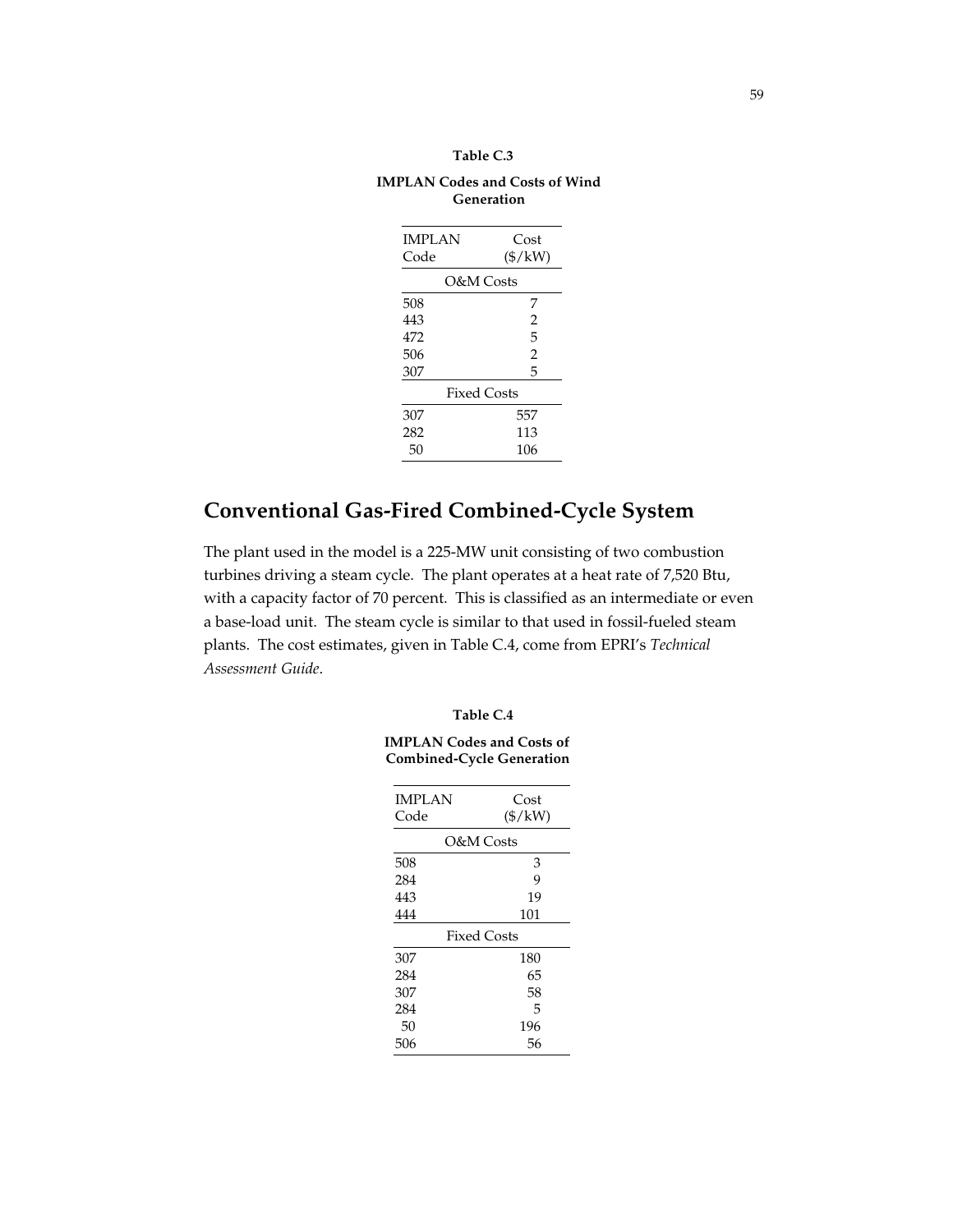**Table C.3**

**IMPLAN Codes and Costs of Wind Generation**

| IMPLAN Code | Cost ($/kW) |
|---|---|
| O&M Costs | |
| 508 | 7 |
| 443 | 2 |
| 472 | 5 |
| 506 | 2 |
| 307 | 5 |
| Fixed Costs | |
| 307 | 557 |
| 282 | 113 |
| 50 | 106 |

## Conventional Gas-Fired Combined-Cycle System

The plant used in the model is a 225-MW unit consisting of two combustion turbines driving a steam cycle. The plant operates at a heat rate of 7,520 Btu, with a capacity factor of 70 percent. This is classified as an intermediate or even a base-load unit. The steam cycle is similar to that used in fossil-fueled steam plants. The cost estimates, given in Table C.4, come from EPRI's *Technical Assessment Guide*.

**Table C.4**

**IMPLAN Codes and Costs of Combined-Cycle Generation**

| IMPLAN Code | Cost ($/kW) |
|---|---|
| O&M Costs | |
| 508 | 3 |
| 284 | 9 |
| 443 | 19 |
| 444 | 101 |
| Fixed Costs | |
| 307 | 180 |
| 284 | 65 |
| 307 | 58 |
| 284 | 5 |
| 50 | 196 |
| 506 | 56 |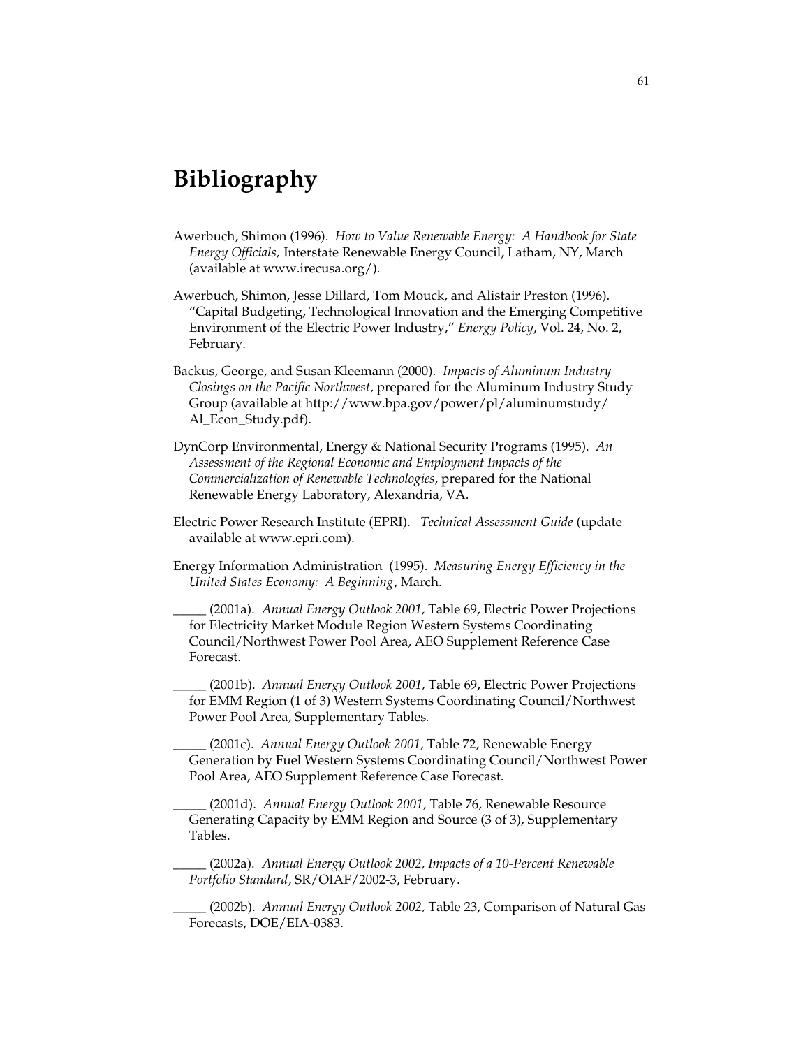# Bibliography

Awerbuch, Shimon (1996). *How to Value Renewable Energy: A Handbook for State Energy Officials,* Interstate Renewable Energy Council, Latham, NY, March (available at www.irecusa.org/).

Awerbuch, Shimon, Jesse Dillard, Tom Mouck, and Alistair Preston (1996). "Capital Budgeting, Technological Innovation and the Emerging Competitive Environment of the Electric Power Industry," *Energy Policy*, Vol. 24, No. 2, February.

Backus, George, and Susan Kleemann (2000). *Impacts of Aluminum Industry Closings on the Pacific Northwest,* prepared for the Aluminum Industry Study Group (available at http://www.bpa.gov/power/pl/aluminumstudy/Al_Econ_Study.pdf).

DynCorp Environmental, Energy & National Security Programs (1995). *An Assessment of the Regional Economic and Employment Impacts of the Commercialization of Renewable Technologies,* prepared for the National Renewable Energy Laboratory, Alexandria, VA.

Electric Power Research Institute (EPRI). *Technical Assessment Guide* (update available at www.epri.com).

Energy Information Administration (1995). *Measuring Energy Efficiency in the United States Economy: A Beginning*, March.

_____ (2001a). *Annual Energy Outlook 2001,* Table 69, Electric Power Projections for Electricity Market Module Region Western Systems Coordinating Council/Northwest Power Pool Area, AEO Supplement Reference Case Forecast.

_____ (2001b). *Annual Energy Outlook 2001,* Table 69, Electric Power Projections for EMM Region (1 of 3) Western Systems Coordinating Council/Northwest Power Pool Area, Supplementary Tables.

_____ (2001c). *Annual Energy Outlook 2001,* Table 72, Renewable Energy Generation by Fuel Western Systems Coordinating Council/Northwest Power Pool Area, AEO Supplement Reference Case Forecast.

_____ (2001d). *Annual Energy Outlook 2001,* Table 76, Renewable Resource Generating Capacity by EMM Region and Source (3 of 3), Supplementary Tables.

_____ (2002a). *Annual Energy Outlook 2002, Impacts of a 10-Percent Renewable Portfolio Standard*, SR/OIAF/2002-3, February.

_____ (2002b). *Annual Energy Outlook 2002,* Table 23, Comparison of Natural Gas Forecasts, DOE/EIA-0383.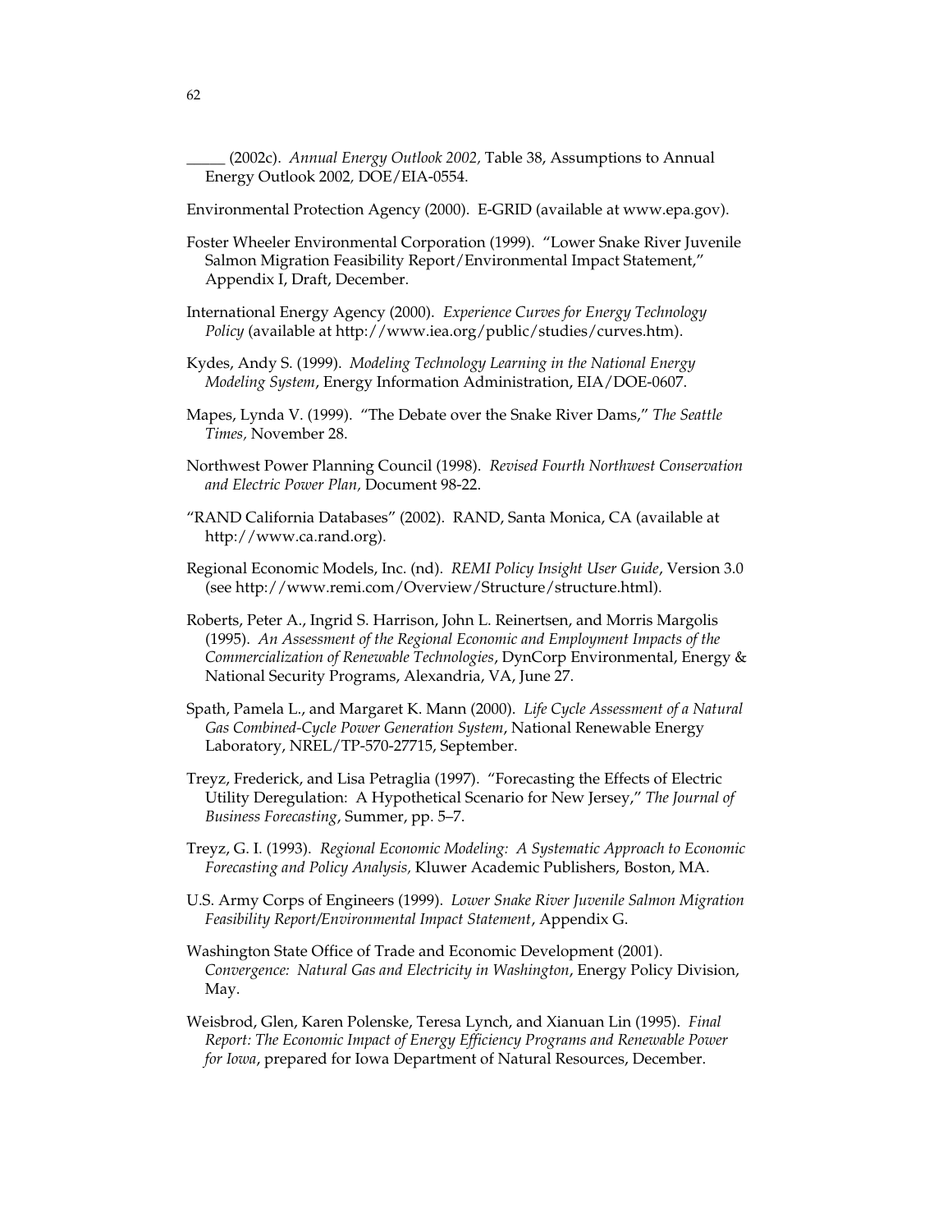_____ (2002c). *Annual Energy Outlook 2002,* Table 38, Assumptions to Annual Energy Outlook 2002*,* DOE/EIA-0554.

Environmental Protection Agency (2000). E-GRID (available at www.epa.gov).

Foster Wheeler Environmental Corporation (1999). "Lower Snake River Juvenile Salmon Migration Feasibility Report/Environmental Impact Statement," Appendix I, Draft, December.

International Energy Agency (2000). *Experience Curves for Energy Technology Policy* (available at http://www.iea.org/public/studies/curves.htm).

Kydes, Andy S. (1999). *Modeling Technology Learning in the National Energy Modeling System*, Energy Information Administration, EIA/DOE-0607.

Mapes, Lynda V. (1999). "The Debate over the Snake River Dams," *The Seattle Times,* November 28.

Northwest Power Planning Council (1998). *Revised Fourth Northwest Conservation and Electric Power Plan,* Document 98-22.

"RAND California Databases" (2002). RAND, Santa Monica, CA (available at http://www.ca.rand.org).

Regional Economic Models, Inc. (nd). *REMI Policy Insight User Guide*, Version 3.0 (see http://www.remi.com/Overview/Structure/structure.html).

Roberts, Peter A., Ingrid S. Harrison, John L. Reinertsen, and Morris Margolis (1995). *An Assessment of the Regional Economic and Employment Impacts of the Commercialization of Renewable Technologies*, DynCorp Environmental, Energy & National Security Programs, Alexandria, VA, June 27.

Spath, Pamela L., and Margaret K. Mann (2000). *Life Cycle Assessment of a Natural Gas Combined-Cycle Power Generation System*, National Renewable Energy Laboratory, NREL/TP-570-27715, September.

Treyz, Frederick, and Lisa Petraglia (1997). "Forecasting the Effects of Electric Utility Deregulation: A Hypothetical Scenario for New Jersey," *The Journal of Business Forecasting*, Summer, pp. 5–7.

Treyz, G. I. (1993). *Regional Economic Modeling: A Systematic Approach to Economic Forecasting and Policy Analysis,* Kluwer Academic Publishers, Boston, MA.

U.S. Army Corps of Engineers (1999). *Lower Snake River Juvenile Salmon Migration Feasibility Report/Environmental Impact Statement*, Appendix G.

Washington State Office of Trade and Economic Development (2001). *Convergence: Natural Gas and Electricity in Washington*, Energy Policy Division, May.

Weisbrod, Glen, Karen Polenske, Teresa Lynch, and Xianuan Lin (1995). *Final Report: The Economic Impact of Energy Efficiency Programs and Renewable Power for Iowa*, prepared for Iowa Department of Natural Resources, December.